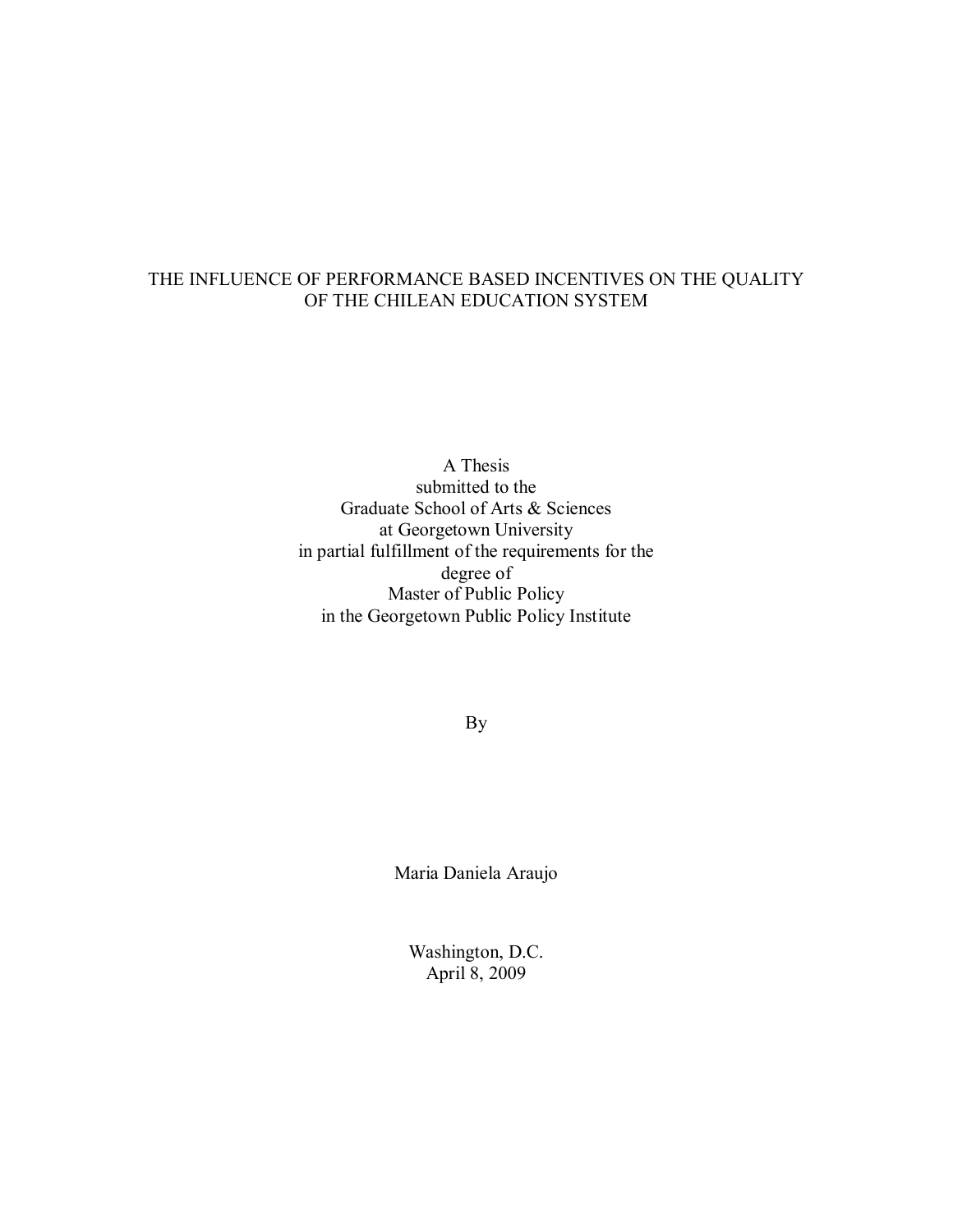# THE INFLUENCE OF PERFORMANCE BASED INCENTIVES ON THE QUALITY OF THE CHILEAN EDUCATION SYSTEM

A Thesis
submitted to the
Graduate School of Arts & Sciences
at Georgetown University
in partial fulfillment of the requirements for the
degree of
Master of Public Policy
in the Georgetown Public Policy Institute

By

Maria Daniela Araujo

Washington, D.C.
April 8, 2009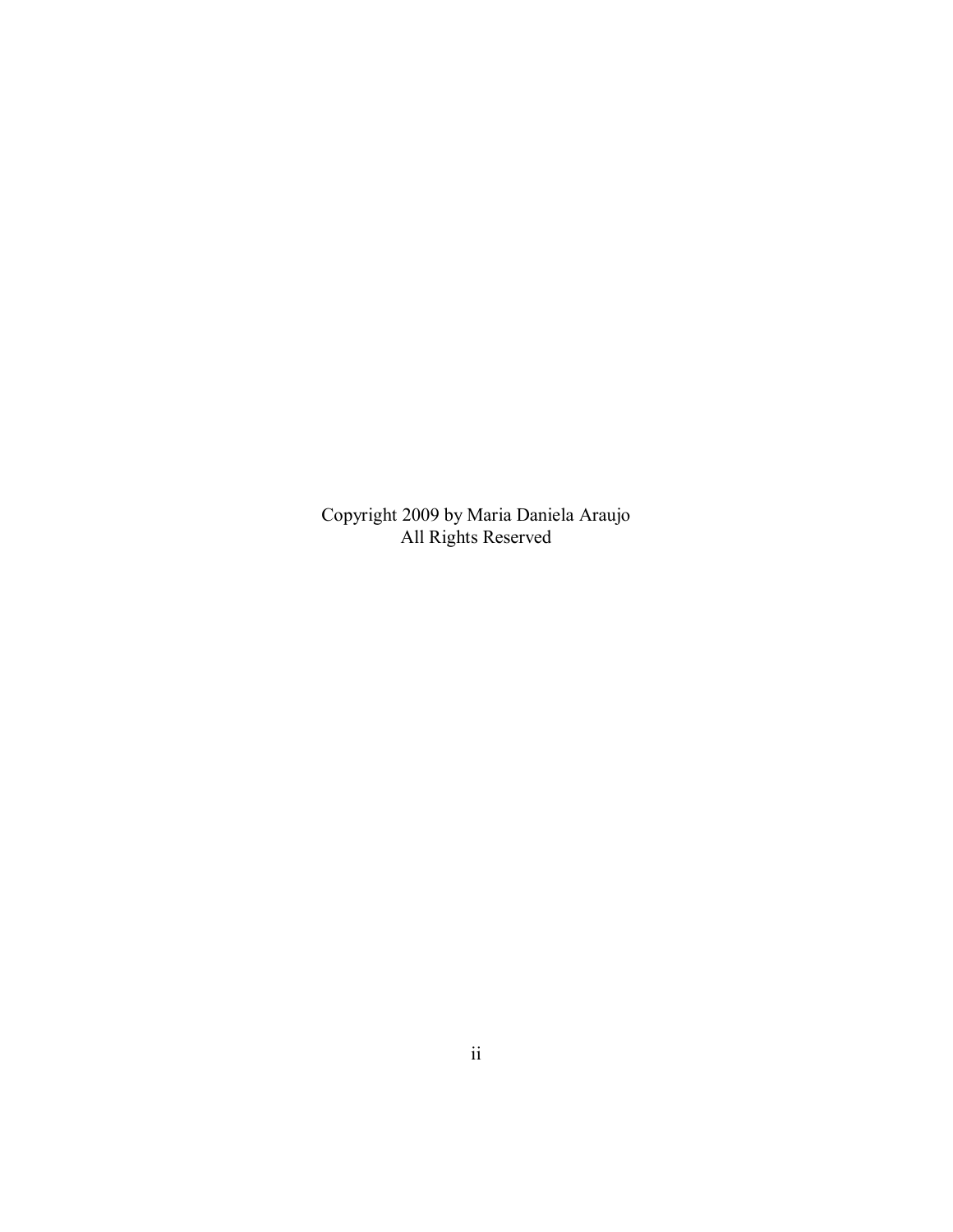Copyright 2009 by Maria Daniela Araujo
All Rights Reserved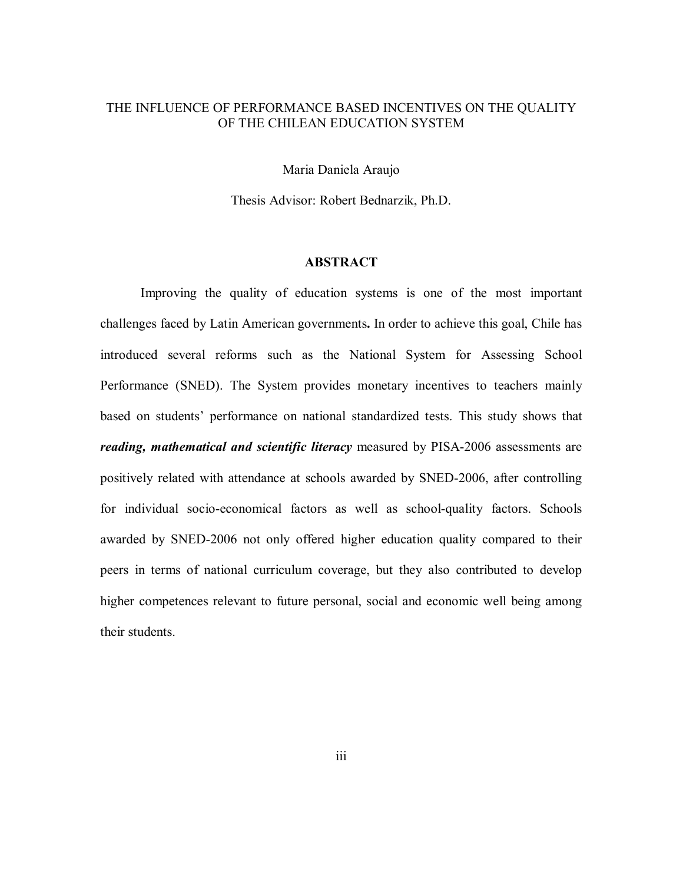THE INFLUENCE OF PERFORMANCE BASED INCENTIVES ON THE QUALITY OF THE CHILEAN EDUCATION SYSTEM

Maria Daniela Araujo

Thesis Advisor: Robert Bednarzik, Ph.D.

## ABSTRACT

Improving the quality of education systems is one of the most important challenges faced by Latin American governments**.** In order to achieve this goal, Chile has introduced several reforms such as the National System for Assessing School Performance (SNED). The System provides monetary incentives to teachers mainly based on students' performance on national standardized tests. This study shows that ***reading, mathematical and scientific literacy*** measured by PISA-2006 assessments are positively related with attendance at schools awarded by SNED-2006, after controlling for individual socio-economical factors as well as school-quality factors. Schools awarded by SNED-2006 not only offered higher education quality compared to their peers in terms of national curriculum coverage, but they also contributed to develop higher competences relevant to future personal, social and economic well being among their students.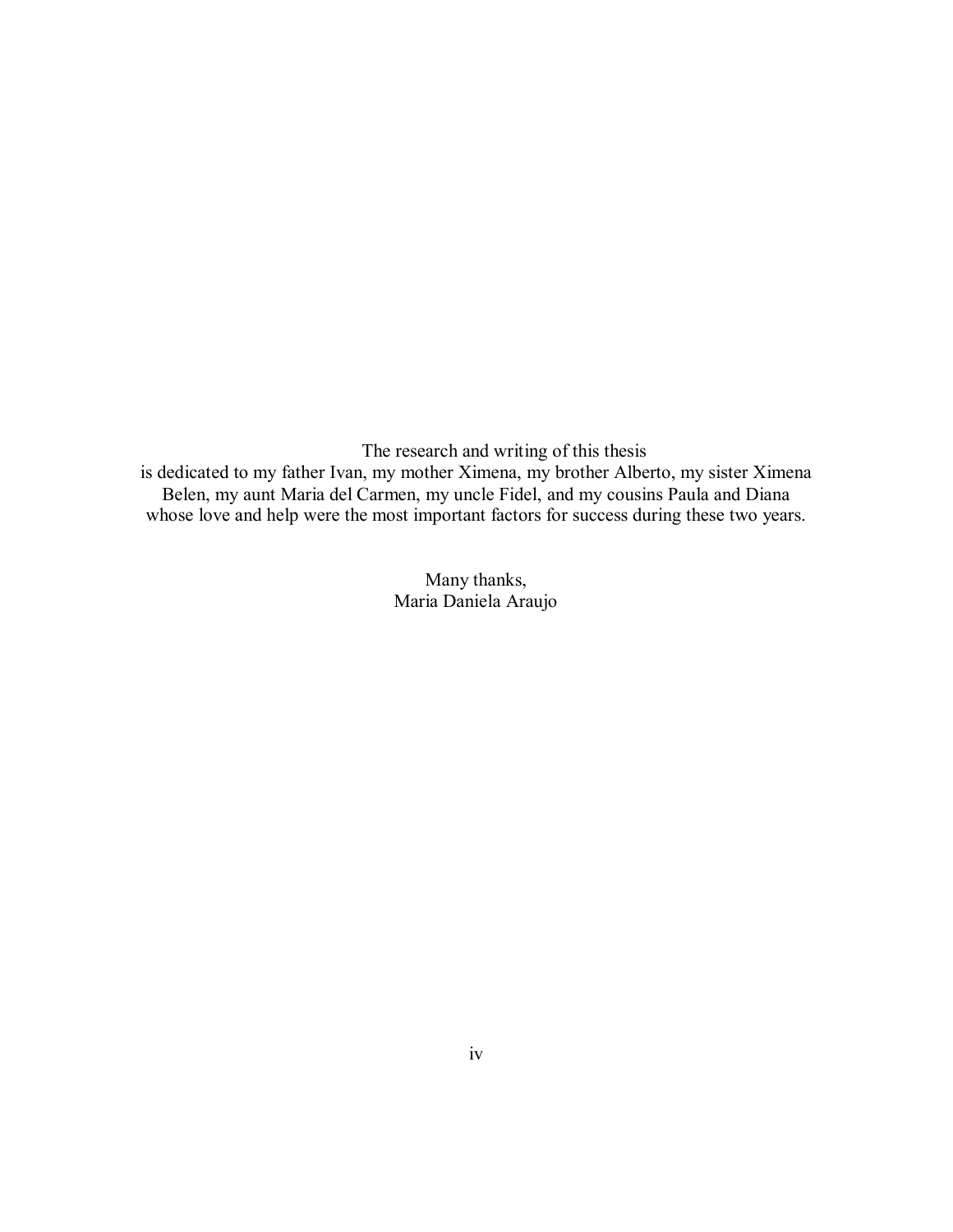The research and writing of this thesis
is dedicated to my father Ivan, my mother Ximena, my brother Alberto, my sister Ximena Belen, my aunt Maria del Carmen, my uncle Fidel, and my cousins Paula and Diana whose love and help were the most important factors for success during these two years.

Many thanks,
Maria Daniela Araujo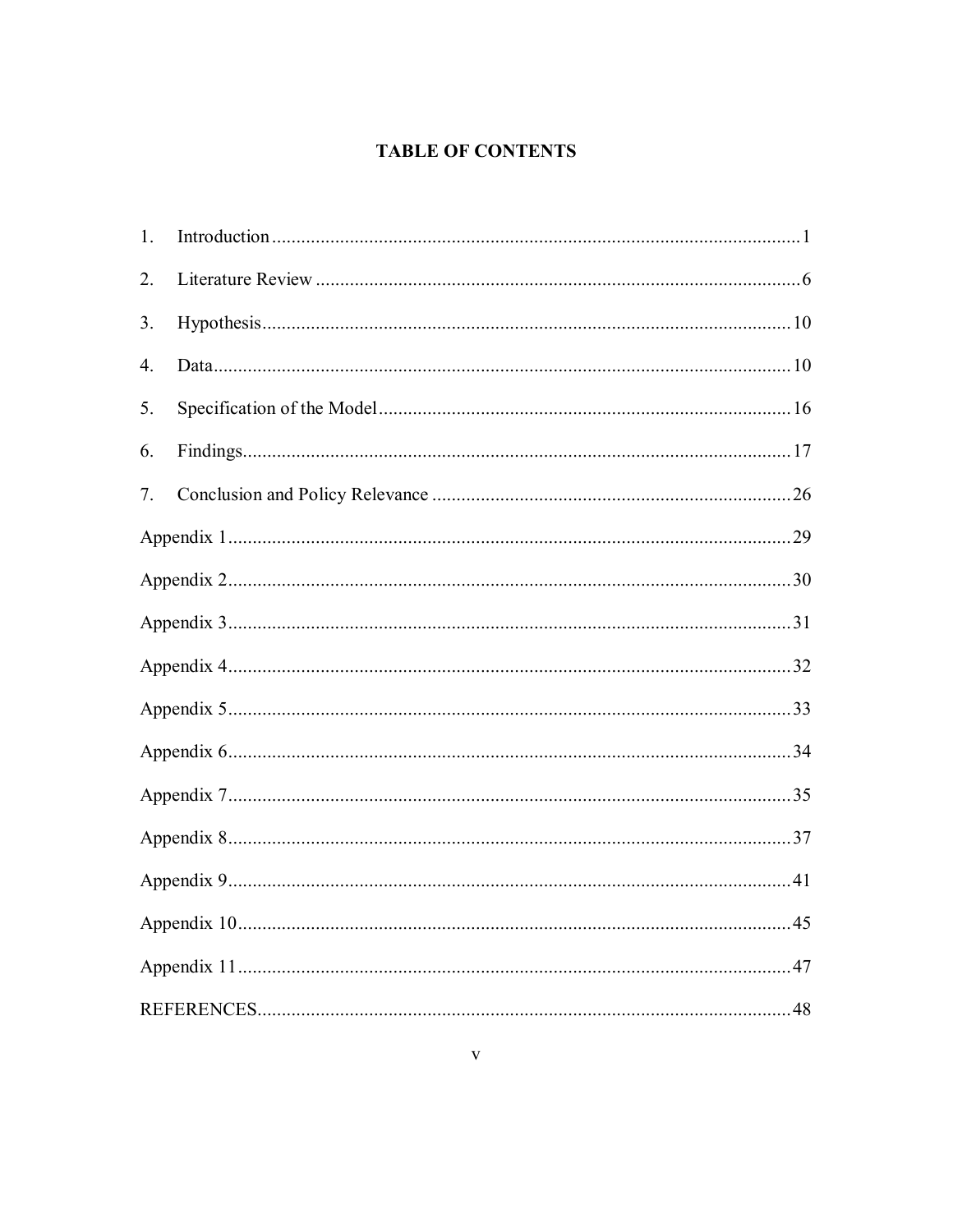# TABLE OF CONTENTS

1. Introduction ............................................................ 1
2. Literature Review ............................................................ 6
3. Hypothesis ............................................................ 10
4. Data ............................................................ 10
5. Specification of the Model ............................................................ 16
6. Findings ............................................................ 17
7. Conclusion and Policy Relevance ............................................................ 26

Appendix 1 ............................................................ 29

Appendix 2 ............................................................ 30

Appendix 3 ............................................................ 31

Appendix 4 ............................................................ 32

Appendix 5 ............................................................ 33

Appendix 6 ............................................................ 34

Appendix 7 ............................................................ 35

Appendix 8 ............................................................ 37

Appendix 9 ............................................................ 41

Appendix 10 ............................................................ 45

Appendix 11 ............................................................ 47

REFERENCES ............................................................ 48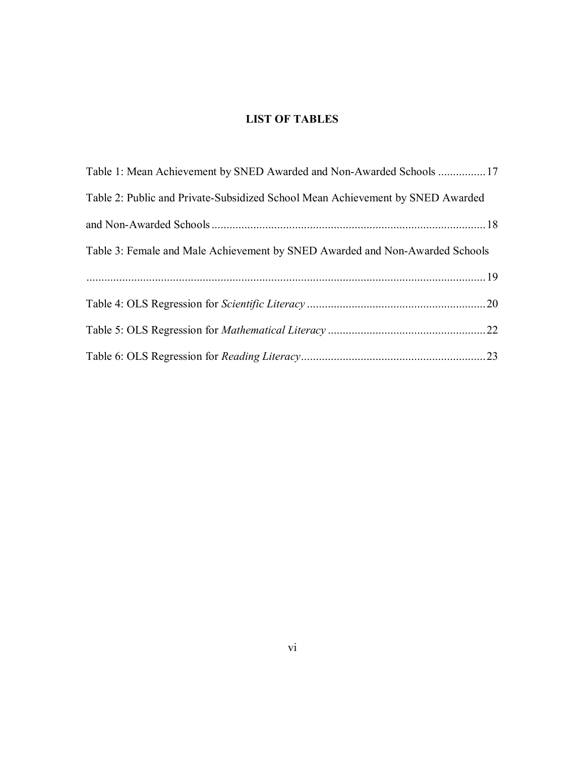# LIST OF TABLES

Table 1: Mean Achievement by SNED Awarded and Non-Awarded Schools ................17

Table 2: Public and Private-Subsidized School Mean Achievement by SNED Awarded and Non-Awarded Schools ...........................................................................................18

Table 3: Female and Male Achievement by SNED Awarded and Non-Awarded Schools ......................................................................................................................................19

Table 4: OLS Regression for *Scientific Literacy* ............................................................20

Table 5: OLS Regression for *Mathematical Literacy* .....................................................22

Table 6: OLS Regression for *Reading Literacy*..............................................................23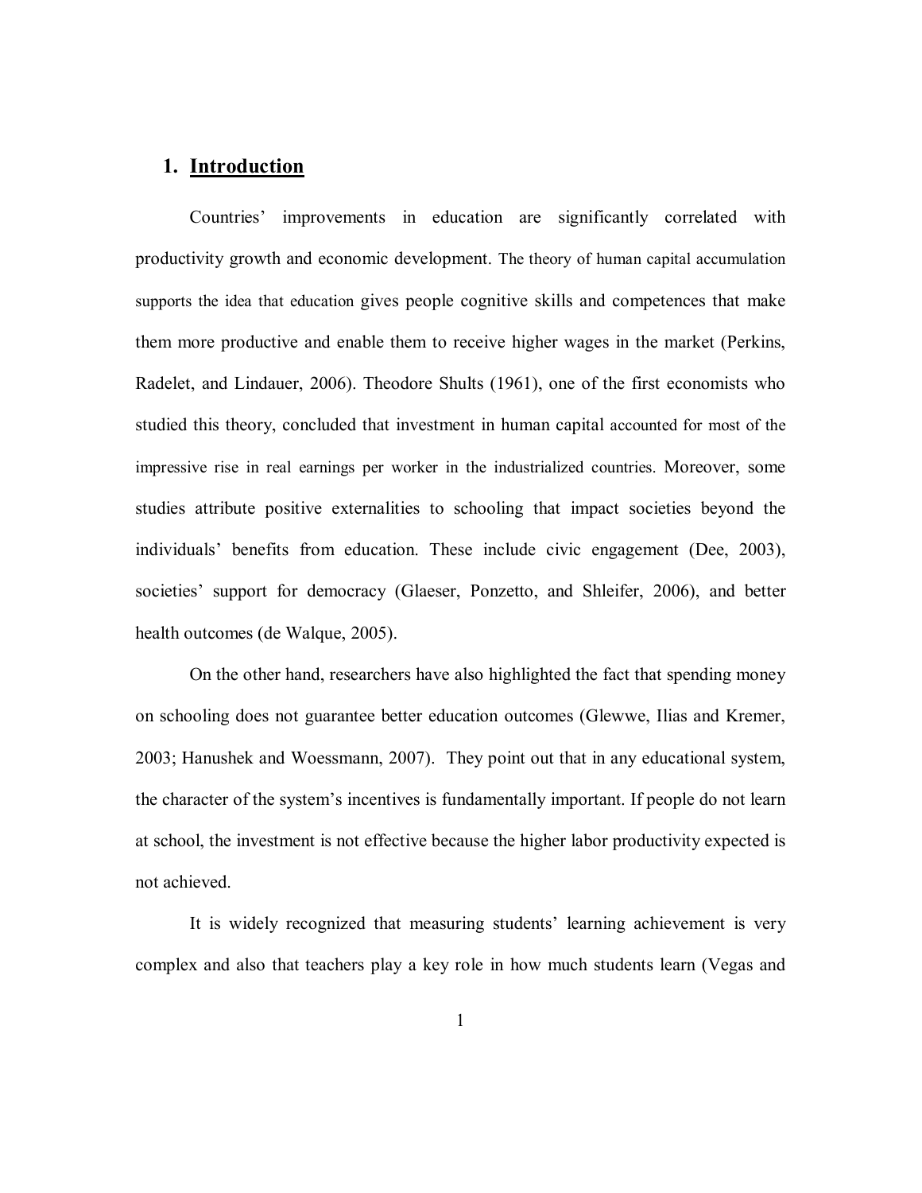## 1. <u>Introduction</u>

Countries' improvements in education are significantly correlated with productivity growth and economic development. The theory of human capital accumulation supports the idea that education gives people cognitive skills and competences that make them more productive and enable them to receive higher wages in the market (Perkins, Radelet, and Lindauer, 2006). Theodore Shults (1961), one of the first economists who studied this theory, concluded that investment in human capital accounted for most of the impressive rise in real earnings per worker in the industrialized countries. Moreover, some studies attribute positive externalities to schooling that impact societies beyond the individuals' benefits from education. These include civic engagement (Dee, 2003), societies' support for democracy (Glaeser, Ponzetto, and Shleifer, 2006), and better health outcomes (de Walque, 2005).

On the other hand, researchers have also highlighted the fact that spending money on schooling does not guarantee better education outcomes (Glewwe, Ilias and Kremer, 2003; Hanushek and Woessmann, 2007). They point out that in any educational system, the character of the system's incentives is fundamentally important. If people do not learn at school, the investment is not effective because the higher labor productivity expected is not achieved.

It is widely recognized that measuring students' learning achievement is very complex and also that teachers play a key role in how much students learn (Vegas and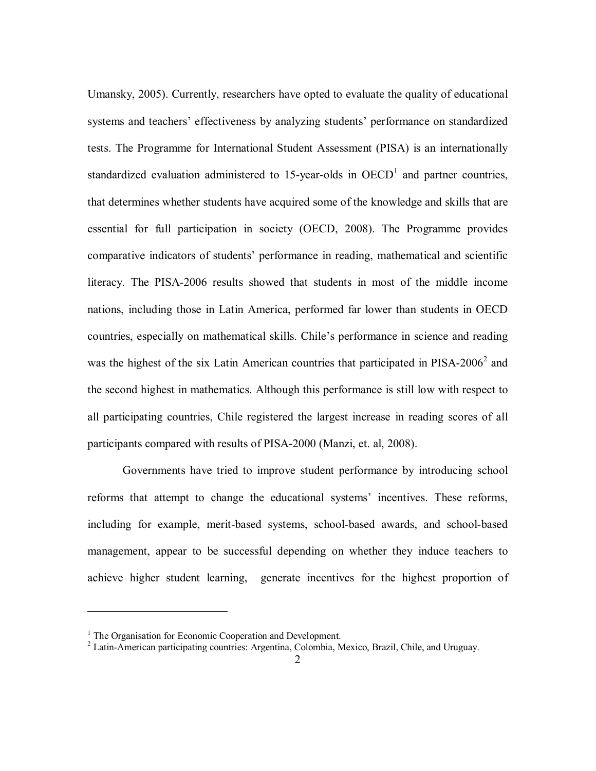Umansky, 2005). Currently, researchers have opted to evaluate the quality of educational systems and teachers' effectiveness by analyzing students' performance on standardized tests. The Programme for International Student Assessment (PISA) is an internationally standardized evaluation administered to 15-year-olds in OECD[1] and partner countries, that determines whether students have acquired some of the knowledge and skills that are essential for full participation in society (OECD, 2008). The Programme provides comparative indicators of students' performance in reading, mathematical and scientific literacy. The PISA-2006 results showed that students in most of the middle income nations, including those in Latin America, performed far lower than students in OECD countries, especially on mathematical skills. Chile's performance in science and reading was the highest of the six Latin American countries that participated in PISA-2006[2] and the second highest in mathematics. Although this performance is still low with respect to all participating countries, Chile registered the largest increase in reading scores of all participants compared with results of PISA-2000 (Manzi, et. al, 2008).

Governments have tried to improve student performance by introducing school reforms that attempt to change the educational systems' incentives. These reforms, including for example, merit-based systems, school-based awards, and school-based management, appear to be successful depending on whether they induce teachers to achieve higher student learning, generate incentives for the highest proportion of

---

[1] The Organisation for Economic Cooperation and Development.

[2] Latin-American participating countries: Argentina, Colombia, Mexico, Brazil, Chile, and Uruguay.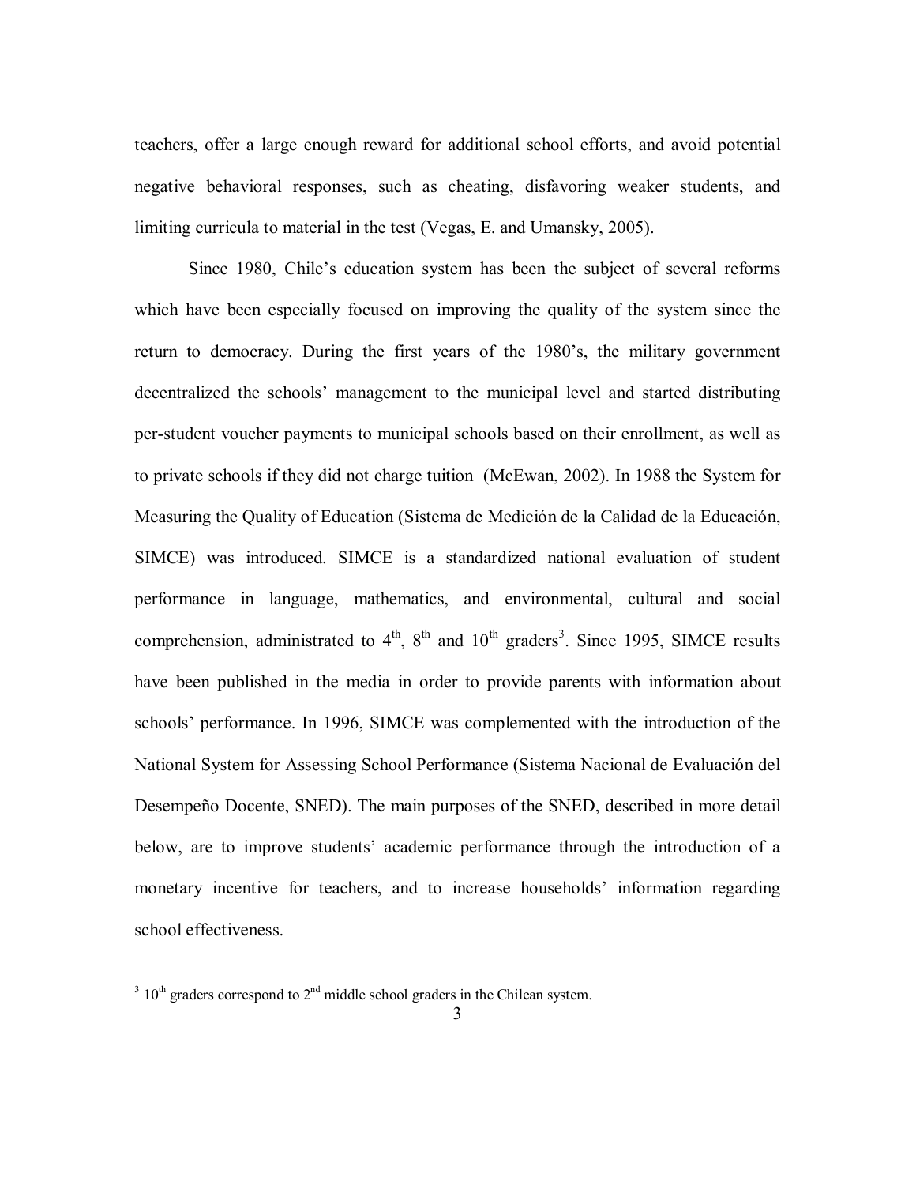teachers, offer a large enough reward for additional school efforts, and avoid potential negative behavioral responses, such as cheating, disfavoring weaker students, and limiting curricula to material in the test (Vegas, E. and Umansky, 2005).

Since 1980, Chile's education system has been the subject of several reforms which have been especially focused on improving the quality of the system since the return to democracy. During the first years of the 1980's, the military government decentralized the schools' management to the municipal level and started distributing per-student voucher payments to municipal schools based on their enrollment, as well as to private schools if they did not charge tuition (McEwan, 2002). In 1988 the System for Measuring the Quality of Education (Sistema de Medición de la Calidad de la Educación, SIMCE) was introduced. SIMCE is a standardized national evaluation of student performance in language, mathematics, and environmental, cultural and social comprehension, administrated to 4th, 8th and 10th graders[3]. Since 1995, SIMCE results have been published in the media in order to provide parents with information about schools' performance. In 1996, SIMCE was complemented with the introduction of the National System for Assessing School Performance (Sistema Nacional de Evaluación del Desempeño Docente, SNED). The main purposes of the SNED, described in more detail below, are to improve students' academic performance through the introduction of a monetary incentive for teachers, and to increase households' information regarding school effectiveness.

---

[3] 10th graders correspond to 2nd middle school graders in the Chilean system.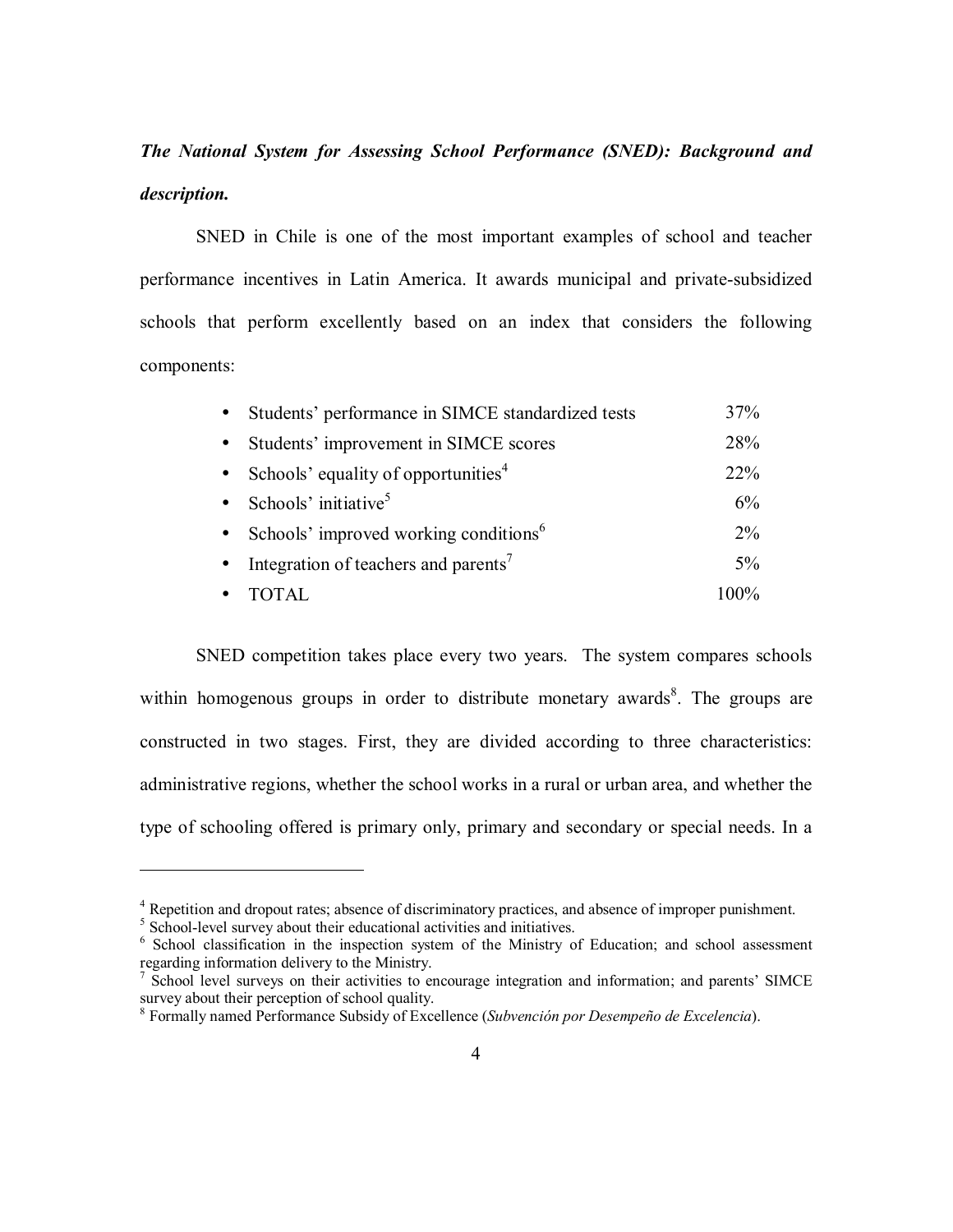***The National System for Assessing School Performance (SNED): Background and description.***

SNED in Chile is one of the most important examples of school and teacher performance incentives in Latin America. It awards municipal and private-subsidized schools that perform excellently based on an index that considers the following components:

| | |
|---|---|
| • Students' performance in SIMCE standardized tests | 37% |
| • Students' improvement in SIMCE scores | 28% |
| • Schools' equality of opportunities[4] | 22% |
| • Schools' initiative[5] | 6% |
| • Schools' improved working conditions[6] | 2% |
| • Integration of teachers and parents[7] | 5% |
| • TOTAL | 100% |

SNED competition takes place every two years. The system compares schools within homogenous groups in order to distribute monetary awards[8]. The groups are constructed in two stages. First, they are divided according to three characteristics: administrative regions, whether the school works in a rural or urban area, and whether the type of schooling offered is primary only, primary and secondary or special needs. In a

---

[4] Repetition and dropout rates; absence of discriminatory practices, and absence of improper punishment.

[5] School-level survey about their educational activities and initiatives.

[6] School classification in the inspection system of the Ministry of Education; and school assessment regarding information delivery to the Ministry.

[7] School level surveys on their activities to encourage integration and information; and parents' SIMCE survey about their perception of school quality.

[8] Formally named Performance Subsidy of Excellence (*Subvención por Desempeño de Excelencia*).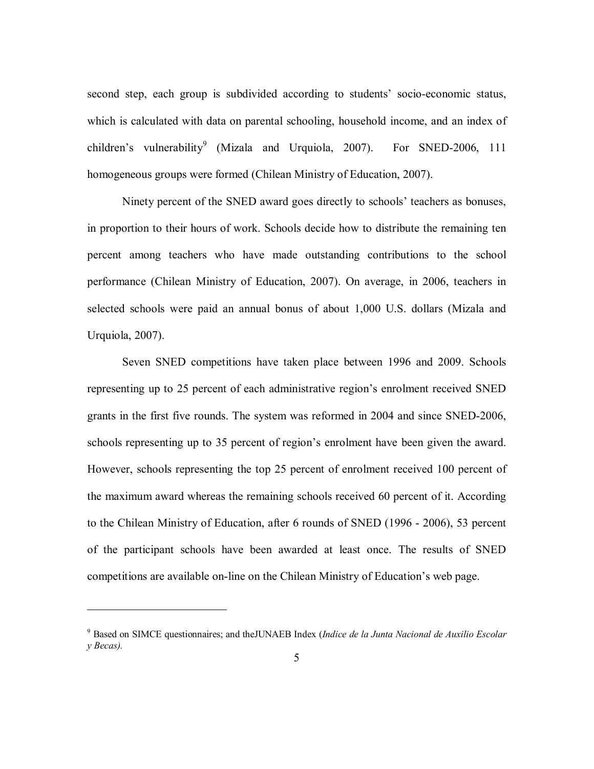second step, each group is subdivided according to students' socio-economic status, which is calculated with data on parental schooling, household income, and an index of children's vulnerability[9] (Mizala and Urquiola, 2007). For SNED-2006, 111 homogeneous groups were formed (Chilean Ministry of Education, 2007).

Ninety percent of the SNED award goes directly to schools' teachers as bonuses, in proportion to their hours of work. Schools decide how to distribute the remaining ten percent among teachers who have made outstanding contributions to the school performance (Chilean Ministry of Education, 2007). On average, in 2006, teachers in selected schools were paid an annual bonus of about 1,000 U.S. dollars (Mizala and Urquiola, 2007).

Seven SNED competitions have taken place between 1996 and 2009. Schools representing up to 25 percent of each administrative region's enrolment received SNED grants in the first five rounds. The system was reformed in 2004 and since SNED-2006, schools representing up to 35 percent of region's enrolment have been given the award. However, schools representing the top 25 percent of enrolment received 100 percent of the maximum award whereas the remaining schools received 60 percent of it. According to the Chilean Ministry of Education, after 6 rounds of SNED (1996 - 2006), 53 percent of the participant schools have been awarded at least once. The results of SNED competitions are available on-line on the Chilean Ministry of Education's web page.

---

[9] Based on SIMCE questionnaires; and theJUNAEB Index (*Indice de la Junta Nacional de Auxilio Escolar y Becas).*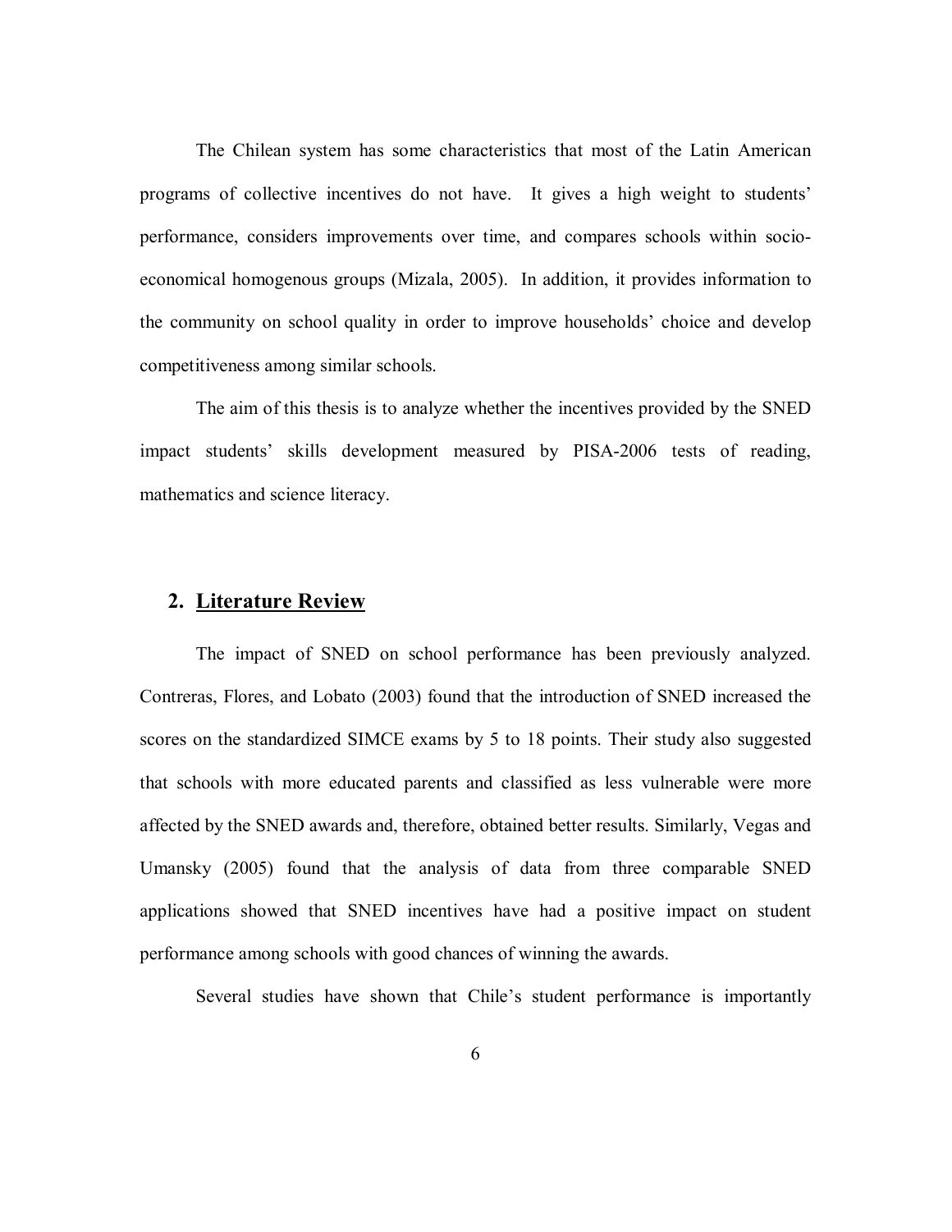The Chilean system has some characteristics that most of the Latin American programs of collective incentives do not have. It gives a high weight to students' performance, considers improvements over time, and compares schools within socio-economical homogenous groups (Mizala, 2005). In addition, it provides information to the community on school quality in order to improve households' choice and develop competitiveness among similar schools.

The aim of this thesis is to analyze whether the incentives provided by the SNED impact students' skills development measured by PISA-2006 tests of reading, mathematics and science literacy.

## 2. Literature Review

The impact of SNED on school performance has been previously analyzed. Contreras, Flores, and Lobato (2003) found that the introduction of SNED increased the scores on the standardized SIMCE exams by 5 to 18 points. Their study also suggested that schools with more educated parents and classified as less vulnerable were more affected by the SNED awards and, therefore, obtained better results. Similarly, Vegas and Umansky (2005) found that the analysis of data from three comparable SNED applications showed that SNED incentives have had a positive impact on student performance among schools with good chances of winning the awards.

Several studies have shown that Chile's student performance is importantly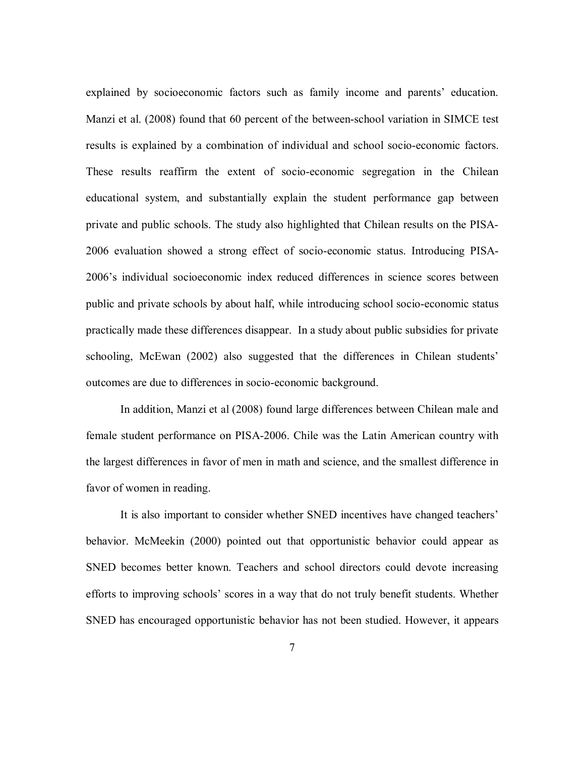explained by socioeconomic factors such as family income and parents' education. Manzi et al. (2008) found that 60 percent of the between-school variation in SIMCE test results is explained by a combination of individual and school socio-economic factors. These results reaffirm the extent of socio-economic segregation in the Chilean educational system, and substantially explain the student performance gap between private and public schools. The study also highlighted that Chilean results on the PISA-2006 evaluation showed a strong effect of socio-economic status. Introducing PISA-2006's individual socioeconomic index reduced differences in science scores between public and private schools by about half, while introducing school socio-economic status practically made these differences disappear. In a study about public subsidies for private schooling, McEwan (2002) also suggested that the differences in Chilean students' outcomes are due to differences in socio-economic background.

In addition, Manzi et al (2008) found large differences between Chilean male and female student performance on PISA-2006. Chile was the Latin American country with the largest differences in favor of men in math and science, and the smallest difference in favor of women in reading.

It is also important to consider whether SNED incentives have changed teachers' behavior. McMeekin (2000) pointed out that opportunistic behavior could appear as SNED becomes better known. Teachers and school directors could devote increasing efforts to improving schools' scores in a way that do not truly benefit students. Whether SNED has encouraged opportunistic behavior has not been studied. However, it appears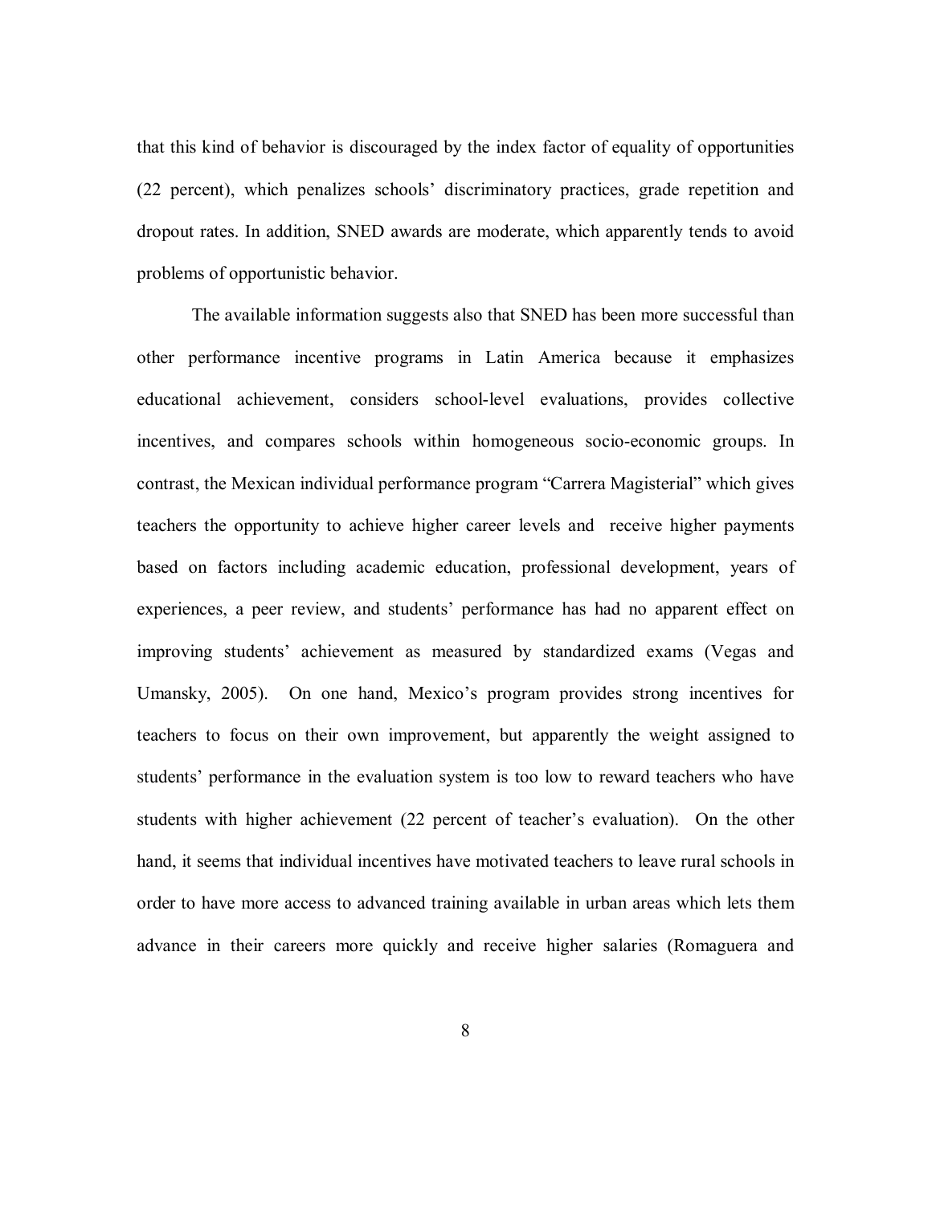that this kind of behavior is discouraged by the index factor of equality of opportunities (22 percent), which penalizes schools' discriminatory practices, grade repetition and dropout rates. In addition, SNED awards are moderate, which apparently tends to avoid problems of opportunistic behavior.

The available information suggests also that SNED has been more successful than other performance incentive programs in Latin America because it emphasizes educational achievement, considers school-level evaluations, provides collective incentives, and compares schools within homogeneous socio-economic groups. In contrast, the Mexican individual performance program "Carrera Magisterial" which gives teachers the opportunity to achieve higher career levels and receive higher payments based on factors including academic education, professional development, years of experiences, a peer review, and students' performance has had no apparent effect on improving students' achievement as measured by standardized exams (Vegas and Umansky, 2005). On one hand, Mexico's program provides strong incentives for teachers to focus on their own improvement, but apparently the weight assigned to students' performance in the evaluation system is too low to reward teachers who have students with higher achievement (22 percent of teacher's evaluation). On the other hand, it seems that individual incentives have motivated teachers to leave rural schools in order to have more access to advanced training available in urban areas which lets them advance in their careers more quickly and receive higher salaries (Romaguera and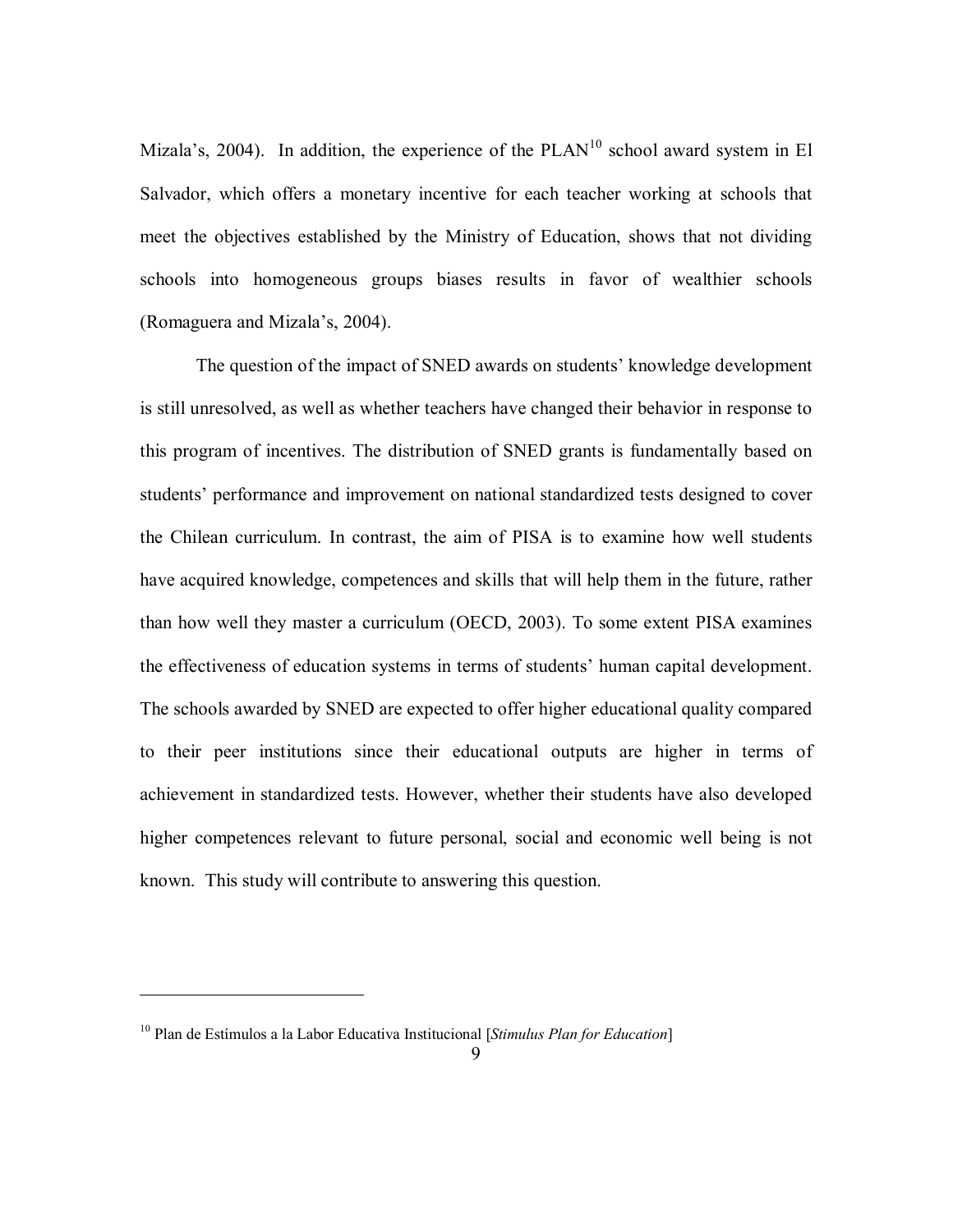Mizala's, 2004). In addition, the experience of the PLAN[10] school award system in El Salvador, which offers a monetary incentive for each teacher working at schools that meet the objectives established by the Ministry of Education, shows that not dividing schools into homogeneous groups biases results in favor of wealthier schools (Romaguera and Mizala's, 2004).

The question of the impact of SNED awards on students' knowledge development is still unresolved, as well as whether teachers have changed their behavior in response to this program of incentives. The distribution of SNED grants is fundamentally based on students' performance and improvement on national standardized tests designed to cover the Chilean curriculum. In contrast, the aim of PISA is to examine how well students have acquired knowledge, competences and skills that will help them in the future, rather than how well they master a curriculum (OECD, 2003). To some extent PISA examines the effectiveness of education systems in terms of students' human capital development. The schools awarded by SNED are expected to offer higher educational quality compared to their peer institutions since their educational outputs are higher in terms of achievement in standardized tests. However, whether their students have also developed higher competences relevant to future personal, social and economic well being is not known. This study will contribute to answering this question.

---

[10] Plan de Estímulos a la Labor Educativa Institucional [*Stimulus Plan for Education*]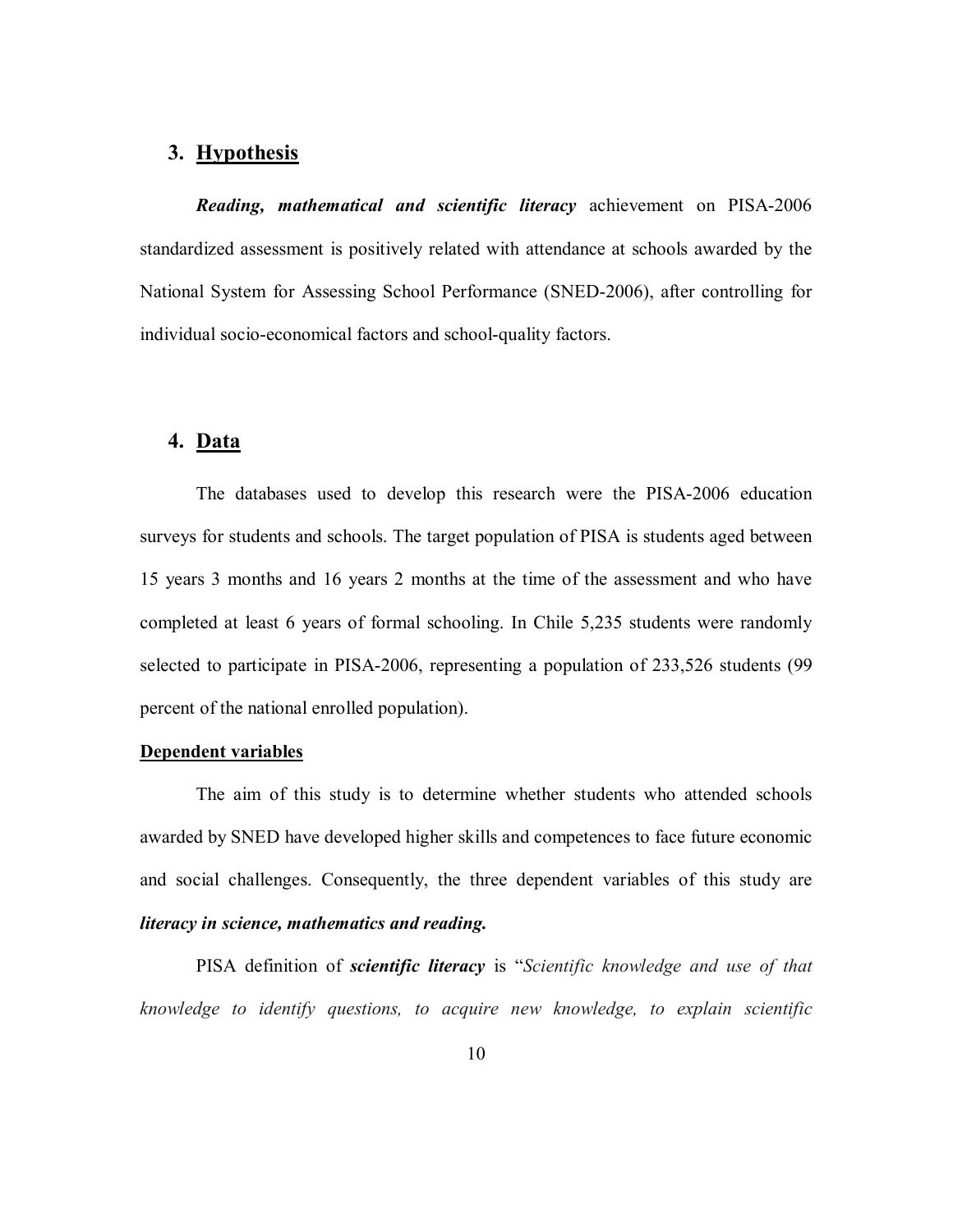## 3. <u>Hypothesis</u>

***Reading, mathematical and scientific literacy*** achievement on PISA-2006 standardized assessment is positively related with attendance at schools awarded by the National System for Assessing School Performance (SNED-2006), after controlling for individual socio-economical factors and school-quality factors.

## 4. <u>Data</u>

The databases used to develop this research were the PISA-2006 education surveys for students and schools. The target population of PISA is students aged between 15 years 3 months and 16 years 2 months at the time of the assessment and who have completed at least 6 years of formal schooling. In Chile 5,235 students were randomly selected to participate in PISA-2006, representing a population of 233,526 students (99 percent of the national enrolled population).

**<u>Dependent variables</u>**

The aim of this study is to determine whether students who attended schools awarded by SNED have developed higher skills and competences to face future economic and social challenges. Consequently, the three dependent variables of this study are ***literacy in science, mathematics and reading.***

PISA definition of ***scientific literacy*** is "*Scientific knowledge and use of that knowledge to identify questions, to acquire new knowledge, to explain scientific*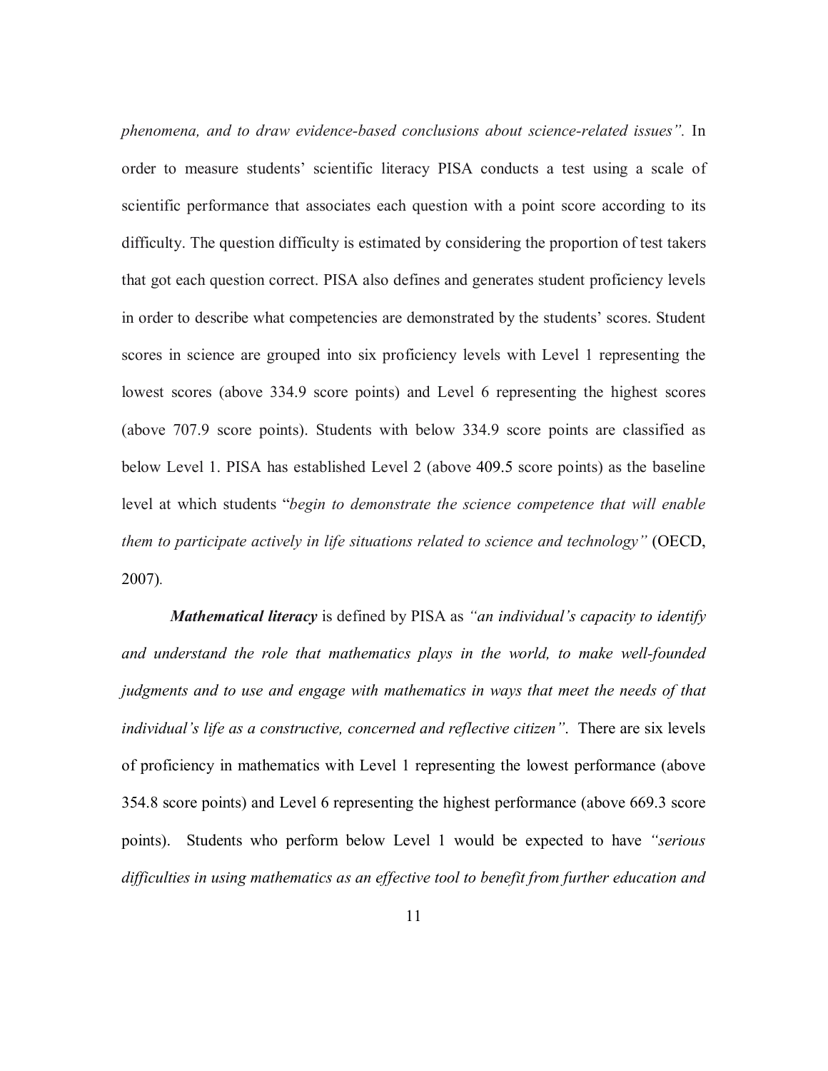*phenomena, and to draw evidence-based conclusions about science-related issues".* In order to measure students' scientific literacy PISA conducts a test using a scale of scientific performance that associates each question with a point score according to its difficulty. The question difficulty is estimated by considering the proportion of test takers that got each question correct. PISA also defines and generates student proficiency levels in order to describe what competencies are demonstrated by the students' scores. Student scores in science are grouped into six proficiency levels with Level 1 representing the lowest scores (above 334.9 score points) and Level 6 representing the highest scores (above 707.9 score points). Students with below 334.9 score points are classified as below Level 1. PISA has established Level 2 (above 409.5 score points) as the baseline level at which students "*begin to demonstrate the science competence that will enable them to participate actively in life situations related to science and technology"* (OECD, 2007).

***Mathematical literacy*** is defined by PISA as *"an individual's capacity to identify and understand the role that mathematics plays in the world, to make well-founded judgments and to use and engage with mathematics in ways that meet the needs of that individual's life as a constructive, concerned and reflective citizen"*. There are six levels of proficiency in mathematics with Level 1 representing the lowest performance (above 354.8 score points) and Level 6 representing the highest performance (above 669.3 score points). Students who perform below Level 1 would be expected to have *"serious difficulties in using mathematics as an effective tool to benefit from further education and*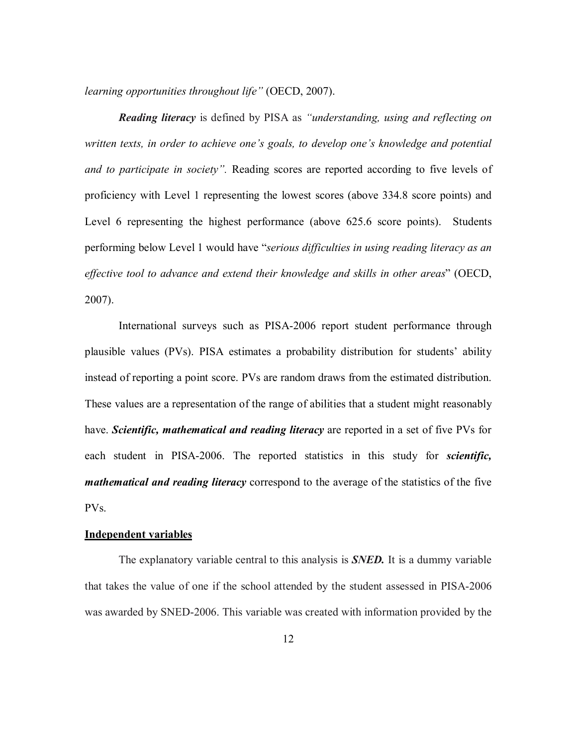*learning opportunities throughout life"* (OECD, 2007).

***Reading literacy*** is defined by PISA as *"understanding, using and reflecting on written texts, in order to achieve one's goals, to develop one's knowledge and potential and to participate in society".* Reading scores are reported according to five levels of proficiency with Level 1 representing the lowest scores (above 334.8 score points) and Level 6 representing the highest performance (above 625.6 score points). Students performing below Level 1 would have "*serious difficulties in using reading literacy as an effective tool to advance and extend their knowledge and skills in other areas*" (OECD, 2007).

International surveys such as PISA-2006 report student performance through plausible values (PVs). PISA estimates a probability distribution for students' ability instead of reporting a point score. PVs are random draws from the estimated distribution. These values are a representation of the range of abilities that a student might reasonably have. ***Scientific, mathematical and reading literacy*** are reported in a set of five PVs for each student in PISA-2006. The reported statistics in this study for ***scientific, mathematical and reading literacy*** correspond to the average of the statistics of the five PVs.

**<u>Independent variables</u>**

The explanatory variable central to this analysis is ***SNED.*** It is a dummy variable that takes the value of one if the school attended by the student assessed in PISA-2006 was awarded by SNED-2006. This variable was created with information provided by the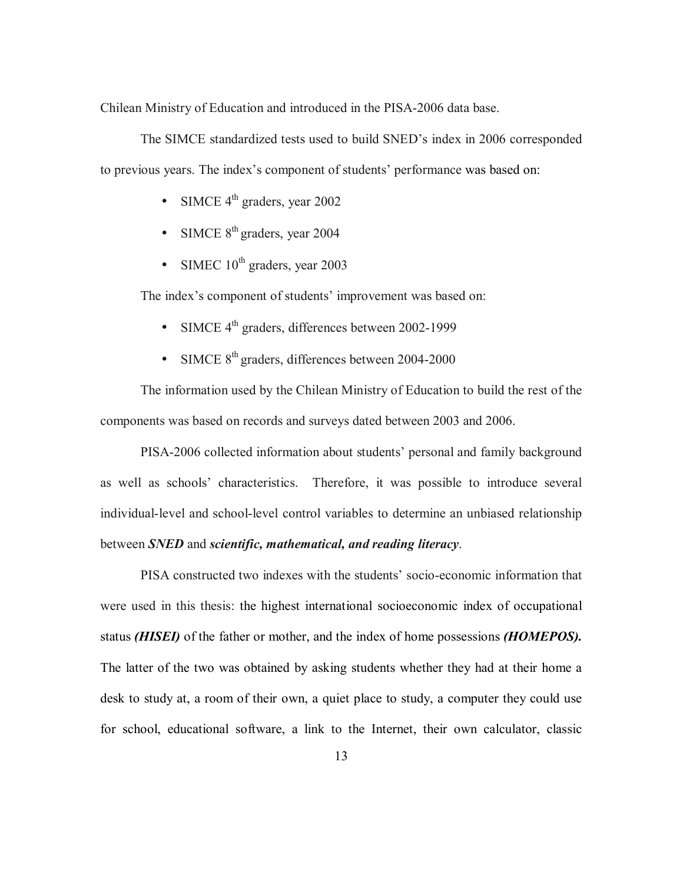Chilean Ministry of Education and introduced in the PISA-2006 data base.

The SIMCE standardized tests used to build SNED's index in 2006 corresponded to previous years. The index's component of students' performance was based on:

- SIMCE $4^{th}$ graders, year 2002
- SIMCE $8^{th}$ graders, year 2004
- SIMEC $10^{th}$ graders, year 2003

The index's component of students' improvement was based on:

- SIMCE $4^{th}$ graders, differences between 2002-1999
- SIMCE $8^{th}$ graders, differences between 2004-2000

The information used by the Chilean Ministry of Education to build the rest of the components was based on records and surveys dated between 2003 and 2006.

PISA-2006 collected information about students' personal and family background as well as schools' characteristics. Therefore, it was possible to introduce several individual-level and school-level control variables to determine an unbiased relationship between ***SNED*** and ***scientific, mathematical, and reading literacy***.

PISA constructed two indexes with the students' socio-economic information that were used in this thesis: the highest international socioeconomic index of occupational status ***(HISEI)*** of the father or mother, and the index of home possessions ***(HOMEPOS).*** The latter of the two was obtained by asking students whether they had at their home a desk to study at, a room of their own, a quiet place to study, a computer they could use for school, educational software, a link to the Internet, their own calculator, classic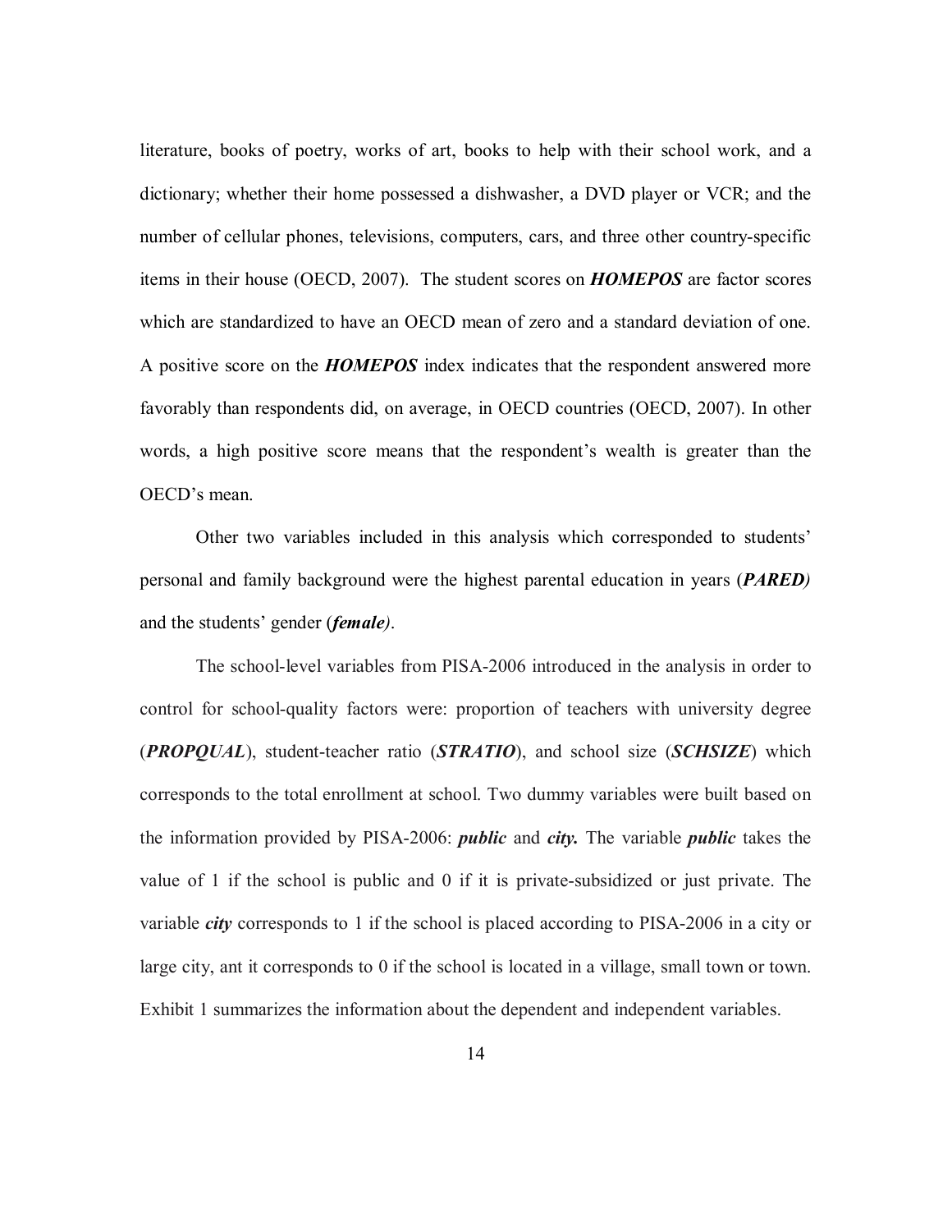literature, books of poetry, works of art, books to help with their school work, and a dictionary; whether their home possessed a dishwasher, a DVD player or VCR; and the number of cellular phones, televisions, computers, cars, and three other country-specific items in their house (OECD, 2007). The student scores on ***HOMEPOS*** are factor scores which are standardized to have an OECD mean of zero and a standard deviation of one. A positive score on the ***HOMEPOS*** index indicates that the respondent answered more favorably than respondents did, on average, in OECD countries (OECD, 2007). In other words, a high positive score means that the respondent's wealth is greater than the OECD's mean.

Other two variables included in this analysis which corresponded to students' personal and family background were the highest parental education in years (***PARED)*** and the students' gender (***female)***.

The school-level variables from PISA-2006 introduced in the analysis in order to control for school-quality factors were: proportion of teachers with university degree (***PROPQUAL***), student-teacher ratio (***STRATIO***), and school size (***SCHSIZE***) which corresponds to the total enrollment at school. Two dummy variables were built based on the information provided by PISA-2006: ***public*** and ***city.*** The variable ***public*** takes the value of 1 if the school is public and 0 if it is private-subsidized or just private. The variable ***city*** corresponds to 1 if the school is placed according to PISA-2006 in a city or large city, ant it corresponds to 0 if the school is located in a village, small town or town. Exhibit 1 summarizes the information about the dependent and independent variables.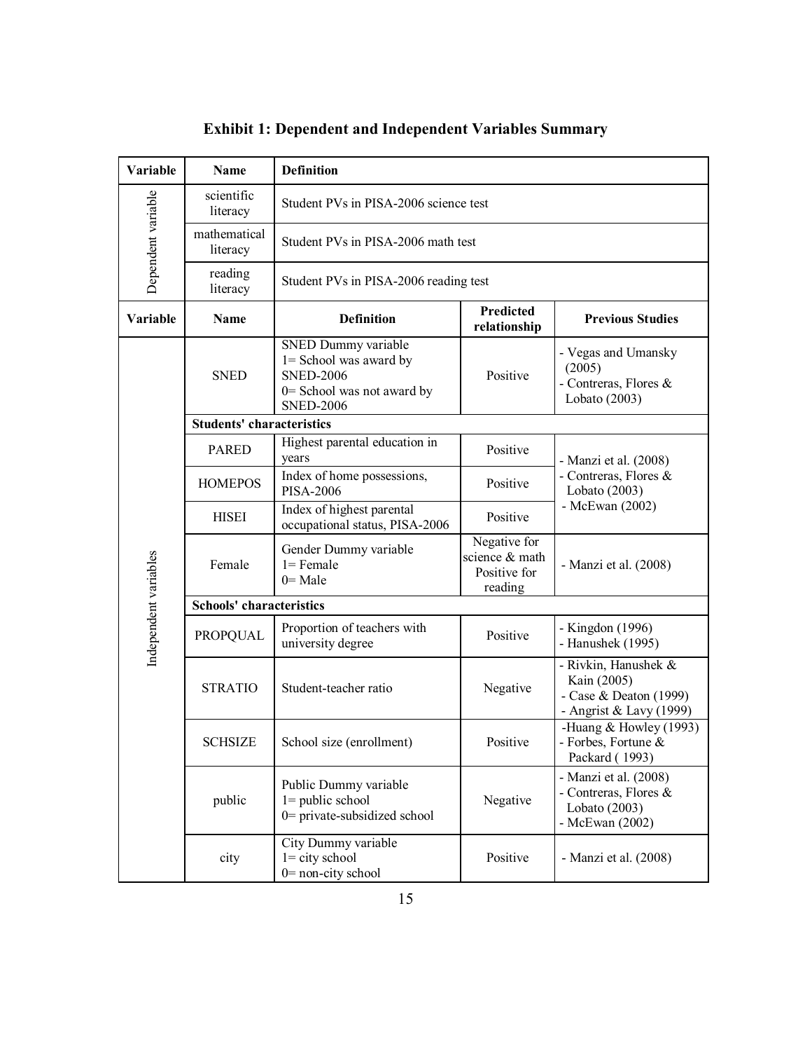**Exhibit 1: Dependent and Independent Variables Summary**

| Variable | Name | Definition | | |
|---|---|---|---|---|
| Dependent variable | scientific literacy | Student PVs in PISA-2006 science test | | |
| | mathematical literacy | Student PVs in PISA-2006 math test | | |
| | reading literacy | Student PVs in PISA-2006 reading test | | |
| **Variable** | **Name** | **Definition** | **Predicted relationship** | **Previous Studies** |
| Independent variables | SNED | SNED Dummy variable<br>1= School was award by SNED-2006<br>0= School was not award by SNED-2006 | Positive | - Vegas and Umansky (2005)<br>- Contreras, Flores & Lobato (2003) |
| | **Students' characteristics** | | | |
| | PARED | Highest parental education in years | Positive | - Manzi et al. (2008)<br>- Contreras, Flores & Lobato (2003)<br>- McEwan (2002) |
| | HOMEPOS | Index of home possessions, PISA-2006 | Positive | |
| | HISEI | Index of highest parental occupational status, PISA-2006 | Positive | |
| | Female | Gender Dummy variable<br>1= Female<br>0= Male | Negative for science & math<br>Positive for reading | - Manzi et al. (2008) |
| | **Schools' characteristics** | | | |
| | PROPQUAL | Proportion of teachers with university degree | Positive | - Kingdon (1996)<br>- Hanushek (1995) |
| | STRATIO | Student-teacher ratio | Negative | - Rivkin, Hanushek & Kain (2005)<br>- Case & Deaton (1999)<br>- Angrist & Lavy (1999) |
| | SCHSIZE | School size (enrollment) | Positive | -Huang & Howley (1993)<br>- Forbes, Fortune & Packard ( 1993) |
| | public | Public Dummy variable<br>1= public school<br>0= private-subsidized school | Negative | - Manzi et al. (2008)<br>- Contreras, Flores & Lobato (2003)<br>- McEwan (2002) |
| | city | City Dummy variable<br>1= city school<br>0= non-city school | Positive | - Manzi et al. (2008) |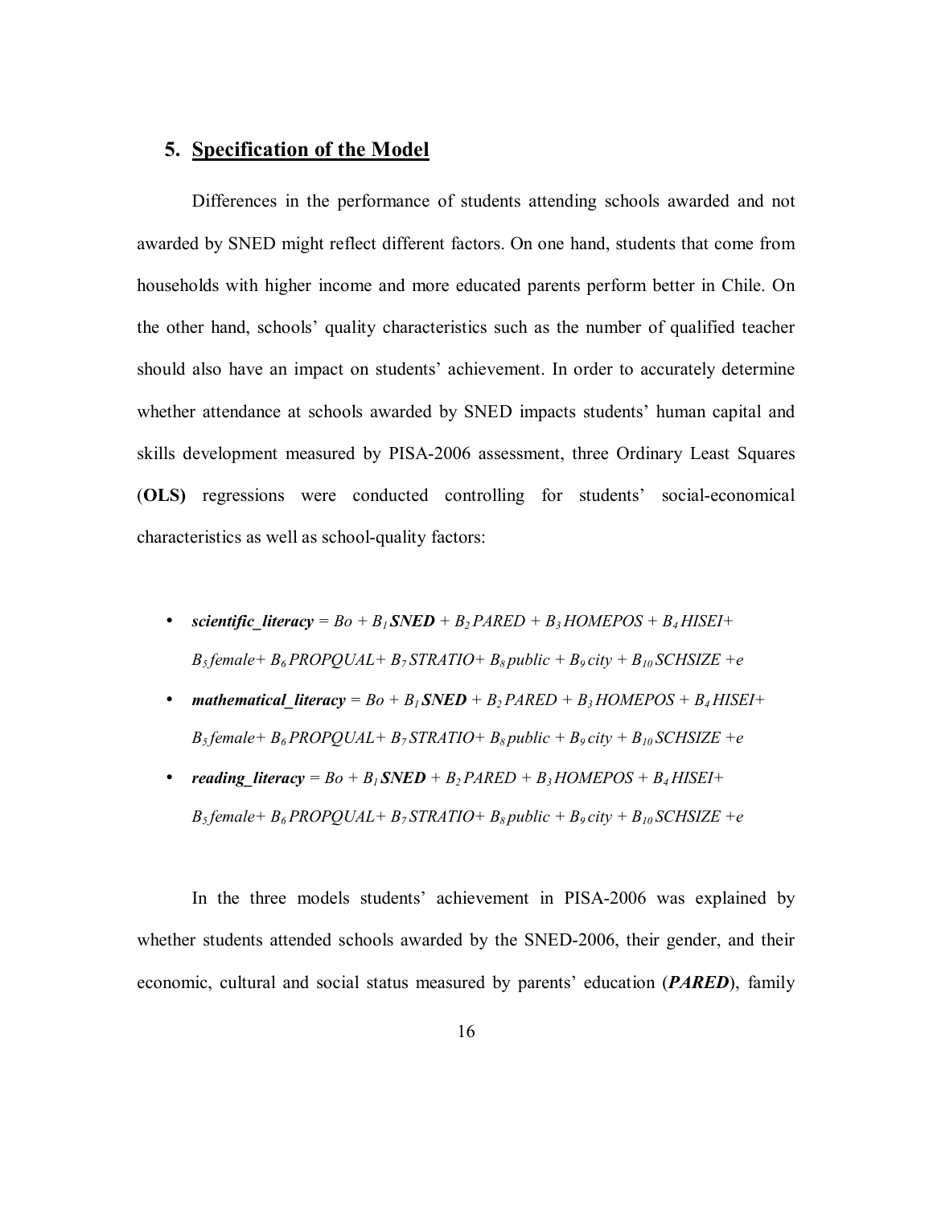## 5. Specification of the Model

Differences in the performance of students attending schools awarded and not awarded by SNED might reflect different factors. On one hand, students that come from households with higher income and more educated parents perform better in Chile. On the other hand, schools' quality characteristics such as the number of qualified teacher should also have an impact on students' achievement. In order to accurately determine whether attendance at schools awarded by SNED impacts students' human capital and skills development measured by PISA-2006 assessment, three Ordinary Least Squares (**OLS)** regressions were conducted controlling for students' social-economical characteristics as well as school-quality factors:

- $\textbf{\textit{scientific\_literacy}} = Bo + B_1 \textbf{\textit{SNED}} + B_2 PARED + B_3 HOMEPOS + B_4 HISEI + B_5 female + B_6 PROPQUAL + B_7 STRATIO + B_8 public + B_9 city + B_{10} SCHSIZE + e$
- $\textbf{\textit{mathematical\_literacy}} = Bo + B_1 \textbf{\textit{SNED}} + B_2 PARED + B_3 HOMEPOS + B_4 HISEI + B_5 female + B_6 PROPQUAL + B_7 STRATIO + B_8 public + B_9 city + B_{10} SCHSIZE + e$
- $\textbf{\textit{reading\_literacy}} = Bo + B_1 \textbf{\textit{SNED}} + B_2 PARED + B_3 HOMEPOS + B_4 HISEI + B_5 female + B_6 PROPQUAL + B_7 STRATIO + B_8 public + B_9 city + B_{10} SCHSIZE + e$

In the three models students' achievement in PISA-2006 was explained by whether students attended schools awarded by the SNED-2006, their gender, and their economic, cultural and social status measured by parents' education (***PARED***), family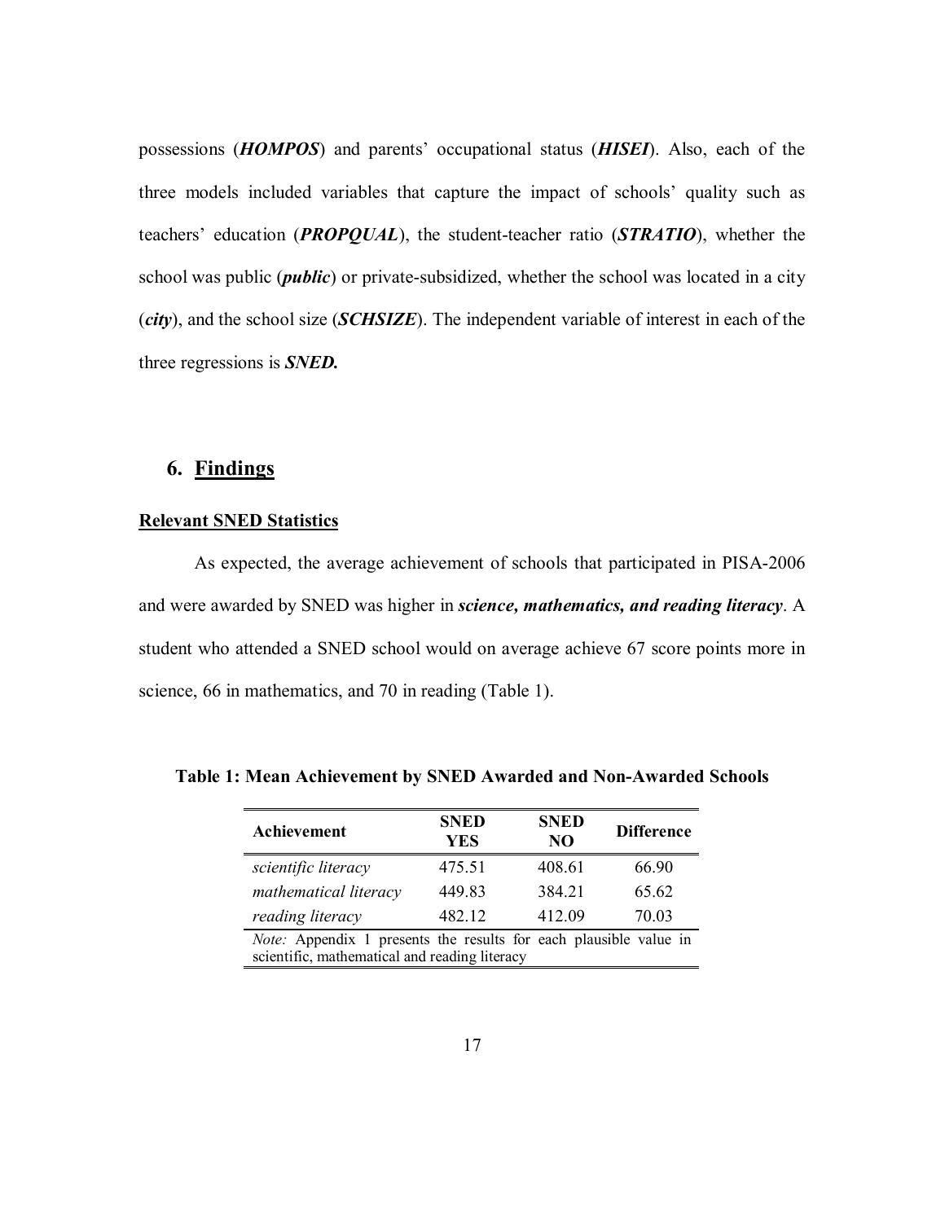possessions (***HOMPOS***) and parents' occupational status (***HISEI***). Also, each of the three models included variables that capture the impact of schools' quality such as teachers' education (***PROPQUAL***), the student-teacher ratio (***STRATIO***), whether the school was public (***public***) or private-subsidized, whether the school was located in a city (***city***), and the school size (***SCHSIZE***). The independent variable of interest in each of the three regressions is ***SNED.***

## 6. Findings

### Relevant SNED Statistics

As expected, the average achievement of schools that participated in PISA-2006 and were awarded by SNED was higher in ***science, mathematics, and reading literacy***. A student who attended a SNED school would on average achieve 67 score points more in science, 66 in mathematics, and 70 in reading (Table 1).

**Table 1: Mean Achievement by SNED Awarded and Non-Awarded Schools**

| Achievement | SNED YES | SNED NO | Difference |
|---|---|---|---|
| *scientific literacy* | 475.51 | 408.61 | 66.90 |
| *mathematical literacy* | 449.83 | 384.21 | 65.62 |
| *reading literacy* | 482.12 | 412.09 | 70.03 |

*Note:* Appendix 1 presents the results for each plausible value in scientific, mathematical and reading literacy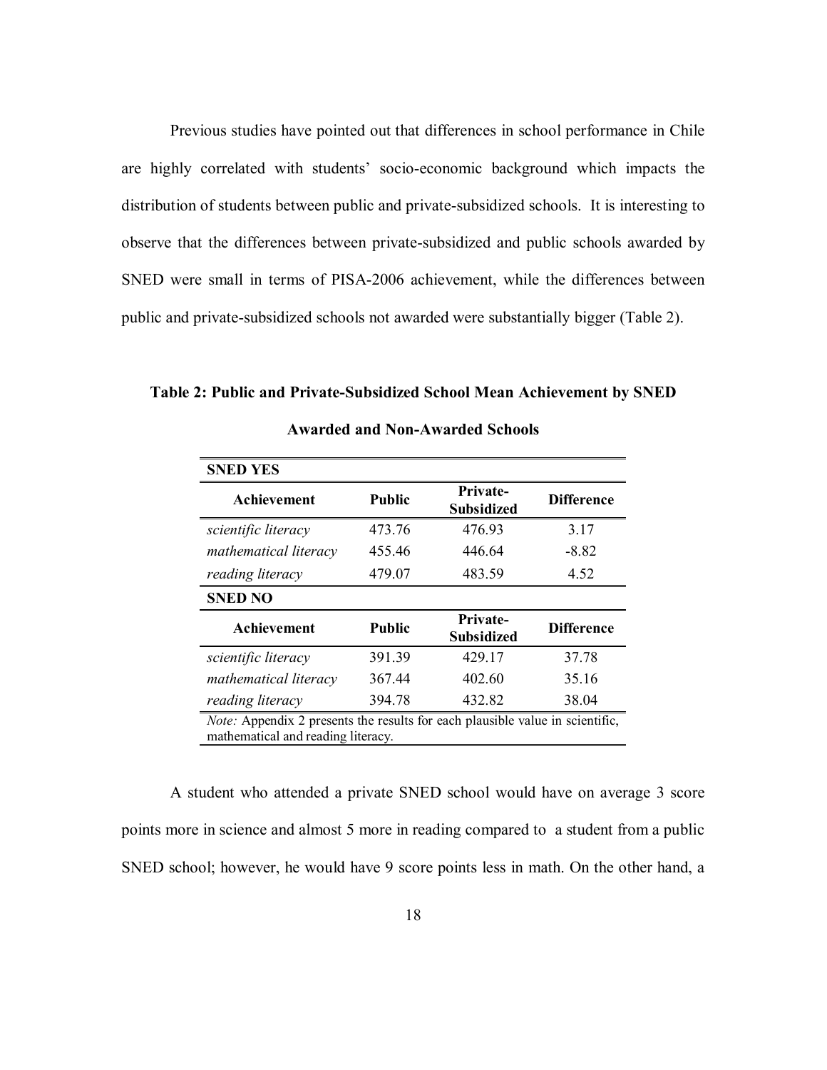Previous studies have pointed out that differences in school performance in Chile are highly correlated with students' socio-economic background which impacts the distribution of students between public and private-subsidized schools. It is interesting to observe that the differences between private-subsidized and public schools awarded by SNED were small in terms of PISA-2006 achievement, while the differences between public and private-subsidized schools not awarded were substantially bigger (Table 2).

**Table 2: Public and Private-Subsidized School Mean Achievement by SNED Awarded and Non-Awarded Schools**

| **SNED YES** | | | |
|---|---|---|---|
| **Achievement** | **Public** | **Private-Subsidized** | **Difference** |
| *scientific literacy* | 473.76 | 476.93 | 3.17 |
| *mathematical literacy* | 455.46 | 446.64 | -8.82 |
| *reading literacy* | 479.07 | 483.59 | 4.52 |
| **SNED NO** | | | |
| **Achievement** | **Public** | **Private-Subsidized** | **Difference** |
| *scientific literacy* | 391.39 | 429.17 | 37.78 |
| *mathematical literacy* | 367.44 | 402.60 | 35.16 |
| *reading literacy* | 394.78 | 432.82 | 38.04 |

*Note:* Appendix 2 presents the results for each plausible value in scientific, mathematical and reading literacy.

A student who attended a private SNED school would have on average 3 score points more in science and almost 5 more in reading compared to a student from a public SNED school; however, he would have 9 score points less in math. On the other hand, a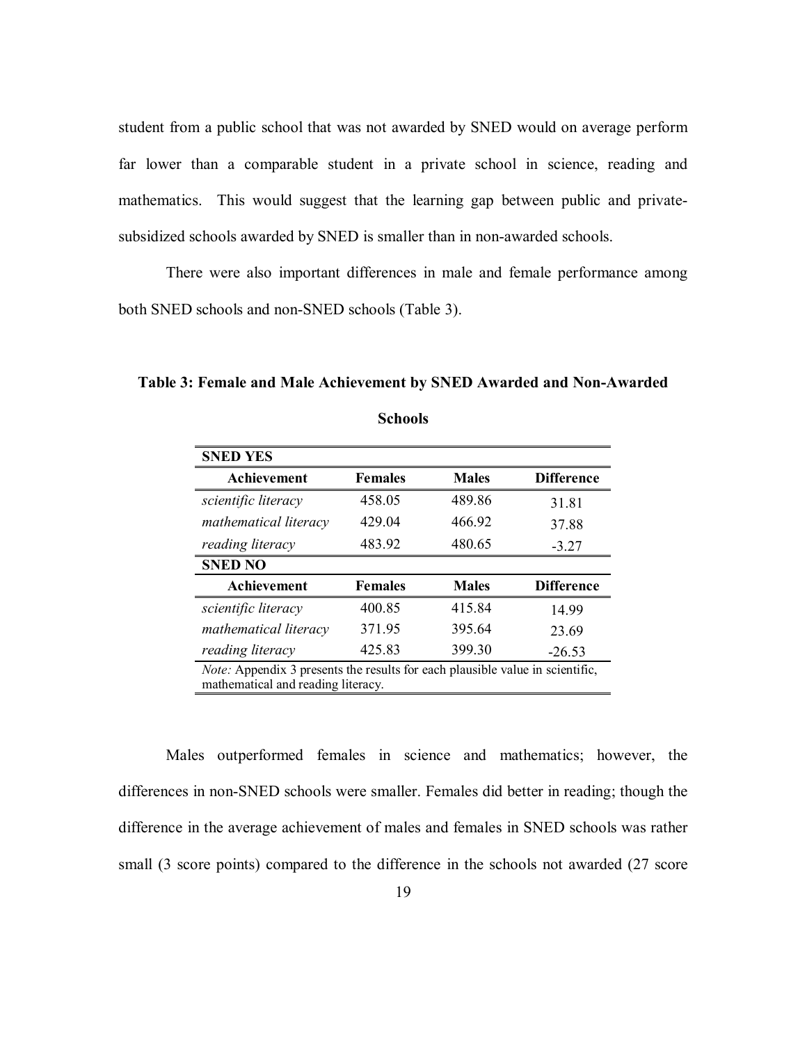student from a public school that was not awarded by SNED would on average perform far lower than a comparable student in a private school in science, reading and mathematics. This would suggest that the learning gap between public and private-subsidized schools awarded by SNED is smaller than in non-awarded schools.

There were also important differences in male and female performance among both SNED schools and non-SNED schools (Table 3).

**Table 3: Female and Male Achievement by SNED Awarded and Non-Awarded Schools**

| **SNED YES** | | | |
|---|---|---|---|
| **Achievement** | **Females** | **Males** | **Difference** |
| *scientific literacy* | 458.05 | 489.86 | 31.81 |
| *mathematical literacy* | 429.04 | 466.92 | 37.88 |
| *reading literacy* | 483.92 | 480.65 | -3.27 |
| **SNED NO** | | | |
| **Achievement** | **Females** | **Males** | **Difference** |
| *scientific literacy* | 400.85 | 415.84 | 14.99 |
| *mathematical literacy* | 371.95 | 395.64 | 23.69 |
| *reading literacy* | 425.83 | 399.30 | -26.53 |

*Note:* Appendix 3 presents the results for each plausible value in scientific, mathematical and reading literacy.

Males outperformed females in science and mathematics; however, the differences in non-SNED schools were smaller. Females did better in reading; though the difference in the average achievement of males and females in SNED schools was rather small (3 score points) compared to the difference in the schools not awarded (27 score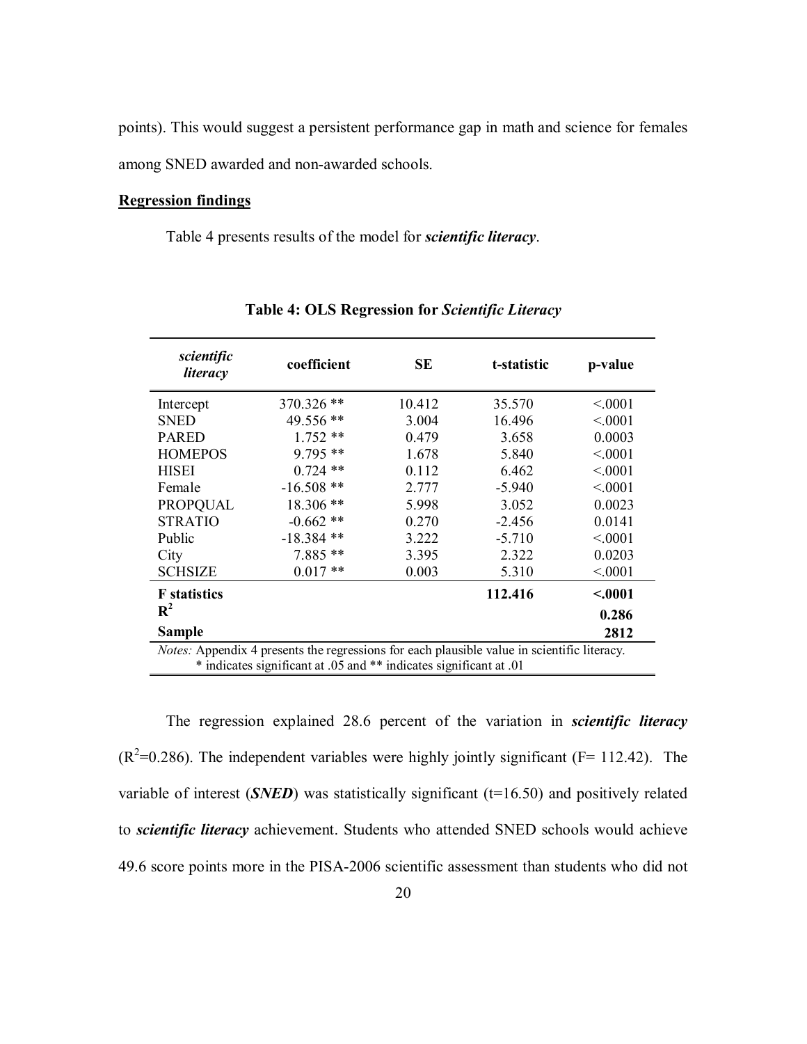points). This would suggest a persistent performance gap in math and science for females among SNED awarded and non-awarded schools.

**Regression findings**

Table 4 presents results of the model for ***scientific literacy***.

**Table 4: OLS Regression for *Scientific Literacy***

| *scientific literacy* | coefficient | SE | t-statistic | p-value |
|---|---|---|---|---|
| Intercept | 370.326 ** | 10.412 | 35.570 | <.0001 |
| SNED | 49.556 ** | 3.004 | 16.496 | <.0001 |
| PARED | 1.752 ** | 0.479 | 3.658 | 0.0003 |
| HOMEPOS | 9.795 ** | 1.678 | 5.840 | <.0001 |
| HISEI | 0.724 ** | 0.112 | 6.462 | <.0001 |
| Female | -16.508 ** | 2.777 | -5.940 | <.0001 |
| PROPQUAL | 18.306 ** | 5.998 | 3.052 | 0.0023 |
| STRATIO | -0.662 ** | 0.270 | -2.456 | 0.0141 |
| Public | -18.384 ** | 3.222 | -5.710 | <.0001 |
| City | 7.885 ** | 3.395 | 2.322 | 0.0203 |
| SCHSIZE | 0.017 ** | 0.003 | 5.310 | <.0001 |
| **F statistics** | | | **112.416** | **<.0001** |
| $\mathbf{R^2}$ | | | | **0.286** |
| **Sample** | | | | **2812** |

*Notes:* Appendix 4 presents the regressions for each plausible value in scientific literacy.
* indicates significant at .05 and ** indicates significant at .01

The regression explained 28.6 percent of the variation in ***scientific literacy*** ($R^2$=0.286). The independent variables were highly jointly significant (F= 112.42). The variable of interest (***SNED***) was statistically significant (t=16.50) and positively related to ***scientific literacy*** achievement. Students who attended SNED schools would achieve 49.6 score points more in the PISA-2006 scientific assessment than students who did not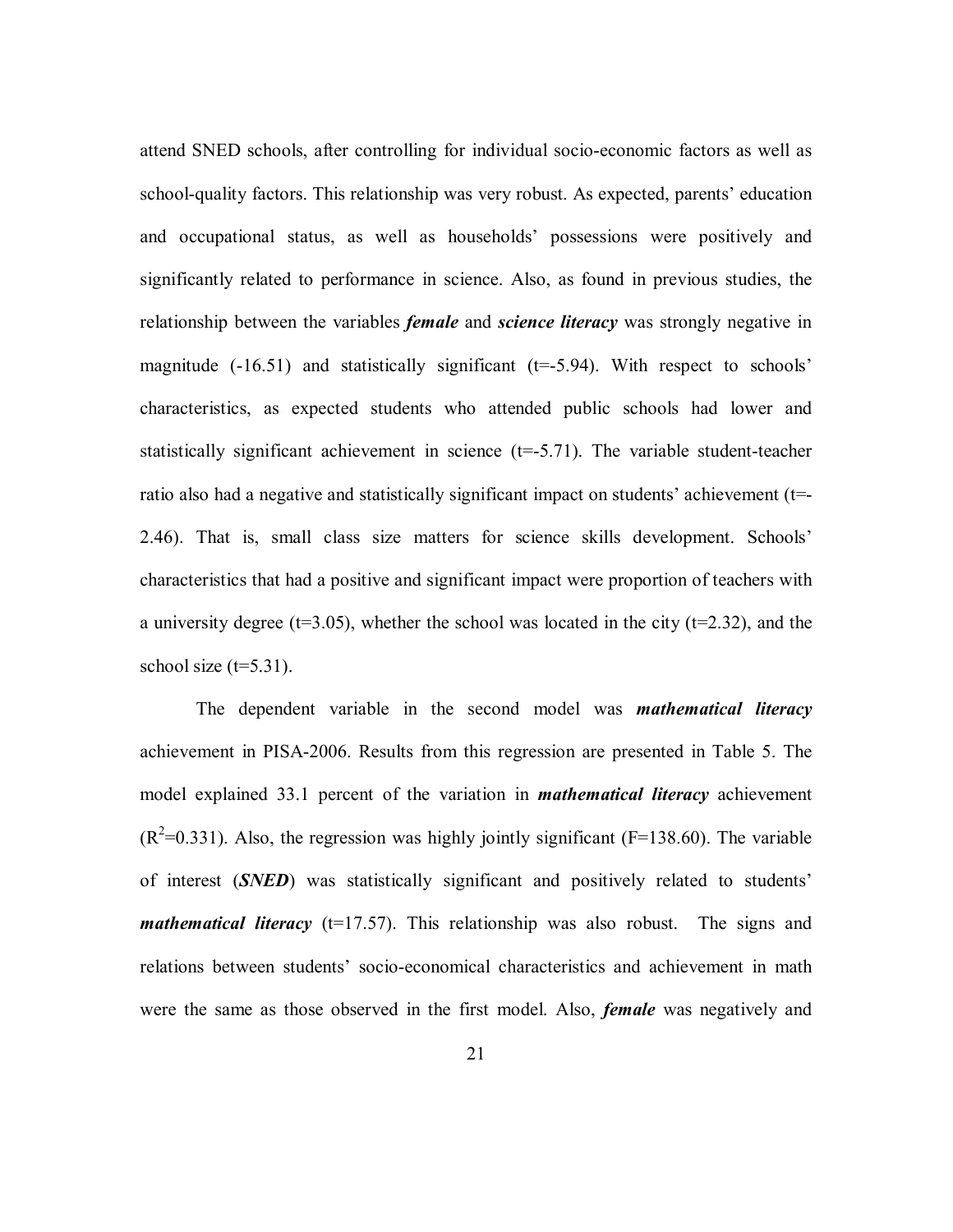attend SNED schools, after controlling for individual socio-economic factors as well as school-quality factors. This relationship was very robust. As expected, parents' education and occupational status, as well as households' possessions were positively and significantly related to performance in science. Also, as found in previous studies, the relationship between the variables ***female*** and ***science literacy*** was strongly negative in magnitude (-16.51) and statistically significant (t=-5.94). With respect to schools' characteristics, as expected students who attended public schools had lower and statistically significant achievement in science (t=-5.71). The variable student-teacher ratio also had a negative and statistically significant impact on students' achievement (t=-2.46). That is, small class size matters for science skills development. Schools' characteristics that had a positive and significant impact were proportion of teachers with a university degree (t=3.05), whether the school was located in the city (t=2.32), and the school size (t=5.31).

The dependent variable in the second model was ***mathematical literacy*** achievement in PISA-2006. Results from this regression are presented in Table 5. The model explained 33.1 percent of the variation in ***mathematical literacy*** achievement ($R^2$=0.331). Also, the regression was highly jointly significant (F=138.60). The variable of interest (***SNED***) was statistically significant and positively related to students' ***mathematical literacy*** (t=17.57). This relationship was also robust. The signs and relations between students' socio-economical characteristics and achievement in math were the same as those observed in the first model. Also, ***female*** was negatively and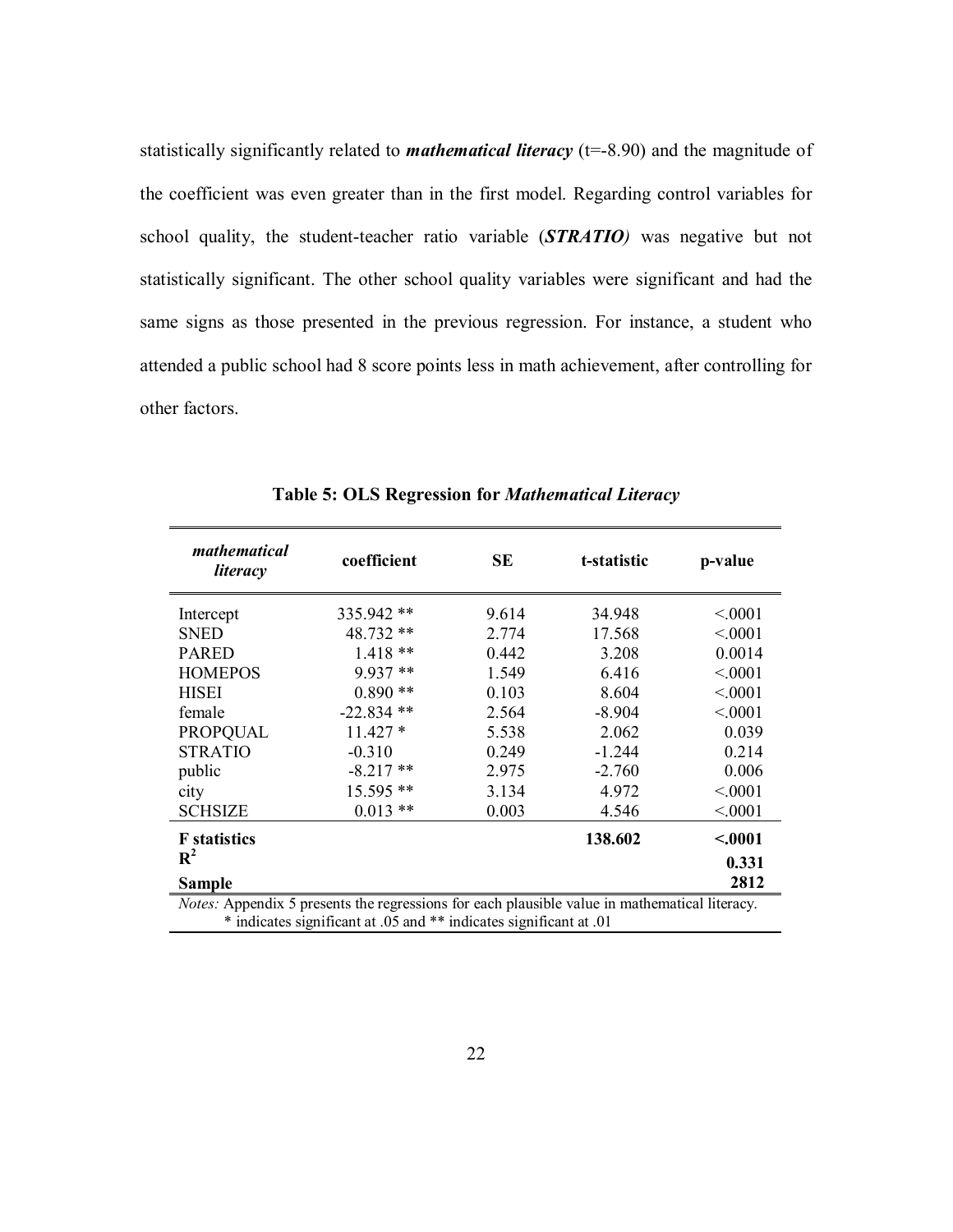statistically significantly related to ***mathematical literacy*** (t=-8.90) and the magnitude of the coefficient was even greater than in the first model. Regarding control variables for school quality, the student-teacher ratio variable (***STRATIO)*** was negative but not statistically significant. The other school quality variables were significant and had the same signs as those presented in the previous regression. For instance, a student who attended a public school had 8 score points less in math achievement, after controlling for other factors.

**Table 5: OLS Regression for *Mathematical Literacy***

| *mathematical literacy* | coefficient | SE | t-statistic | p-value |
|---|---|---|---|---|
| Intercept | 335.942 ** | 9.614 | 34.948 | <.0001 |
| SNED | 48.732 ** | 2.774 | 17.568 | <.0001 |
| PARED | 1.418 ** | 0.442 | 3.208 | 0.0014 |
| HOMEPOS | 9.937 ** | 1.549 | 6.416 | <.0001 |
| HISEI | 0.890 ** | 0.103 | 8.604 | <.0001 |
| female | -22.834 ** | 2.564 | -8.904 | <.0001 |
| PROPQUAL | 11.427 * | 5.538 | 2.062 | 0.039 |
| STRATIO | -0.310 | 0.249 | -1.244 | 0.214 |
| public | -8.217 ** | 2.975 | -2.760 | 0.006 |
| city | 15.595 ** | 3.134 | 4.972 | <.0001 |
| SCHSIZE | 0.013 ** | 0.003 | 4.546 | <.0001 |
| **F statistics** | | | **138.602** | **<.0001** |
| $\mathbf{R^2}$ | | | | **0.331** |
| **Sample** | | | | **2812** |

*Notes:* Appendix 5 presents the regressions for each plausible value in mathematical literacy.
\* indicates significant at .05 and ** indicates significant at .01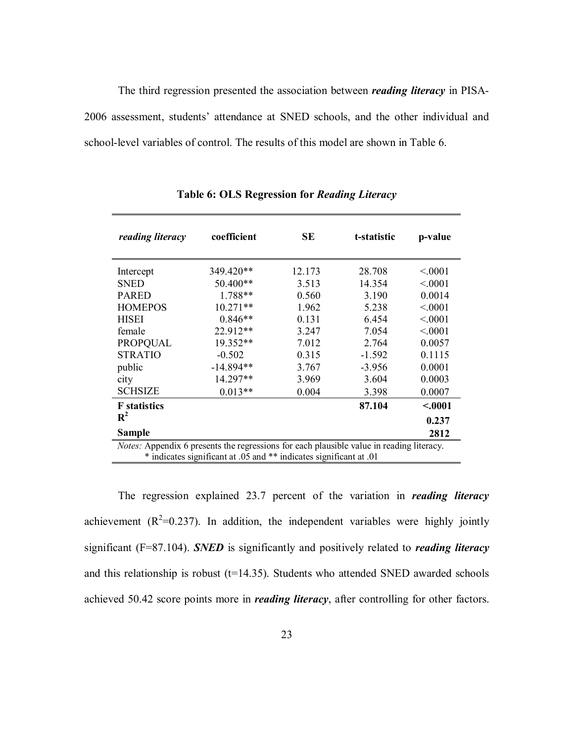The third regression presented the association between ***reading literacy*** in PISA-2006 assessment, students' attendance at SNED schools, and the other individual and school-level variables of control. The results of this model are shown in Table 6.

**Table 6: OLS Regression for *Reading Literacy***

| *reading literacy* | coefficient | SE | t-statistic | p-value |
|---|---|---|---|---|
| Intercept | 349.420** | 12.173 | 28.708 | <.0001 |
| SNED | 50.400** | 3.513 | 14.354 | <.0001 |
| PARED | 1.788** | 0.560 | 3.190 | 0.0014 |
| HOMEPOS | 10.271** | 1.962 | 5.238 | <.0001 |
| HISEI | 0.846** | 0.131 | 6.454 | <.0001 |
| female | 22.912** | 3.247 | 7.054 | <.0001 |
| PROPQUAL | 19.352** | 7.012 | 2.764 | 0.0057 |
| STRATIO | -0.502 | 0.315 | -1.592 | 0.1115 |
| public | -14.894** | 3.767 | -3.956 | 0.0001 |
| city | 14.297** | 3.969 | 3.604 | 0.0003 |
| SCHSIZE | 0.013** | 0.004 | 3.398 | 0.0007 |
| **F statistics** | | | **87.104** | **<.0001** |
| $\mathbf{R^2}$ | | | | **0.237** |
| **Sample** | | | | **2812** |

*Notes:* Appendix 6 presents the regressions for each plausible value in reading literacy.
\* indicates significant at .05 and ** indicates significant at .01

The regression explained 23.7 percent of the variation in ***reading literacy*** achievement ($R^2$=0.237). In addition, the independent variables were highly jointly significant (F=87.104). ***SNED*** is significantly and positively related to ***reading literacy*** and this relationship is robust (t=14.35). Students who attended SNED awarded schools achieved 50.42 score points more in ***reading literacy***, after controlling for other factors.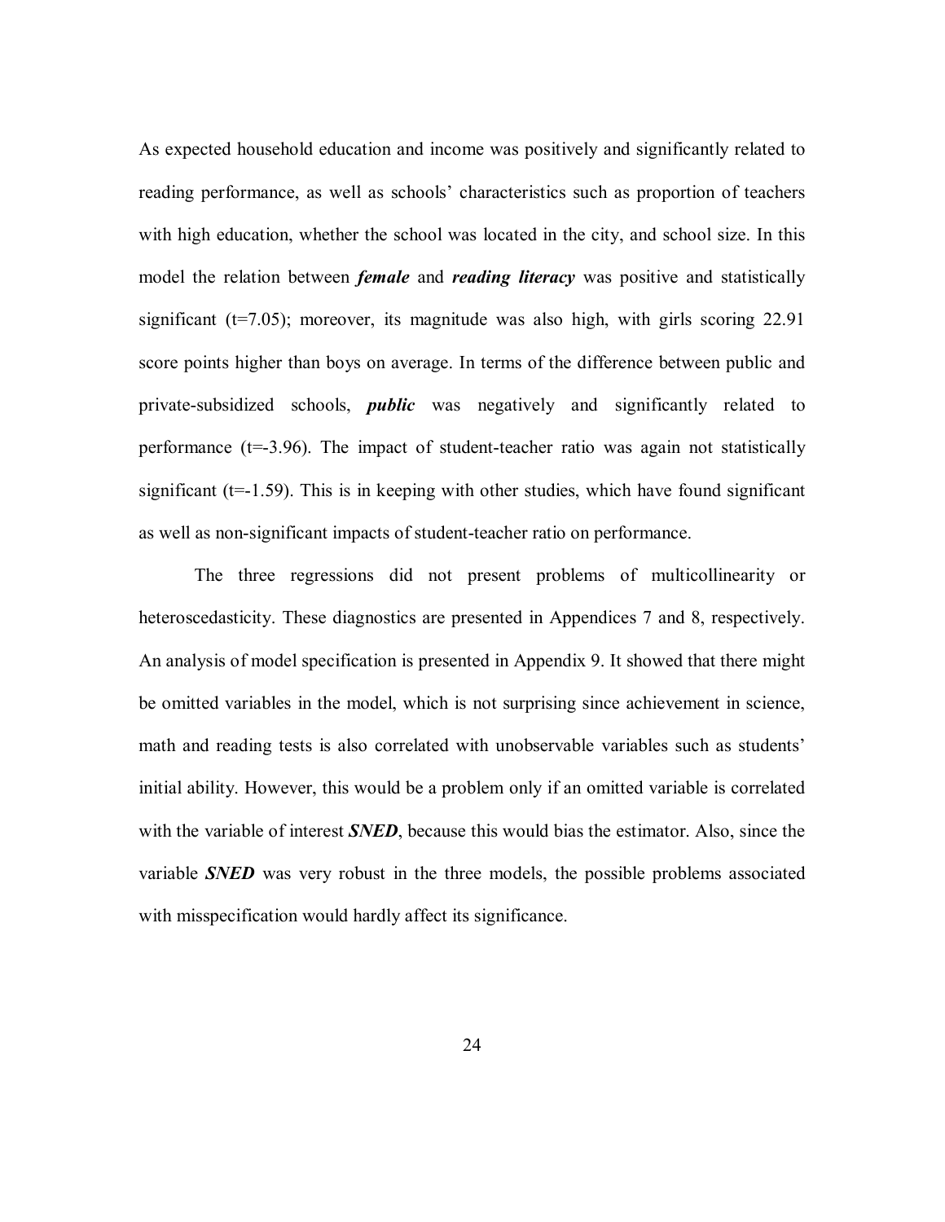As expected household education and income was positively and significantly related to reading performance, as well as schools' characteristics such as proportion of teachers with high education, whether the school was located in the city, and school size. In this model the relation between ***female*** and ***reading literacy*** was positive and statistically significant (t=7.05); moreover, its magnitude was also high, with girls scoring 22.91 score points higher than boys on average. In terms of the difference between public and private-subsidized schools, ***public*** was negatively and significantly related to performance (t=-3.96). The impact of student-teacher ratio was again not statistically significant (t=-1.59). This is in keeping with other studies, which have found significant as well as non-significant impacts of student-teacher ratio on performance.

The three regressions did not present problems of multicollinearity or heteroscedasticity. These diagnostics are presented in Appendices 7 and 8, respectively. An analysis of model specification is presented in Appendix 9. It showed that there might be omitted variables in the model, which is not surprising since achievement in science, math and reading tests is also correlated with unobservable variables such as students' initial ability. However, this would be a problem only if an omitted variable is correlated with the variable of interest ***SNED***, because this would bias the estimator. Also, since the variable ***SNED*** was very robust in the three models, the possible problems associated with misspecification would hardly affect its significance.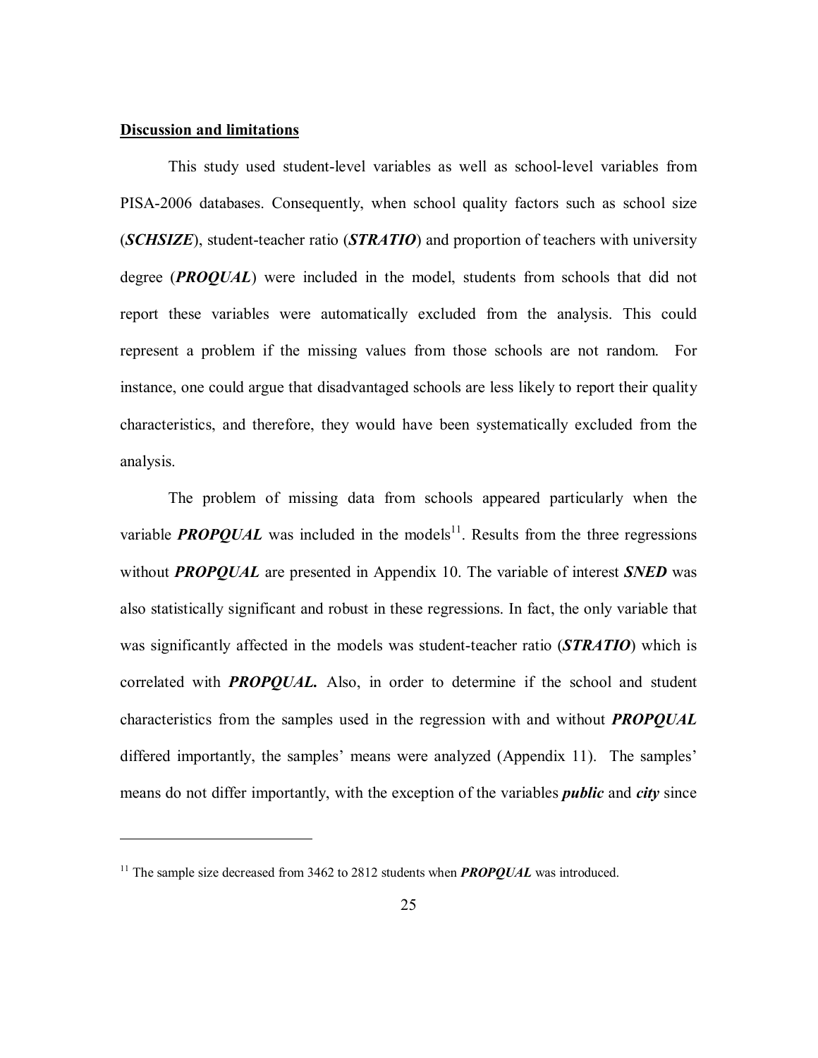## Discussion and limitations

This study used student-level variables as well as school-level variables from PISA-2006 databases. Consequently, when school quality factors such as school size (***SCHSIZE***), student-teacher ratio (***STRATIO***) and proportion of teachers with university degree (***PROQUAL***) were included in the model, students from schools that did not report these variables were automatically excluded from the analysis. This could represent a problem if the missing values from those schools are not random. For instance, one could argue that disadvantaged schools are less likely to report their quality characteristics, and therefore, they would have been systematically excluded from the analysis.

The problem of missing data from schools appeared particularly when the variable ***PROPQUAL*** was included in the models[11]. Results from the three regressions without ***PROPQUAL*** are presented in Appendix 10. The variable of interest ***SNED*** was also statistically significant and robust in these regressions. In fact, the only variable that was significantly affected in the models was student-teacher ratio (***STRATIO***) which is correlated with ***PROPQUAL.*** Also, in order to determine if the school and student characteristics from the samples used in the regression with and without ***PROPQUAL*** differed importantly, the samples' means were analyzed (Appendix 11). The samples' means do not differ importantly, with the exception of the variables ***public*** and ***city*** since

---

[11] The sample size decreased from 3462 to 2812 students when ***PROPQUAL*** was introduced.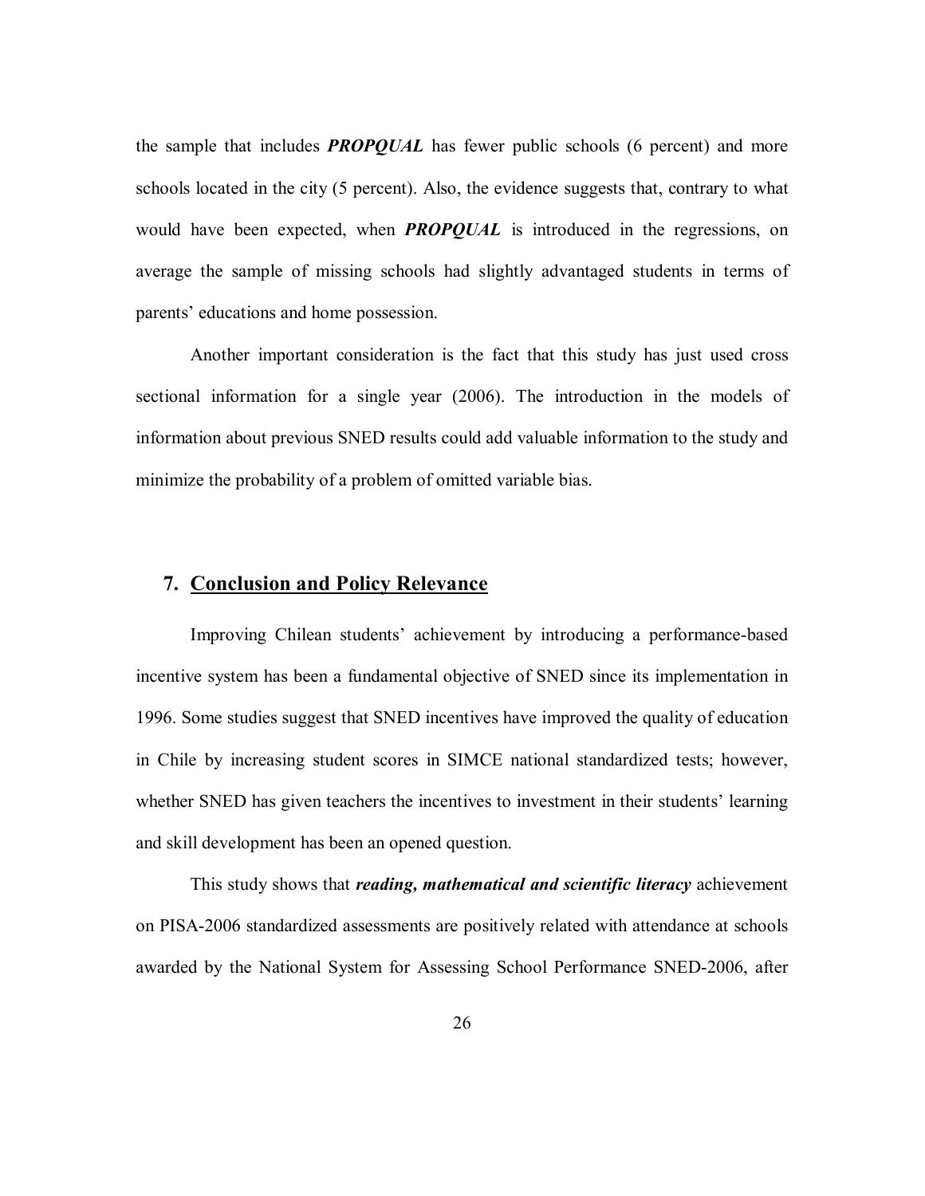the sample that includes ***PROPQUAL*** has fewer public schools (6 percent) and more schools located in the city (5 percent). Also, the evidence suggests that, contrary to what would have been expected, when ***PROPQUAL*** is introduced in the regressions, on average the sample of missing schools had slightly advantaged students in terms of parents' educations and home possession.

Another important consideration is the fact that this study has just used cross sectional information for a single year (2006). The introduction in the models of information about previous SNED results could add valuable information to the study and minimize the probability of a problem of omitted variable bias.

## 7. Conclusion and Policy Relevance

Improving Chilean students' achievement by introducing a performance-based incentive system has been a fundamental objective of SNED since its implementation in 1996. Some studies suggest that SNED incentives have improved the quality of education in Chile by increasing student scores in SIMCE national standardized tests; however, whether SNED has given teachers the incentives to investment in their students' learning and skill development has been an opened question.

This study shows that ***reading, mathematical and scientific literacy*** achievement on PISA-2006 standardized assessments are positively related with attendance at schools awarded by the National System for Assessing School Performance SNED-2006, after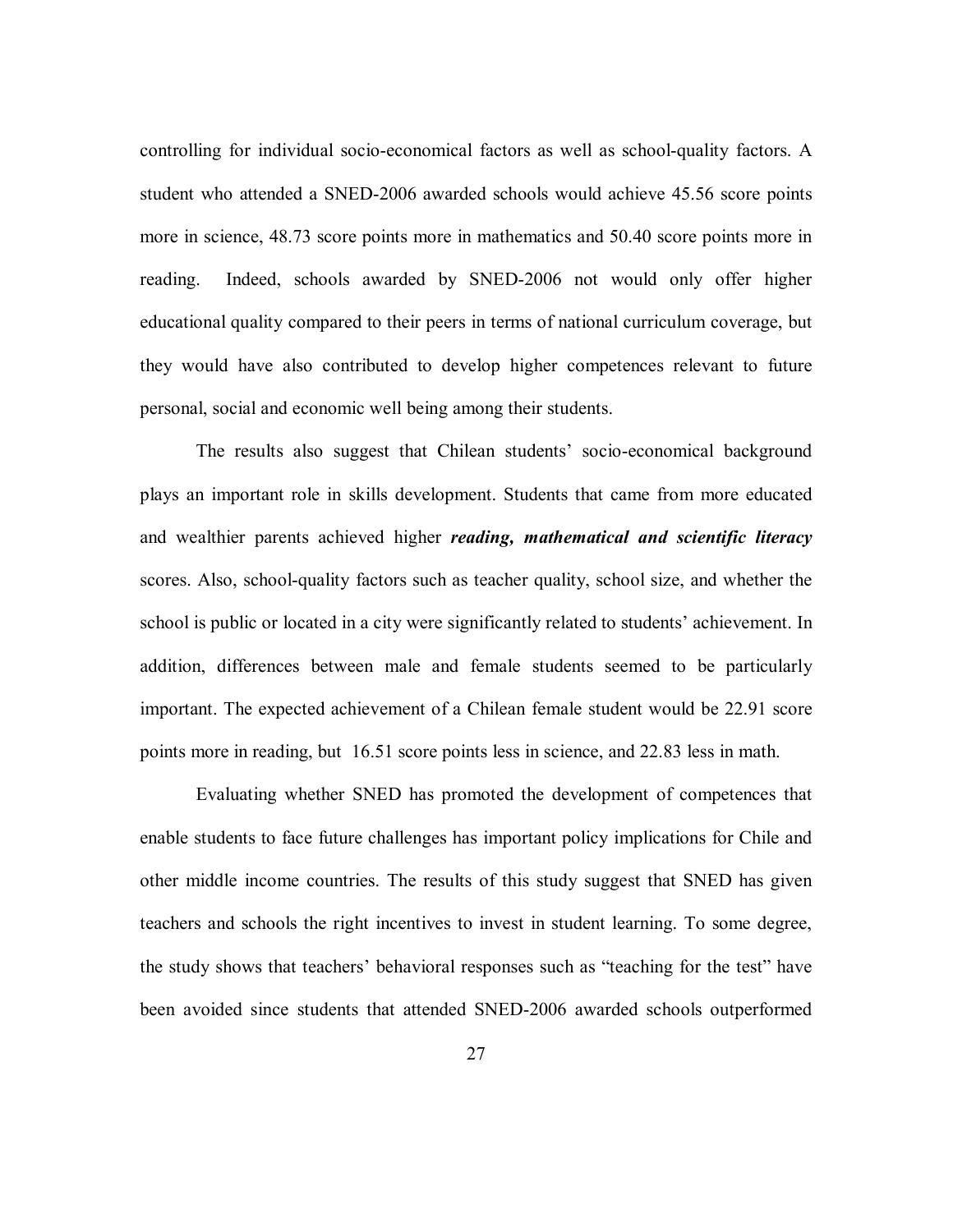controlling for individual socio-economical factors as well as school-quality factors. A student who attended a SNED-2006 awarded schools would achieve 45.56 score points more in science, 48.73 score points more in mathematics and 50.40 score points more in reading. Indeed, schools awarded by SNED-2006 not would only offer higher educational quality compared to their peers in terms of national curriculum coverage, but they would have also contributed to develop higher competences relevant to future personal, social and economic well being among their students.

The results also suggest that Chilean students' socio-economical background plays an important role in skills development. Students that came from more educated and wealthier parents achieved higher ***reading, mathematical and scientific literacy*** scores. Also, school-quality factors such as teacher quality, school size, and whether the school is public or located in a city were significantly related to students' achievement. In addition, differences between male and female students seemed to be particularly important. The expected achievement of a Chilean female student would be 22.91 score points more in reading, but 16.51 score points less in science, and 22.83 less in math.

Evaluating whether SNED has promoted the development of competences that enable students to face future challenges has important policy implications for Chile and other middle income countries. The results of this study suggest that SNED has given teachers and schools the right incentives to invest in student learning. To some degree, the study shows that teachers' behavioral responses such as "teaching for the test" have been avoided since students that attended SNED-2006 awarded schools outperformed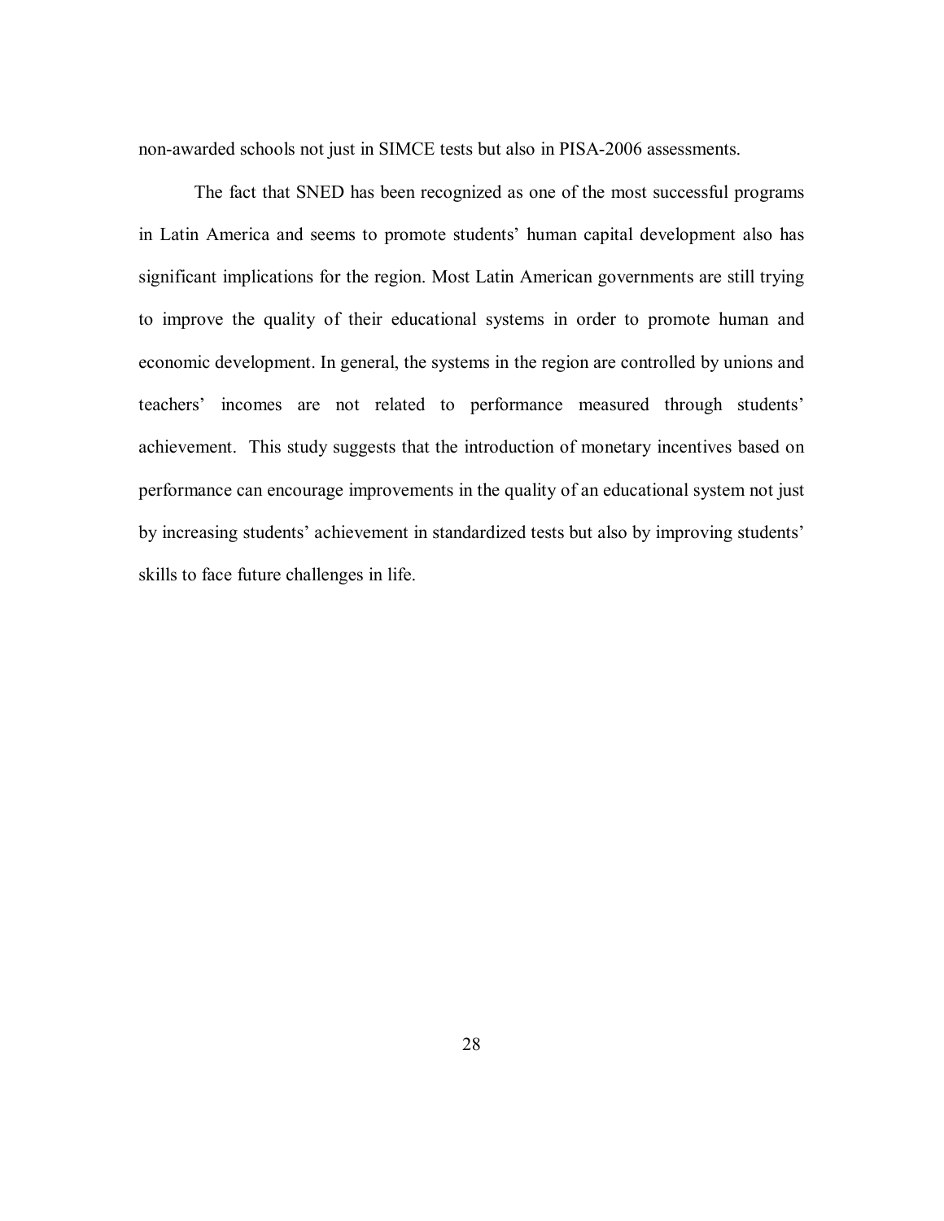non-awarded schools not just in SIMCE tests but also in PISA-2006 assessments.

The fact that SNED has been recognized as one of the most successful programs in Latin America and seems to promote students' human capital development also has significant implications for the region. Most Latin American governments are still trying to improve the quality of their educational systems in order to promote human and economic development. In general, the systems in the region are controlled by unions and teachers' incomes are not related to performance measured through students' achievement. This study suggests that the introduction of monetary incentives based on performance can encourage improvements in the quality of an educational system not just by increasing students' achievement in standardized tests but also by improving students' skills to face future challenges in life.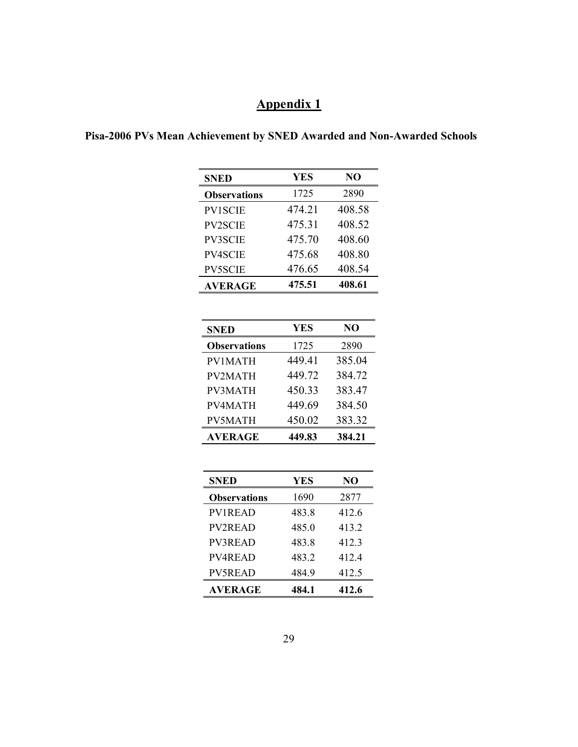# Appendix 1

### Pisa-2006 PVs Mean Achievement by SNED Awarded and Non-Awarded Schools

| SNED | YES | NO |
|---|---|---|
| **Observations** | 1725 | 2890 |
| PV1SCIE | 474.21 | 408.58 |
| PV2SCIE | 475.31 | 408.52 |
| PV3SCIE | 475.70 | 408.60 |
| PV4SCIE | 475.68 | 408.80 |
| PV5SCIE | 476.65 | 408.54 |
| **AVERAGE** | **475.51** | **408.61** |

| SNED | YES | NO |
|---|---|---|
| **Observations** | 1725 | 2890 |
| PV1MATH | 449.41 | 385.04 |
| PV2MATH | 449.72 | 384.72 |
| PV3MATH | 450.33 | 383.47 |
| PV4MATH | 449.69 | 384.50 |
| PV5MATH | 450.02 | 383.32 |
| **AVERAGE** | **449.83** | **384.21** |

| SNED | YES | NO |
|---|---|---|
| **Observations** | 1690 | 2877 |
| PV1READ | 483.8 | 412.6 |
| PV2READ | 485.0 | 413.2 |
| PV3READ | 483.8 | 412.3 |
| PV4READ | 483.2 | 412.4 |
| PV5READ | 484.9 | 412.5 |
| **AVERAGE** | **484.1** | **412.6** |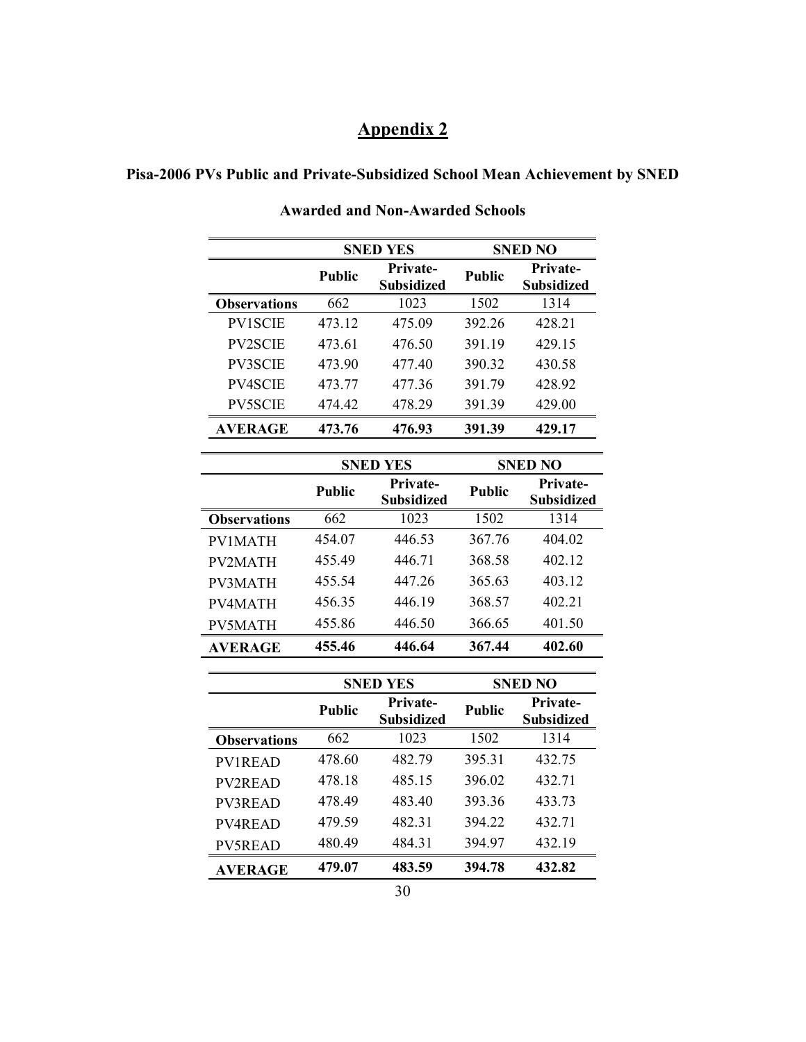# Appendix 2

**Pisa-2006 PVs Public and Private-Subsidized School Mean Achievement by SNED Awarded and Non-Awarded Schools**

| | SNED YES | | SNED NO | |
|---|---|---|---|---|
| | **Public** | **Private-Subsidized** | **Public** | **Private-Subsidized** |
| **Observations** | 662 | 1023 | 1502 | 1314 |
| PV1SCIE | 473.12 | 475.09 | 392.26 | 428.21 |
| PV2SCIE | 473.61 | 476.50 | 391.19 | 429.15 |
| PV3SCIE | 473.90 | 477.40 | 390.32 | 430.58 |
| PV4SCIE | 473.77 | 477.36 | 391.79 | 428.92 |
| PV5SCIE | 474.42 | 478.29 | 391.39 | 429.00 |
| **AVERAGE** | **473.76** | **476.93** | **391.39** | **429.17** |

| | SNED YES | | SNED NO | |
|---|---|---|---|---|
| | **Public** | **Private-Subsidized** | **Public** | **Private-Subsidized** |
| **Observations** | 662 | 1023 | 1502 | 1314 |
| PV1MATH | 454.07 | 446.53 | 367.76 | 404.02 |
| PV2MATH | 455.49 | 446.71 | 368.58 | 402.12 |
| PV3MATH | 455.54 | 447.26 | 365.63 | 403.12 |
| PV4MATH | 456.35 | 446.19 | 368.57 | 402.21 |
| PV5MATH | 455.86 | 446.50 | 366.65 | 401.50 |
| **AVERAGE** | **455.46** | **446.64** | **367.44** | **402.60** |

| | SNED YES | | SNED NO | |
|---|---|---|---|---|
| | **Public** | **Private-Subsidized** | **Public** | **Private-Subsidized** |
| **Observations** | 662 | 1023 | 1502 | 1314 |
| PV1READ | 478.60 | 482.79 | 395.31 | 432.75 |
| PV2READ | 478.18 | 485.15 | 396.02 | 432.71 |
| PV3READ | 478.49 | 483.40 | 393.36 | 433.73 |
| PV4READ | 479.59 | 482.31 | 394.22 | 432.71 |
| PV5READ | 480.49 | 484.31 | 394.97 | 432.19 |
| **AVERAGE** | **479.07** | **483.59** | **394.78** | **432.82** |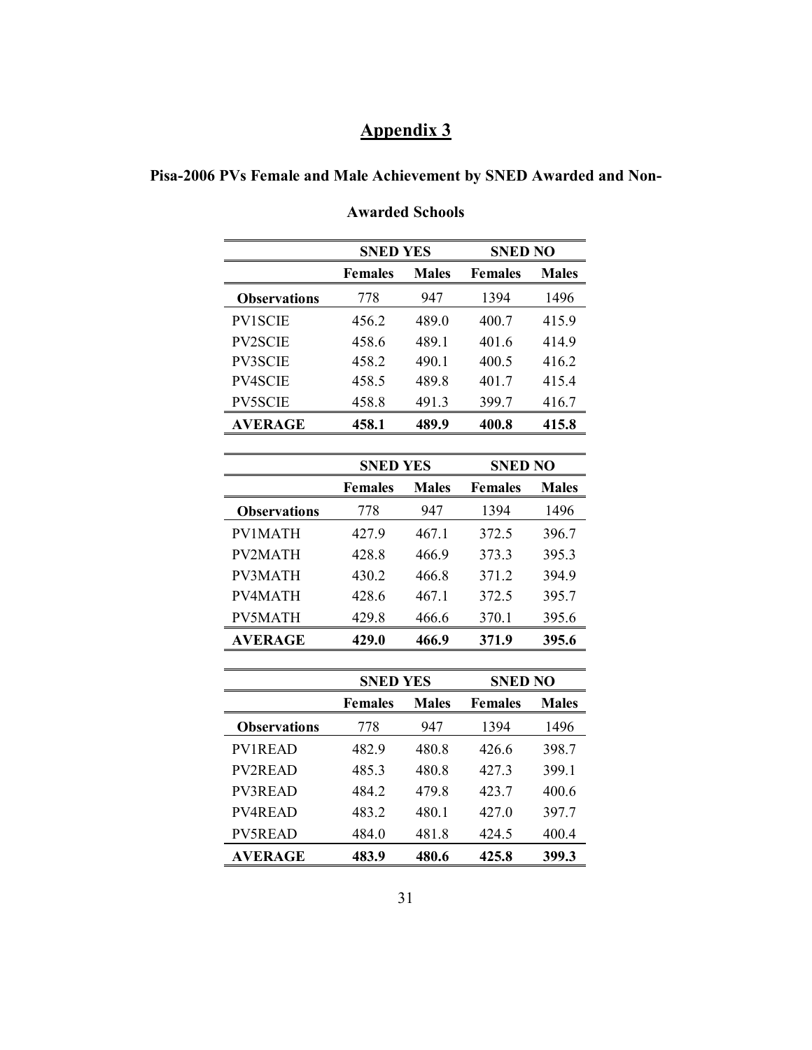# Appendix 3

## Pisa-2006 PVs Female and Male Achievement by SNED Awarded and Non-Awarded Schools

| | SNED YES | | SNED NO | |
|---|---|---|---|---|
| | **Females** | **Males** | **Females** | **Males** |
| **Observations** | 778 | 947 | 1394 | 1496 |
| PV1SCIE | 456.2 | 489.0 | 400.7 | 415.9 |
| PV2SCIE | 458.6 | 489.1 | 401.6 | 414.9 |
| PV3SCIE | 458.2 | 490.1 | 400.5 | 416.2 |
| PV4SCIE | 458.5 | 489.8 | 401.7 | 415.4 |
| PV5SCIE | 458.8 | 491.3 | 399.7 | 416.7 |
| **AVERAGE** | **458.1** | **489.9** | **400.8** | **415.8** |

| | SNED YES | | SNED NO | |
|---|---|---|---|---|
| | **Females** | **Males** | **Females** | **Males** |
| **Observations** | 778 | 947 | 1394 | 1496 |
| PV1MATH | 427.9 | 467.1 | 372.5 | 396.7 |
| PV2MATH | 428.8 | 466.9 | 373.3 | 395.3 |
| PV3MATH | 430.2 | 466.8 | 371.2 | 394.9 |
| PV4MATH | 428.6 | 467.1 | 372.5 | 395.7 |
| PV5MATH | 429.8 | 466.6 | 370.1 | 395.6 |
| **AVERAGE** | **429.0** | **466.9** | **371.9** | **395.6** |

| | SNED YES | | SNED NO | |
|---|---|---|---|---|
| | **Females** | **Males** | **Females** | **Males** |
| **Observations** | 778 | 947 | 1394 | 1496 |
| PV1READ | 482.9 | 480.8 | 426.6 | 398.7 |
| PV2READ | 485.3 | 480.8 | 427.3 | 399.1 |
| PV3READ | 484.2 | 479.8 | 423.7 | 400.6 |
| PV4READ | 483.2 | 480.1 | 427.0 | 397.7 |
| PV5READ | 484.0 | 481.8 | 424.5 | 400.4 |
| **AVERAGE** | **483.9** | **480.6** | **425.8** | **399.3** |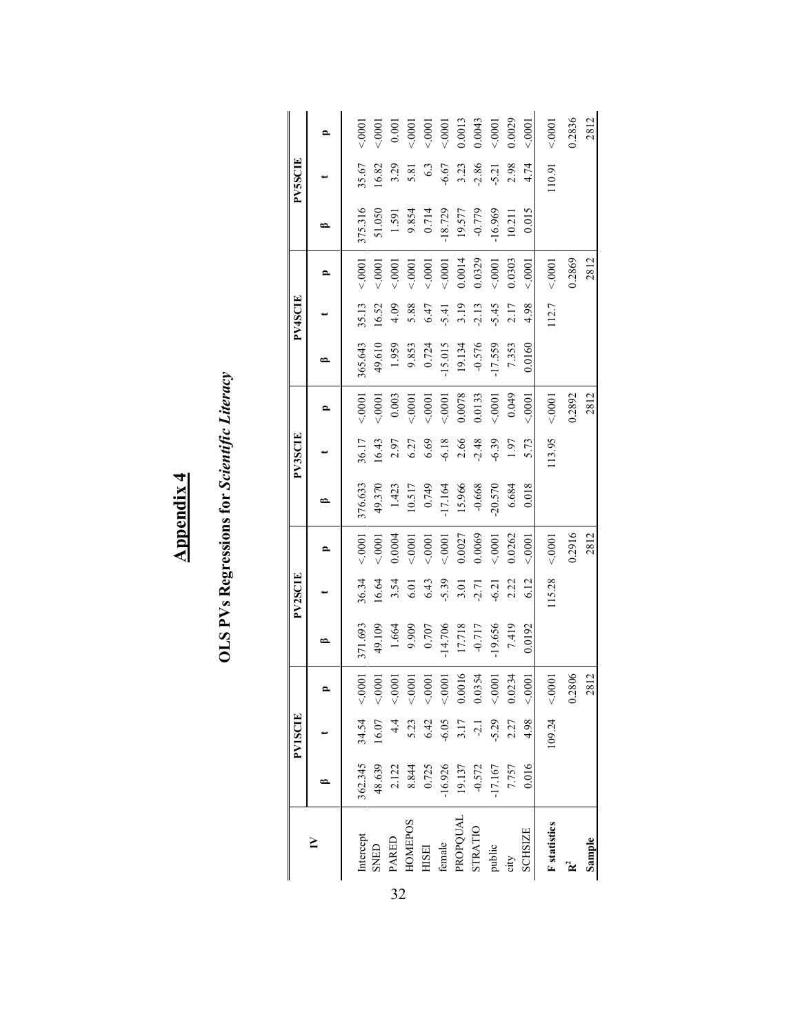# Appendix 4

## OLS PVs Regressions for *Scientific Literacy*

| IV | PV1SCIE | | | PV2SCIE | | | PV3SCIE | | | PV4SCIE | | | PV5SCIE | | |
|---|---|---|---|---|---|---|---|---|---|---|---|---|---|---|---|
| | β | t | p | β | t | p | β | t | p | β | t | p | β | t | p |
| Intercept | 362.345 | 34.54 | <.0001 | 371.693 | 36.34 | <.0001 | 376.633 | 36.17 | <.0001 | 365.643 | 35.13 | <.0001 | 375.316 | 35.67 | <.0001 |
| SNED | 48.639 | 16.07 | <.0001 | 49.109 | 16.64 | <.0001 | 49.370 | 16.43 | <.0001 | 49.610 | 16.52 | <.0001 | 51.050 | 16.82 | <.0001 |
| PARED | 2.122 | 4.4 | <.0001 | 1.664 | 3.54 | 0.0004 | 1.423 | 2.97 | 0.003 | 1.959 | 4.09 | <.0001 | 1.591 | 3.29 | 0.001 |
| HOMEPOS | 8.844 | 5.23 | <.0001 | 9.909 | 6.01 | <.0001 | 10.517 | 6.27 | <.0001 | 9.853 | 5.88 | <.0001 | 9.854 | 5.81 | <.0001 |
| HISEI | 0.725 | 6.42 | <.0001 | 0.707 | 6.43 | <.0001 | 0.749 | 6.69 | <.0001 | 0.724 | 6.47 | <.0001 | 0.714 | 6.3 | <.0001 |
| female | -16.926 | -6.05 | <.0001 | -14.706 | -5.39 | <.0001 | -17.164 | -6.18 | <.0001 | -15.015 | -5.41 | <.0001 | -18.729 | -6.67 | <.0001 |
| PROPQUAL | 19.137 | 3.17 | 0.0016 | 17.718 | 3.01 | 0.0027 | 15.966 | 2.66 | 0.0078 | 19.134 | 3.19 | 0.0014 | 19.577 | 3.23 | 0.0013 |
| STRATIO | -0.572 | -2.1 | 0.0354 | -0.717 | -2.71 | 0.0069 | -0.668 | -2.48 | 0.0133 | -0.576 | -2.13 | 0.0329 | -0.779 | -2.86 | 0.0043 |
| public | -17.167 | -5.29 | <.0001 | -19.656 | -6.21 | <.0001 | -20.570 | -6.39 | <.0001 | -17.559 | -5.45 | <.0001 | -16.969 | -5.21 | <.0001 |
| city | 7.757 | 2.27 | 0.0234 | 7.419 | 2.22 | 0.0262 | 6.684 | 1.97 | 0.049 | 7.353 | 2.17 | 0.0303 | 10.211 | 2.98 | 0.0029 |
| SCHSIZE | 0.016 | 4.98 | <.0001 | 0.0192 | 6.12 | <.0001 | 0.018 | 5.73 | <.0001 | 0.0160 | 4.98 | <.0001 | 0.015 | 4.74 | <.0001 |
| **F statistics** | | 109.24 | <.0001 | | 115.28 | <.0001 | | 113.95 | <.0001 | | 112.7 | <.0001 | | 110.91 | <.0001 |
| **$R^2$** | | | 0.2806 | | | 0.2916 | | | 0.2892 | | | 0.2869 | | | 0.2836 |
| **Sample** | | | 2812 | | | 2812 | | | 2812 | | | 2812 | | | 2812 |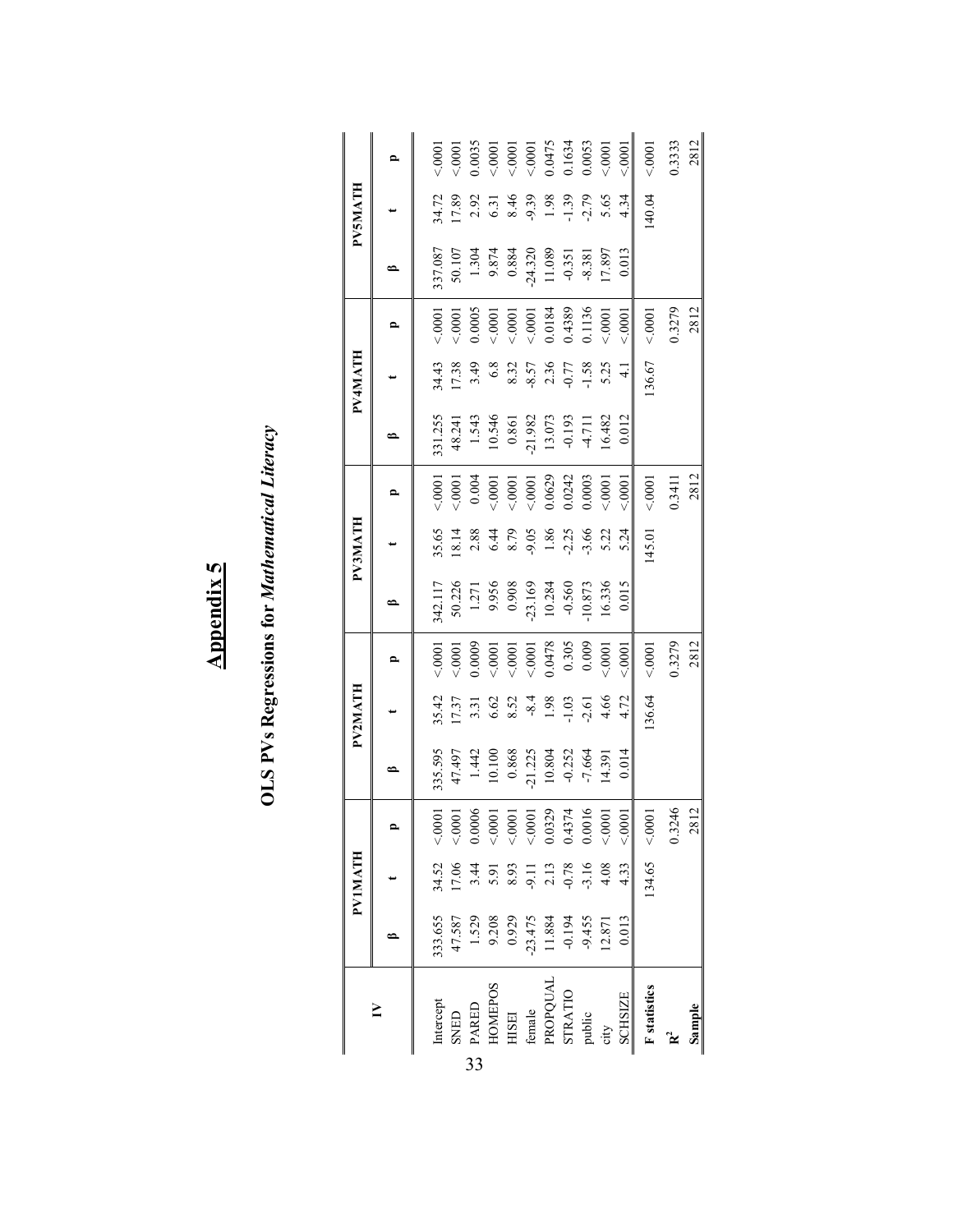# Appendix 5

## OLS PVs Regressions for *Mathematical Literacy*

| IV | PV1MATH | | | PV2MATH | | | PV3MATH | | | PV4MATH | | | PV5MATH | | |
|---|---|---|---|---|---|---|---|---|---|---|---|---|---|---|---|
| | β | t | p | β | t | p | β | t | p | β | t | p | β | t | p |
| Intercept | 333.655 | 34.52 | <.0001 | 335.595 | 35.42 | <.0001 | 342.117 | 35.65 | <.0001 | 331.255 | 34.43 | <.0001 | 337.087 | 34.72 | <.0001 |
| SNED | 47.587 | 17.06 | <.0001 | 47.497 | 17.37 | <.0001 | 50.226 | 18.14 | <.0001 | 48.241 | 17.38 | <.0001 | 50.107 | 17.89 | <.0001 |
| PARED | 1.529 | 3.44 | 0.0006 | 1.442 | 3.31 | 0.0009 | 1.271 | 2.88 | 0.004 | 1.543 | 3.49 | 0.0005 | 1.304 | 2.92 | 0.0035 |
| HOMEPOS | 9.208 | 5.91 | <.0001 | 10.100 | 6.62 | <.0001 | 9.956 | 6.44 | <.0001 | 10.546 | 6.8 | <.0001 | 9.874 | 6.31 | <.0001 |
| HISEI | 0.929 | 8.93 | <.0001 | 0.868 | 8.52 | <.0001 | 0.908 | 8.79 | <.0001 | 0.861 | 8.32 | <.0001 | 0.884 | 8.46 | <.0001 |
| female | -23.475 | -9.11 | <.0001 | -21.225 | -8.4 | <.0001 | -23.169 | -9.05 | <.0001 | -21.982 | -8.57 | <.0001 | -24.320 | -9.39 | <.0001 |
| PROPQUAL | 11.884 | 2.13 | 0.0329 | 10.804 | 1.98 | 0.0478 | 10.284 | 1.86 | 0.0629 | 13.073 | 2.36 | 0.0184 | 11.089 | 1.98 | 0.0475 |
| STRATIO | -0.194 | -0.78 | 0.4374 | -0.252 | -1.03 | 0.305 | -0.560 | -2.25 | 0.0242 | -0.193 | -0.77 | 0.4389 | -0.351 | -1.39 | 0.1634 |
| public | -9.455 | -3.16 | 0.0016 | -7.664 | -2.61 | 0.009 | -10.873 | -3.66 | 0.0003 | -4.711 | -1.58 | 0.1136 | -8.381 | -2.79 | 0.0053 |
| city | 12.871 | 4.08 | <.0001 | 14.391 | 4.66 | <.0001 | 16.336 | 5.22 | <.0001 | 16.482 | 5.25 | <.0001 | 17.897 | 5.65 | <.0001 |
| SCHSIZE | 0.013 | 4.33 | <.0001 | 0.014 | 4.72 | <.0001 | 0.015 | 5.24 | <.0001 | 0.012 | 4.1 | <.0001 | 0.013 | 4.34 | <.0001 |
| **F statistics** | | 134.65 | <.0001 | | 136.64 | <.0001 | | 145.01 | <.0001 | | 136.67 | <.0001 | | 140.04 | <.0001 |
| $R^2$ | | | 0.3246 | | | 0.3279 | | | 0.3411 | | | 0.3279 | | | 0.3333 |
| **Sample** | | | 2812 | | | 2812 | | | 2812 | | | 2812 | | | 2812 |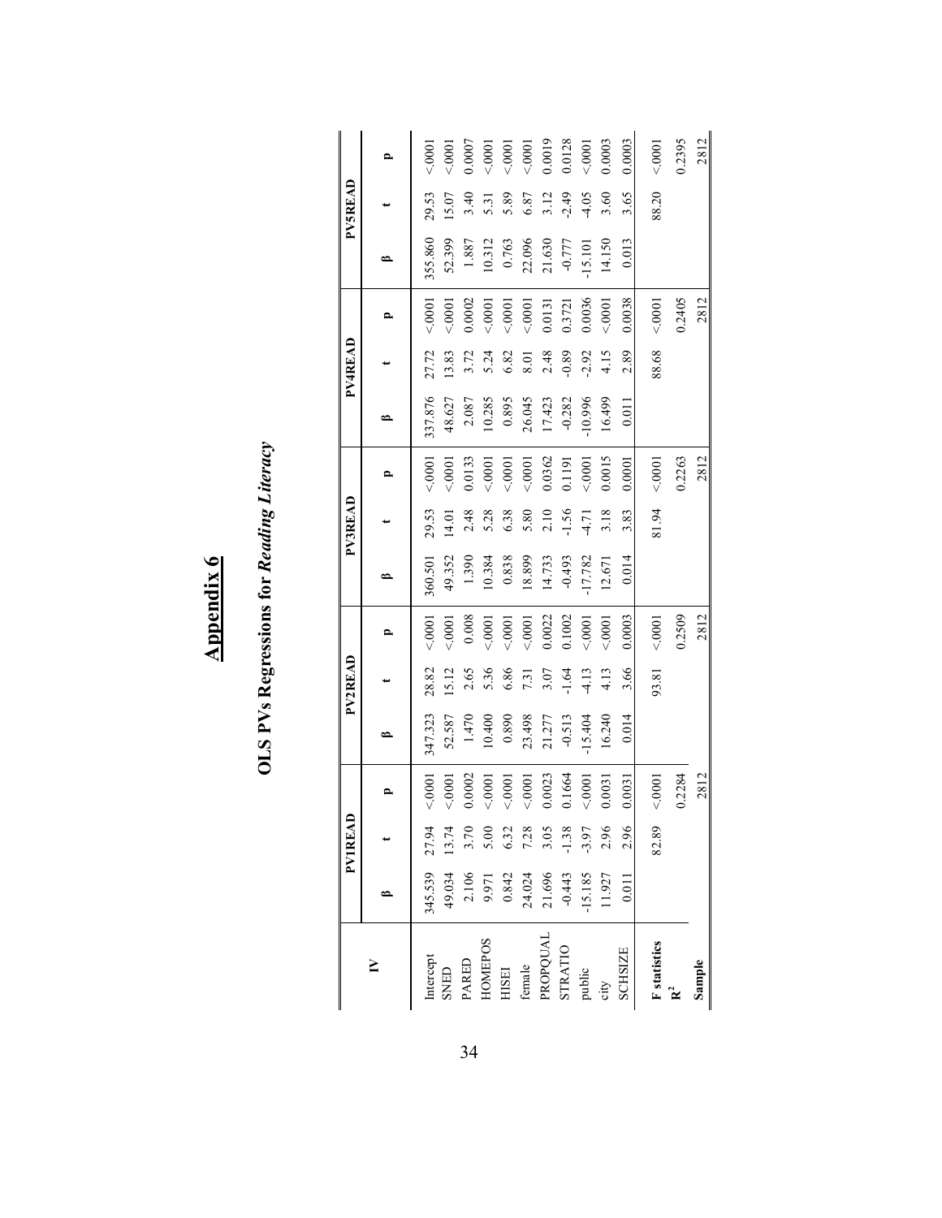# Appendix 6

## OLS PVs Regressions for *Reading Literacy*

| IV | PV1READ | | | PV2READ | | | PV3READ | | | PV4READ | | | PV5READ | | |
|---|---|---|---|---|---|---|---|---|---|---|---|---|---|---|---|
| | β | t | p | β | t | p | β | t | p | β | t | p | β | t | p |
| Intercept | 345.539 | 27.94 | <.0001 | 347.323 | 28.82 | <.0001 | 360.501 | 29.53 | <.0001 | 337.876 | 27.72 | <.0001 | 355.860 | 29.53 | <.0001 |
| SNED | 49.034 | 13.74 | <.0001 | 52.587 | 15.12 | <.0001 | 49.352 | 14.01 | <.0001 | 48.627 | 13.83 | <.0001 | 52.399 | 15.07 | <.0001 |
| PARED | 2.106 | 3.70 | 0.0002 | 1.470 | 2.65 | 0.008 | 1.390 | 2.48 | 0.0133 | 2.087 | 3.72 | 0.0002 | 1.887 | 3.40 | 0.0007 |
| HOMEPOS | 9.971 | 5.00 | <.0001 | 10.400 | 5.36 | <.0001 | 10.384 | 5.28 | <.0001 | 10.285 | 5.24 | <.0001 | 10.312 | 5.31 | <.0001 |
| HISEI | 0.842 | 6.32 | <.0001 | 0.890 | 6.86 | <.0001 | 0.838 | 6.38 | <.0001 | 0.895 | 6.82 | <.0001 | 0.763 | 5.89 | <.0001 |
| female | 24.024 | 7.28 | <.0001 | 23.498 | 7.31 | <.0001 | 18.899 | 5.80 | <.0001 | 26.045 | 8.01 | <.0001 | 22.096 | 6.87 | <.0001 |
| PROPQUAL | 21.696 | 3.05 | 0.0023 | 21.277 | 3.07 | 0.0022 | 14.733 | 2.10 | 0.0362 | 17.423 | 2.48 | 0.0131 | 21.630 | 3.12 | 0.0019 |
| STRATIO | -0.443 | -1.38 | 0.1664 | -0.513 | -1.64 | 0.1002 | -0.493 | -1.56 | 0.1191 | -0.282 | -0.89 | 0.3721 | -0.777 | -2.49 | 0.0128 |
| public | -15.185 | -3.97 | <.0001 | -15.404 | -4.13 | <.0001 | -17.782 | -4.71 | <.0001 | -10.996 | -2.92 | 0.0036 | -15.101 | -4.05 | <.0001 |
| city | 11.927 | 2.96 | 0.0031 | 16.240 | 4.13 | <.0001 | 12.671 | 3.18 | 0.0015 | 16.499 | 4.15 | <.0001 | 14.150 | 3.60 | 0.0003 |
| SCHSIZE | 0.011 | 2.96 | 0.0031 | 0.014 | 3.66 | 0.0003 | 0.014 | 3.83 | 0.0001 | 0.011 | 2.89 | 0.0038 | 0.013 | 3.65 | 0.0003 |
| **F statistics** | | 82.89 | <.0001 | | 93.81 | <.0001 | | 81.94 | <.0001 | | 88.68 | <.0001 | | 88.20 | <.0001 |
| $R^2$ | | | 0.2284 | | | 0.2509 | | | 0.2263 | | | 0.2405 | | | 0.2395 |
| **Sample** | | | 2812 | | | 2812 | | | 2812 | | | 2812 | | | 2812 |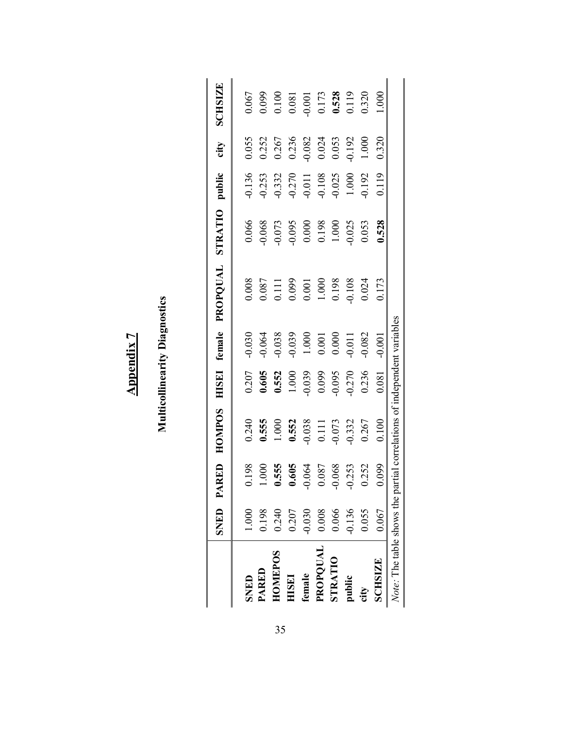# Appendix 7

## Multicollinearity Diagnostics

| | **SNED** | **PARED** | **HOMPOS** | **HISEI** | **female** | **PROPQUAL** | **STRATIO** | **public** | **city** | **SCHSIZE** |
|---|---|---|---|---|---|---|---|---|---|---|
| **SNED** | 1.000 | 0.198 | 0.240 | 0.207 | -0.030 | 0.008 | 0.066 | -0.136 | 0.055 | 0.067 |
| **PARED** | 0.198 | 1.000 | **0.555** | **0.605** | -0.064 | 0.087 | -0.068 | -0.253 | 0.252 | 0.099 |
| **HOMEPOS** | 0.240 | **0.555** | 1.000 | **0.552** | -0.038 | 0.111 | -0.073 | -0.332 | 0.267 | 0.100 |
| **HISEI** | 0.207 | **0.605** | **0.552** | 1.000 | -0.039 | 0.099 | -0.095 | -0.270 | 0.236 | 0.081 |
| **female** | -0.030 | -0.064 | -0.038 | -0.039 | 1.000 | 0.001 | 0.000 | -0.011 | -0.082 | -0.001 |
| **PROPQUAL** | 0.008 | 0.087 | 0.111 | 0.099 | 0.001 | 1.000 | 0.198 | -0.108 | 0.024 | 0.173 |
| **STRATIO** | 0.066 | -0.068 | -0.073 | -0.095 | 0.000 | 0.198 | 1.000 | -0.025 | 0.053 | **0.528** |
| **public** | -0.136 | -0.253 | -0.332 | -0.270 | -0.011 | -0.108 | -0.025 | 1.000 | -0.192 | 0.119 |
| **city** | 0.055 | 0.252 | 0.267 | 0.236 | -0.082 | 0.024 | 0.053 | -0.192 | 1.000 | 0.320 |
| **SCHSIZE** | 0.067 | 0.099 | 0.100 | 0.081 | -0.001 | 0.173 | **0.528** | 0.119 | 0.320 | 1.000 |

*Note:* The table shows the partial correlations of independent variables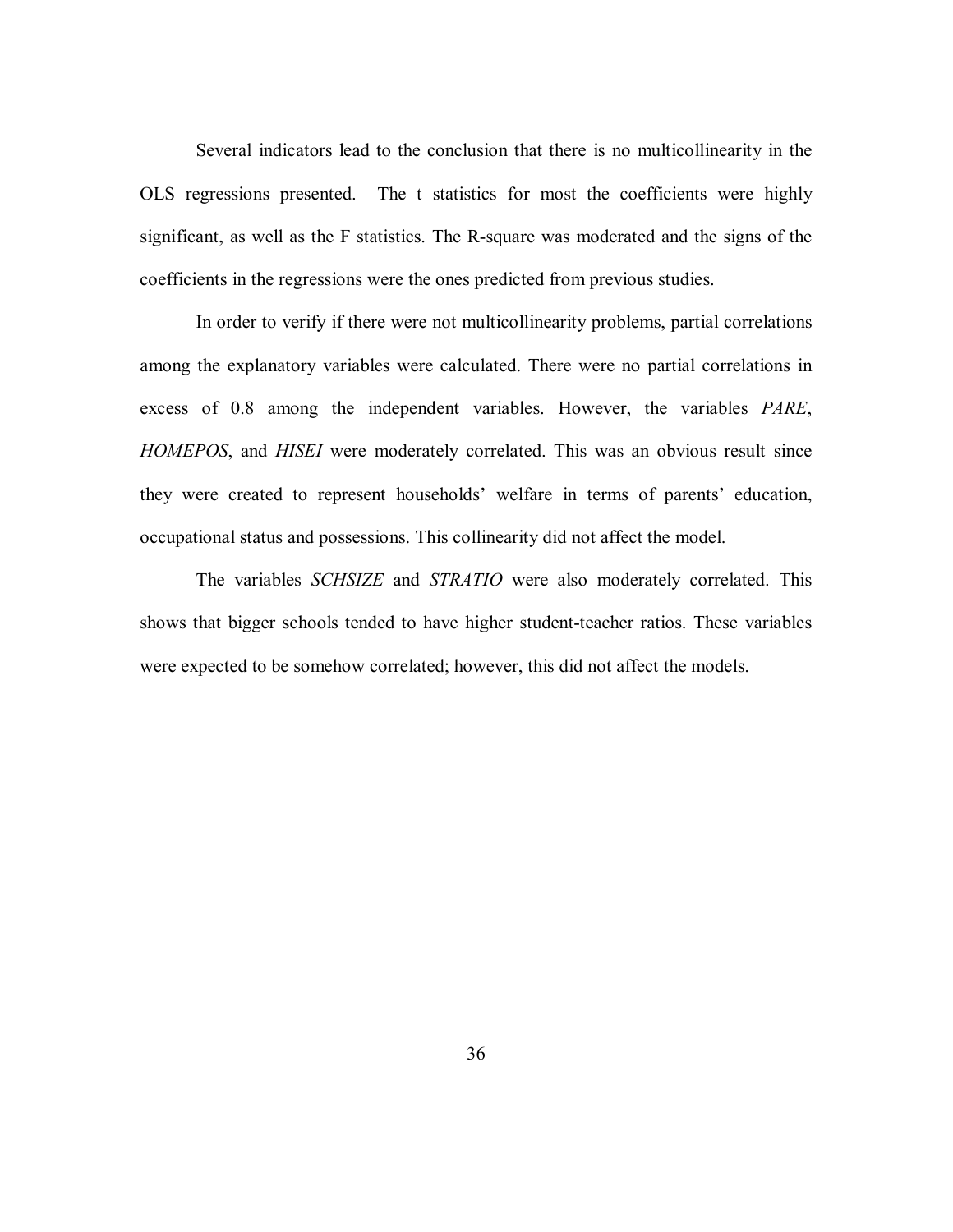Several indicators lead to the conclusion that there is no multicollinearity in the OLS regressions presented. The t statistics for most the coefficients were highly significant, as well as the F statistics. The R-square was moderated and the signs of the coefficients in the regressions were the ones predicted from previous studies.

In order to verify if there were not multicollinearity problems, partial correlations among the explanatory variables were calculated. There were no partial correlations in excess of 0.8 among the independent variables. However, the variables *PARE*, *HOMEPOS*, and *HISEI* were moderately correlated. This was an obvious result since they were created to represent households' welfare in terms of parents' education, occupational status and possessions. This collinearity did not affect the model.

The variables *SCHSIZE* and *STRATIO* were also moderately correlated. This shows that bigger schools tended to have higher student-teacher ratios. These variables were expected to be somehow correlated; however, this did not affect the models.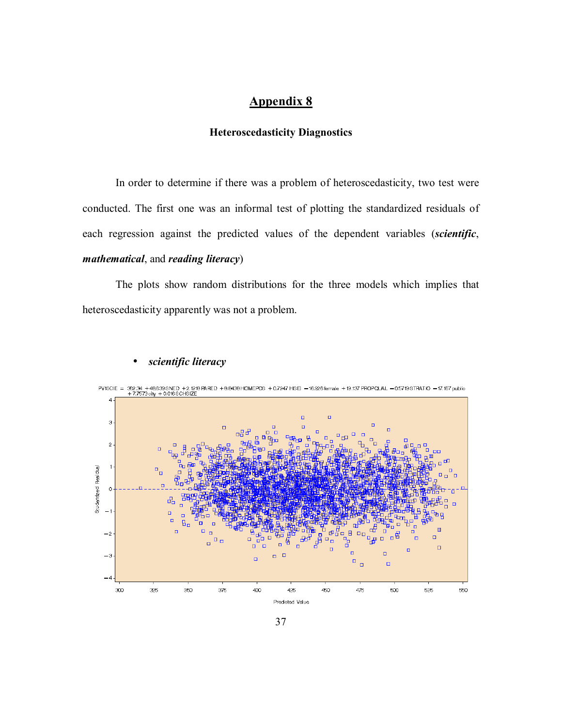# Appendix 8

### Heteroscedasticity Diagnostics

In order to determine if there was a problem of heteroscedasticity, two test were conducted. The first one was an informal test of plotting the standardized residuals of each regression against the predicted values of the dependent variables (***scientific***, ***mathematical***, and ***reading literacy***)

The plots show random distributions for the three models which implies that heteroscedasticity apparently was not a problem.

- ***scientific literacy***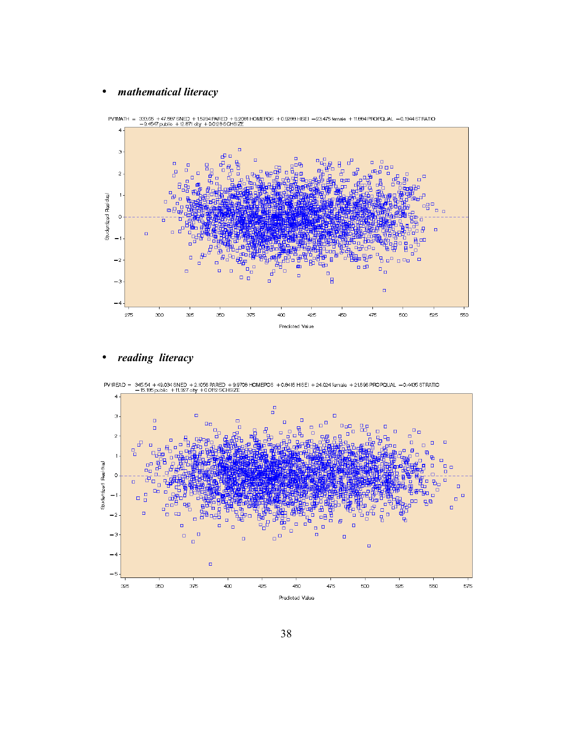- ***mathematical literacy***

PV1MATH = 333.55 + 47.587 SNED + 1.5294 PARED + 9.2081 HOMEPOS + 0.9289 HISEI − 23.475 female + 11.884 PROPQUAL − 0.1944 STRATIO − 9.4547 public + 12.871 city + 0.0128 SCHSIZE

Studentized Residual

Predicted Value

- ***reading literacy***

PV1READ = 345.54 + 49.034 SNED + 2.1056 PARED + 9.9706 HOMEPOS + 0.8416 HISEI + 24.024 female + 21.896 PROPQUAL − 0.4435 STRATIO − 15.195 public + 11.927 city + 0.0112 SCHSIZE

Studentized Residual

Predicted Value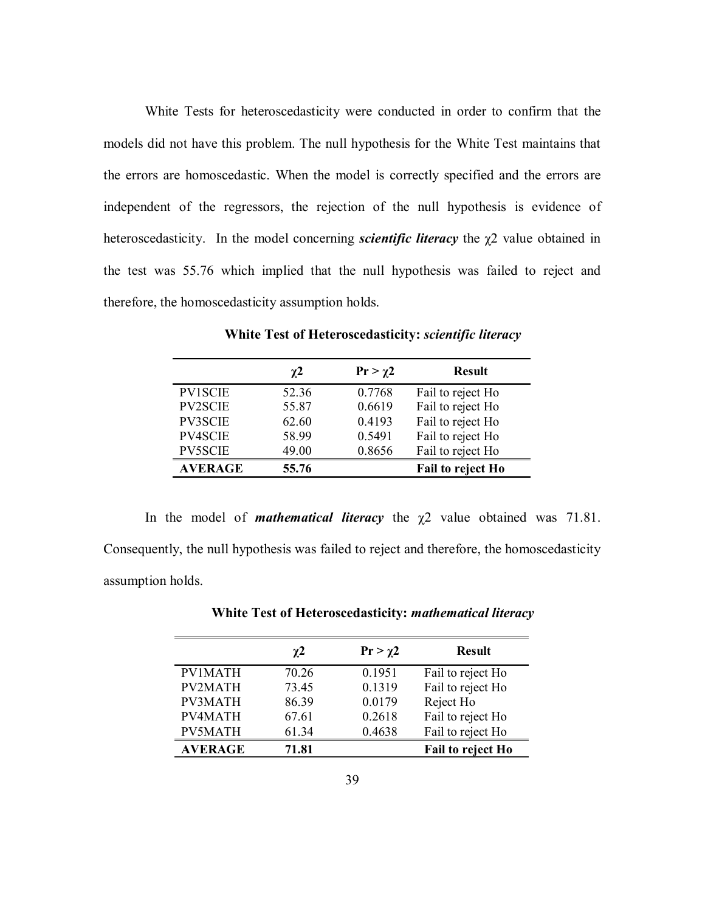White Tests for heteroscedasticity were conducted in order to confirm that the models did not have this problem. The null hypothesis for the White Test maintains that the errors are homoscedastic. When the model is correctly specified and the errors are independent of the regressors, the rejection of the null hypothesis is evidence of heteroscedasticity. In the model concerning ***scientific literacy*** the $\chi 2$ value obtained in the test was 55.76 which implied that the null hypothesis was failed to reject and therefore, the homoscedasticity assumption holds.

**White Test of Heteroscedasticity:** ***scientific literacy***

| | $\chi 2$ | $Pr > \chi 2$ | Result |
|---|---|---|---|
| PV1SCIE | 52.36 | 0.7768 | Fail to reject Ho |
| PV2SCIE | 55.87 | 0.6619 | Fail to reject Ho |
| PV3SCIE | 62.60 | 0.4193 | Fail to reject Ho |
| PV4SCIE | 58.99 | 0.5491 | Fail to reject Ho |
| PV5SCIE | 49.00 | 0.8656 | Fail to reject Ho |
| **AVERAGE** | **55.76** | | **Fail to reject Ho** |

In the model of ***mathematical literacy*** the $\chi 2$ value obtained was 71.81. Consequently, the null hypothesis was failed to reject and therefore, the homoscedasticity assumption holds.

**White Test of Heteroscedasticity:** ***mathematical literacy***

| | $\chi 2$ | $Pr > \chi 2$ | Result |
|---|---|---|---|
| PV1MATH | 70.26 | 0.1951 | Fail to reject Ho |
| PV2MATH | 73.45 | 0.1319 | Fail to reject Ho |
| PV3MATH | 86.39 | 0.0179 | Reject Ho |
| PV4MATH | 67.61 | 0.2618 | Fail to reject Ho |
| PV5MATH | 61.34 | 0.4638 | Fail to reject Ho |
| **AVERAGE** | **71.81** | | **Fail to reject Ho** |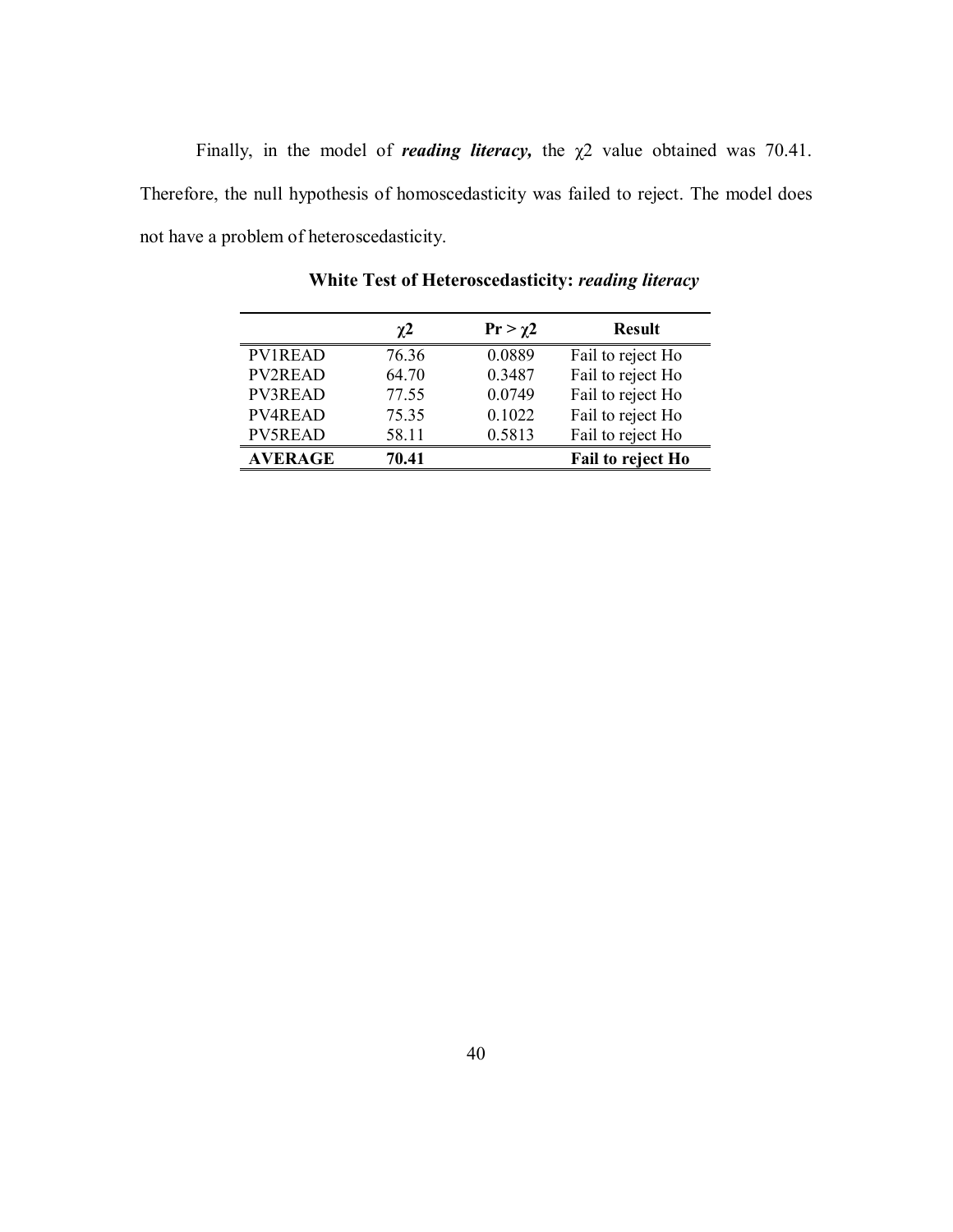Finally, in the model of ***reading literacy,*** the $\chi 2$ value obtained was 70.41. Therefore, the null hypothesis of homoscedasticity was failed to reject. The model does not have a problem of heteroscedasticity.

**White Test of Heteroscedasticity:** ***reading literacy***

| | $\chi 2$ | $Pr > \chi 2$ | Result |
|---|---|---|---|
| PV1READ | 76.36 | 0.0889 | Fail to reject Ho |
| PV2READ | 64.70 | 0.3487 | Fail to reject Ho |
| PV3READ | 77.55 | 0.0749 | Fail to reject Ho |
| PV4READ | 75.35 | 0.1022 | Fail to reject Ho |
| PV5READ | 58.11 | 0.5813 | Fail to reject Ho |
| **AVERAGE** | **70.41** | | **Fail to reject Ho** |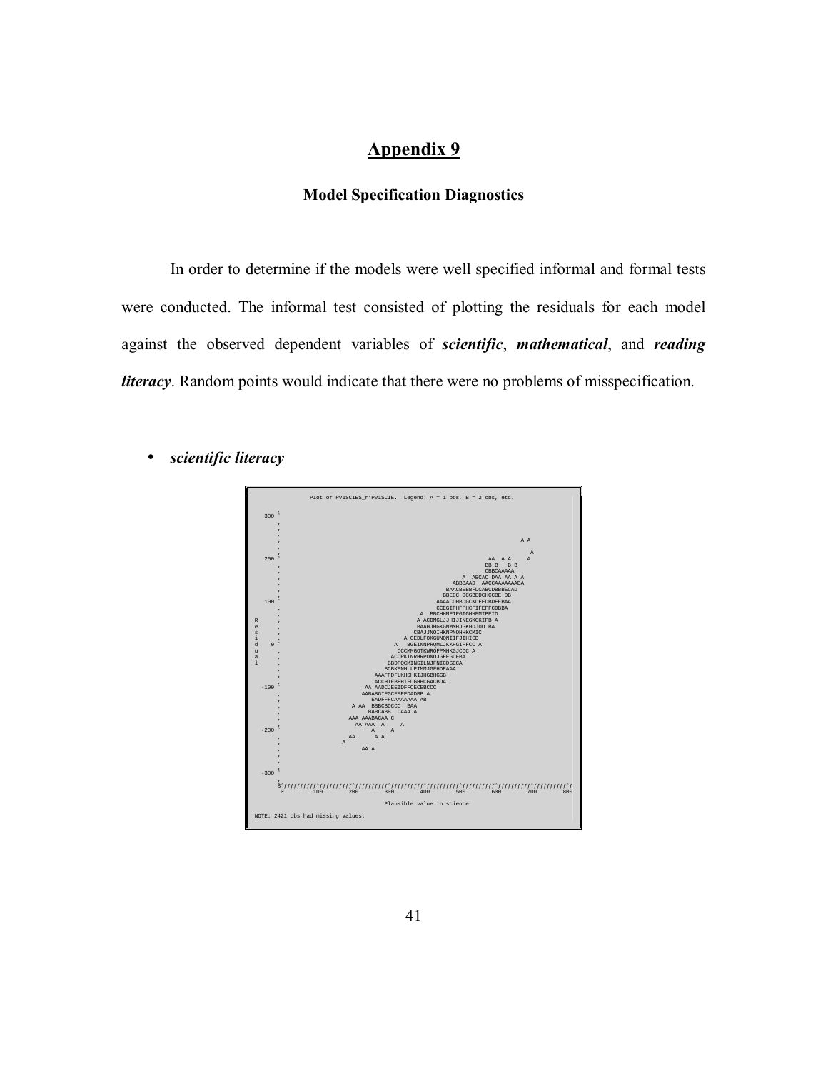# Appendix 9

## Model Specification Diagnostics

In order to determine if the models were well specified informal and formal tests were conducted. The informal test consisted of plotting the residuals for each model against the observed dependent variables of ***scientific***, ***mathematical***, and ***reading literacy***. Random points would indicate that there were no problems of misspecification.

- ***scientific literacy***

```
Plot of PV1SCIES_r*PV1SCIE.  Legend: A = 1 obs, B = 2 obs, etc.

Residual (vertical axis: -300 to 300)

Plausible value in science (horizontal axis: 0 to 800)

NOTE: 2421 obs had missing values.
```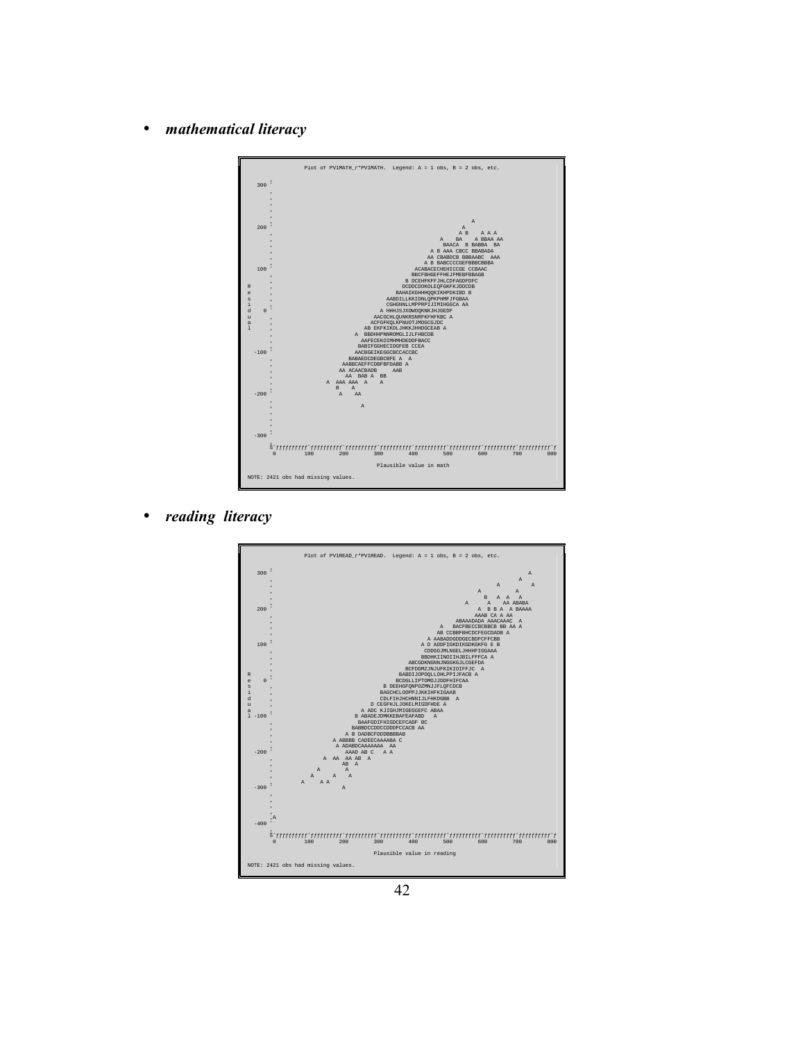- ***mathematical literacy***

```
Plot of PV1MATH_r*PV1MATH.  Legend: A = 1 obs, B = 2 obs, etc.

NOTE: 2421 obs had missing values.
```

- ***reading literacy***

```
Plot of PV1READ_r*PV1READ.  Legend: A = 1 obs, B = 2 obs, etc.

NOTE: 2421 obs had missing values.
```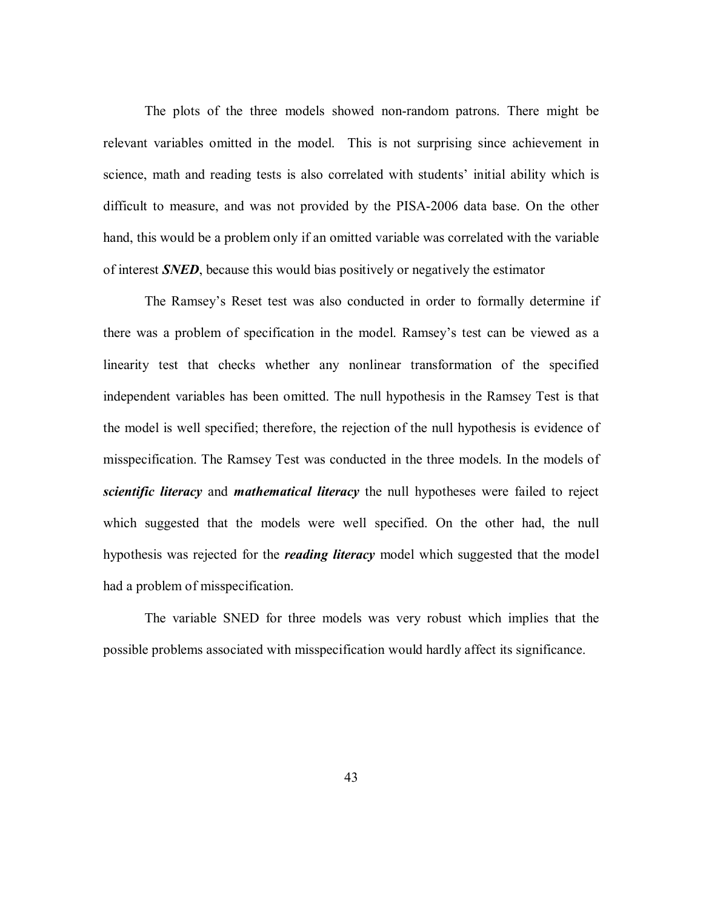The plots of the three models showed non-random patrons. There might be relevant variables omitted in the model. This is not surprising since achievement in science, math and reading tests is also correlated with students' initial ability which is difficult to measure, and was not provided by the PISA-2006 data base. On the other hand, this would be a problem only if an omitted variable was correlated with the variable of interest ***SNED***, because this would bias positively or negatively the estimator

The Ramsey's Reset test was also conducted in order to formally determine if there was a problem of specification in the model. Ramsey's test can be viewed as a linearity test that checks whether any nonlinear transformation of the specified independent variables has been omitted. The null hypothesis in the Ramsey Test is that the model is well specified; therefore, the rejection of the null hypothesis is evidence of misspecification. The Ramsey Test was conducted in the three models. In the models of ***scientific literacy*** and ***mathematical literacy*** the null hypotheses were failed to reject which suggested that the models were well specified. On the other had, the null hypothesis was rejected for the ***reading literacy*** model which suggested that the model had a problem of misspecification.

The variable SNED for three models was very robust which implies that the possible problems associated with misspecification would hardly affect its significance.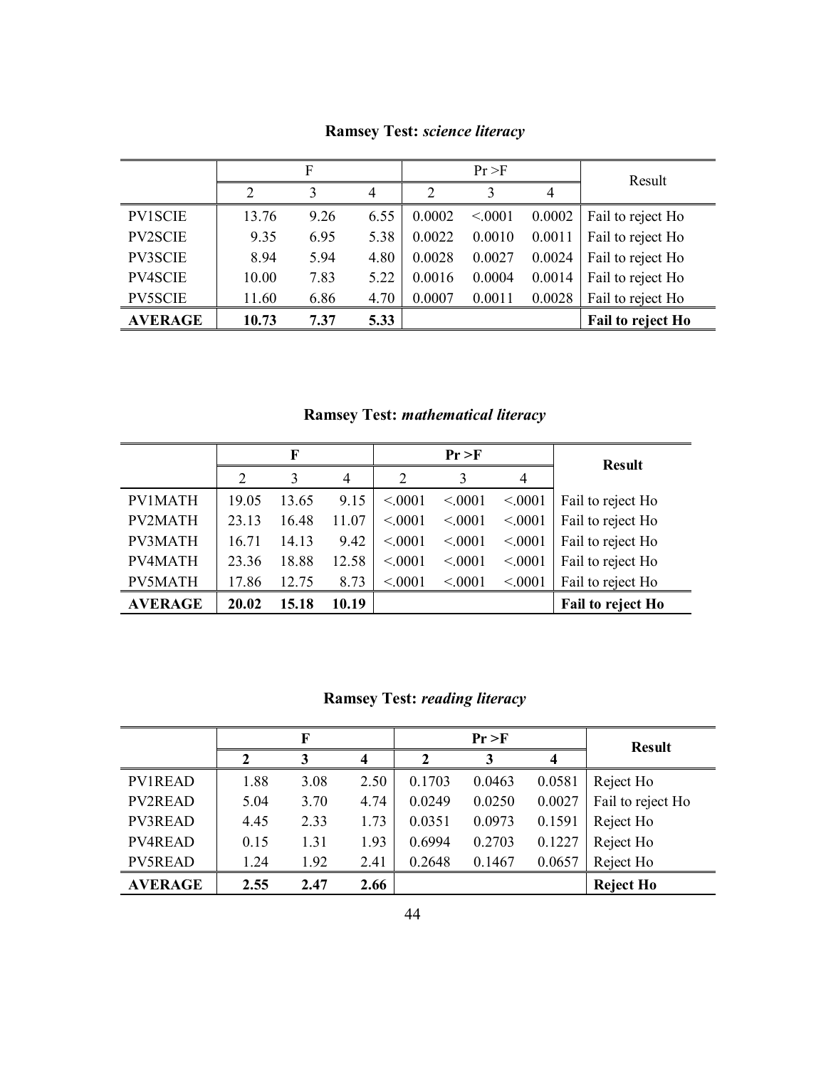**Ramsey Test:** ***science literacy***

| | F | | | Pr >F | | | Result |
|---|---|---|---|---|---|---|---|
| | 2 | 3 | 4 | 2 | 3 | 4 | |
| PV1SCIE | 13.76 | 9.26 | 6.55 | 0.0002 | <.0001 | 0.0002 | Fail to reject Ho |
| PV2SCIE | 9.35 | 6.95 | 5.38 | 0.0022 | 0.0010 | 0.0011 | Fail to reject Ho |
| PV3SCIE | 8.94 | 5.94 | 4.80 | 0.0028 | 0.0027 | 0.0024 | Fail to reject Ho |
| PV4SCIE | 10.00 | 7.83 | 5.22 | 0.0016 | 0.0004 | 0.0014 | Fail to reject Ho |
| PV5SCIE | 11.60 | 6.86 | 4.70 | 0.0007 | 0.0011 | 0.0028 | Fail to reject Ho |
| **AVERAGE** | **10.73** | **7.37** | **5.33** | | | | **Fail to reject Ho** |

**Ramsey Test:** ***mathematical literacy***

| | **F** | | | **Pr >F** | | | **Result** |
|---|---|---|---|---|---|---|---|
| | 2 | 3 | 4 | 2 | 3 | 4 | |
| PV1MATH | 19.05 | 13.65 | 9.15 | <.0001 | <.0001 | <.0001 | Fail to reject Ho |
| PV2MATH | 23.13 | 16.48 | 11.07 | <.0001 | <.0001 | <.0001 | Fail to reject Ho |
| PV3MATH | 16.71 | 14.13 | 9.42 | <.0001 | <.0001 | <.0001 | Fail to reject Ho |
| PV4MATH | 23.36 | 18.88 | 12.58 | <.0001 | <.0001 | <.0001 | Fail to reject Ho |
| PV5MATH | 17.86 | 12.75 | 8.73 | <.0001 | <.0001 | <.0001 | Fail to reject Ho |
| **AVERAGE** | **20.02** | **15.18** | **10.19** | | | | **Fail to reject Ho** |

**Ramsey Test:** ***reading literacy***

| | **F** | | | **Pr >F** | | | **Result** |
|---|---|---|---|---|---|---|---|
| | **2** | **3** | **4** | **2** | **3** | **4** | |
| PV1READ | 1.88 | 3.08 | 2.50 | 0.1703 | 0.0463 | 0.0581 | Reject Ho |
| PV2READ | 5.04 | 3.70 | 4.74 | 0.0249 | 0.0250 | 0.0027 | Fail to reject Ho |
| PV3READ | 4.45 | 2.33 | 1.73 | 0.0351 | 0.0973 | 0.1591 | Reject Ho |
| PV4READ | 0.15 | 1.31 | 1.93 | 0.6994 | 0.2703 | 0.1227 | Reject Ho |
| PV5READ | 1.24 | 1.92 | 2.41 | 0.2648 | 0.1467 | 0.0657 | Reject Ho |
| **AVERAGE** | **2.55** | **2.47** | **2.66** | | | | **Reject Ho** |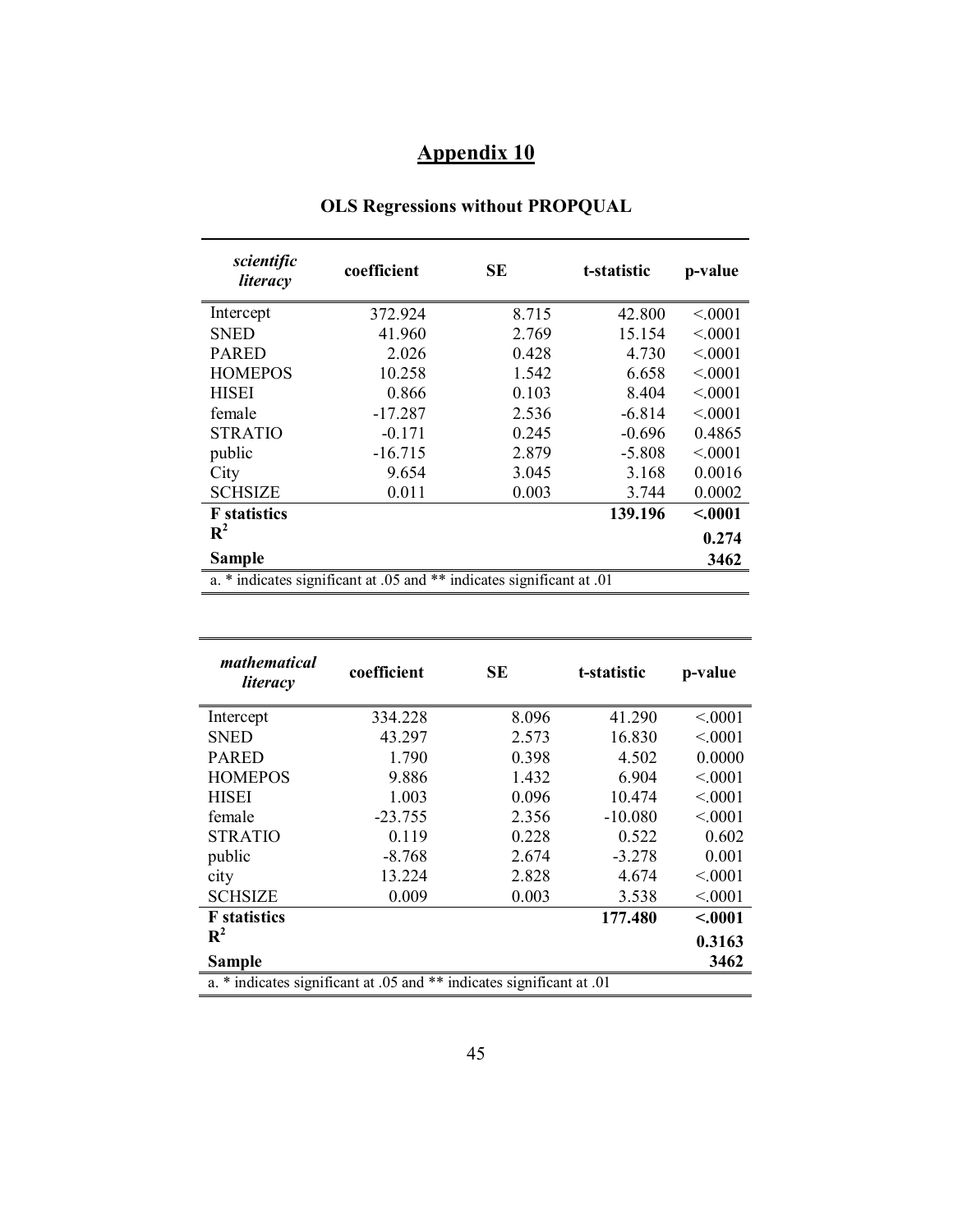# Appendix 10

## OLS Regressions without PROPQUAL

| *scientific literacy* | coefficient | SE | t-statistic | p-value |
|---|---|---|---|---|
| Intercept | 372.924 | 8.715 | 42.800 | <.0001 |
| SNED | 41.960 | 2.769 | 15.154 | <.0001 |
| PARED | 2.026 | 0.428 | 4.730 | <.0001 |
| HOMEPOS | 10.258 | 1.542 | 6.658 | <.0001 |
| HISEI | 0.866 | 0.103 | 8.404 | <.0001 |
| female | -17.287 | 2.536 | -6.814 | <.0001 |
| STRATIO | -0.171 | 0.245 | -0.696 | 0.4865 |
| public | -16.715 | 2.879 | -5.808 | <.0001 |
| City | 9.654 | 3.045 | 3.168 | 0.0016 |
| SCHSIZE | 0.011 | 0.003 | 3.744 | 0.0002 |
| **F statistics** | | | **139.196** | **<.0001** |
| $\mathbf{R^2}$ | | | | **0.274** |
| **Sample** | | | | **3462** |

a. * indicates significant at .05 and ** indicates significant at .01

| *mathematical literacy* | coefficient | SE | t-statistic | p-value |
|---|---|---|---|---|
| Intercept | 334.228 | 8.096 | 41.290 | <.0001 |
| SNED | 43.297 | 2.573 | 16.830 | <.0001 |
| PARED | 1.790 | 0.398 | 4.502 | 0.0000 |
| HOMEPOS | 9.886 | 1.432 | 6.904 | <.0001 |
| HISEI | 1.003 | 0.096 | 10.474 | <.0001 |
| female | -23.755 | 2.356 | -10.080 | <.0001 |
| STRATIO | 0.119 | 0.228 | 0.522 | 0.602 |
| public | -8.768 | 2.674 | -3.278 | 0.001 |
| city | 13.224 | 2.828 | 4.674 | <.0001 |
| SCHSIZE | 0.009 | 0.003 | 3.538 | <.0001 |
| **F statistics** | | | **177.480** | **<.0001** |
| $\mathbf{R^2}$ | | | | **0.3163** |
| **Sample** | | | | **3462** |

a. * indicates significant at .05 and ** indicates significant at .01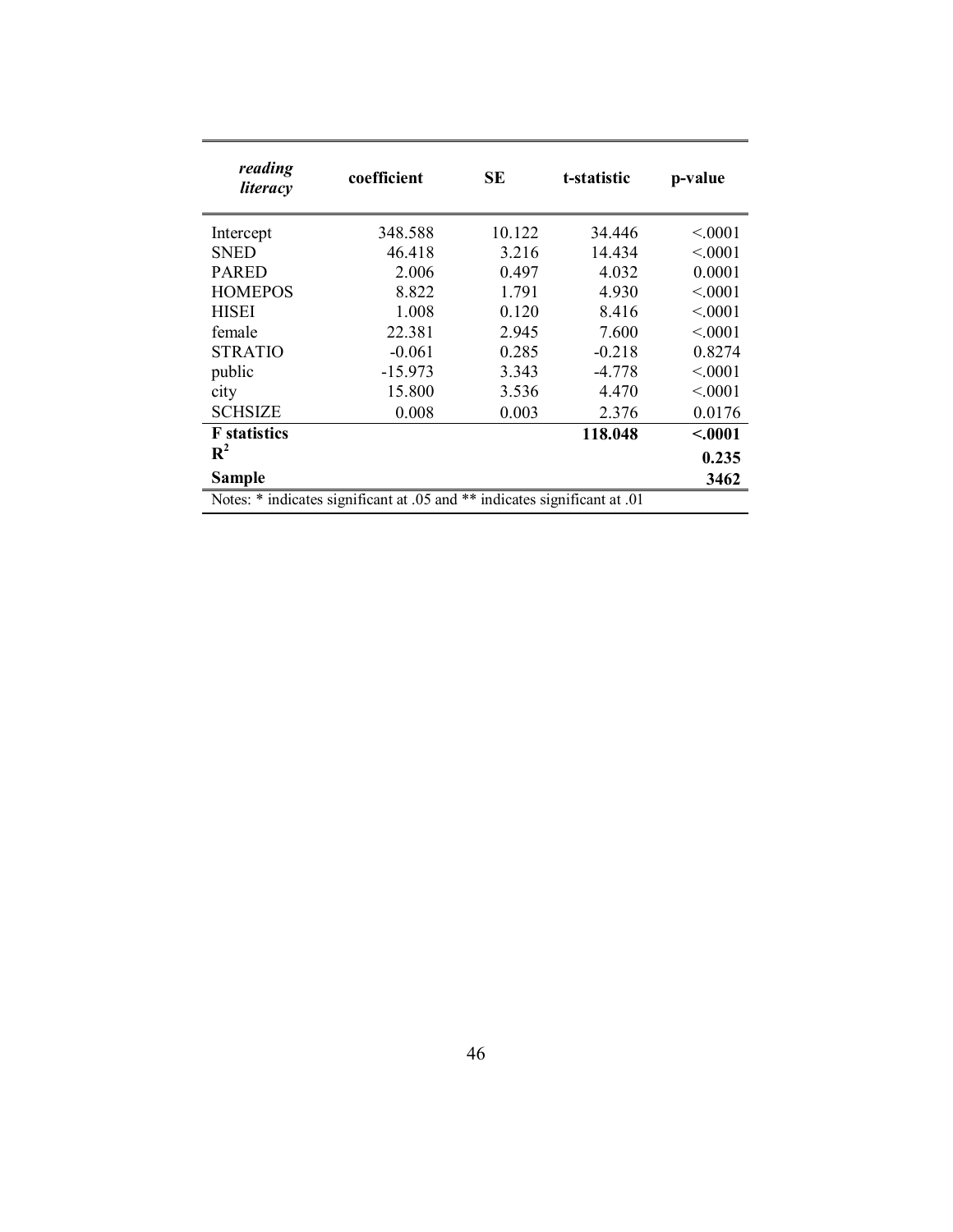| *reading literacy* | **coefficient** | **SE** | **t-statistic** | **p-value** |
|---|---|---|---|---|
| Intercept | 348.588 | 10.122 | 34.446 | <.0001 |
| SNED | 46.418 | 3.216 | 14.434 | <.0001 |
| PARED | 2.006 | 0.497 | 4.032 | 0.0001 |
| HOMEPOS | 8.822 | 1.791 | 4.930 | <.0001 |
| HISEI | 1.008 | 0.120 | 8.416 | <.0001 |
| female | 22.381 | 2.945 | 7.600 | <.0001 |
| STRATIO | -0.061 | 0.285 | -0.218 | 0.8274 |
| public | -15.973 | 3.343 | -4.778 | <.0001 |
| city | 15.800 | 3.536 | 4.470 | <.0001 |
| SCHSIZE | 0.008 | 0.003 | 2.376 | 0.0176 |
| **F statistics** | | | **118.048** | **<.0001** |
| $\mathbf{R^2}$ | | | | **0.235** |
| **Sample** | | | | **3462** |

Notes: * indicates significant at .05 and ** indicates significant at .01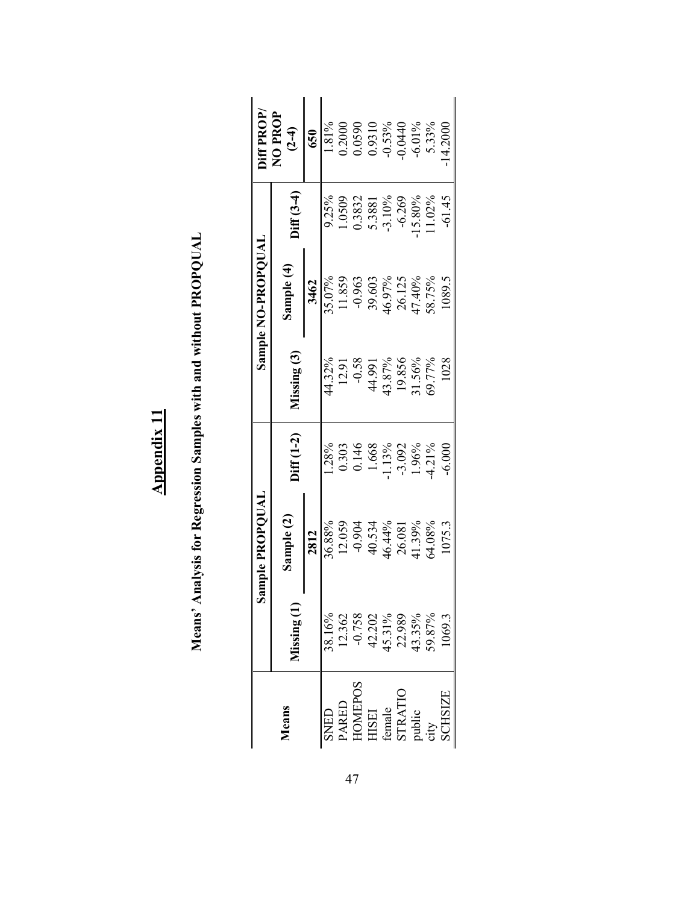# Appendix 11

## Means' Analysis for Regression Samples with and without PROPQUAL

| Means | Sample PROPQUAL | | | Sample NO-PROPQUAL | | | Diff PROP/ NO PROP (2-4) |
|---|---|---|---|---|---|---|---|
| | Missing (1) | Sample (2) | Diff (1-2) | Missing (3) | Sample (4) | Diff (3-4) | |
| | | 2812 | | | 3462 | | 650 |
| SNED | 38.16% | 36.88% | 1.28% | 44.32% | 35.07% | 9.25% | 1.81% |
| PARED | 12.362 | 12.059 | 0.303 | 12.91 | 11.859 | 1.0509 | 0.2000 |
| HOMEPOS | -0.758 | -0.904 | 0.146 | -0.58 | -0.963 | 0.3832 | 0.0590 |
| HISEI | 42.202 | 40.534 | 1.668 | 44.991 | 39.603 | 5.3881 | 0.9310 |
| female | 45.31% | 46.44% | -1.13% | 43.87% | 46.97% | -3.10% | -0.53% |
| STRATIO | 22.989 | 26.081 | -3.092 | 19.856 | 26.125 | -6.269 | -0.0440 |
| public | 43.35% | 41.39% | 1.96% | 31.56% | 47.40% | -15.80% | -6.01% |
| city | 59.87% | 64.08% | -4.21% | 69.77% | 58.75% | 11.02% | 5.33% |
| SCHSIZE | 1069.3 | 1075.3 | -6.000 | 1028 | 1089.5 | -61.45 | -14.2000 |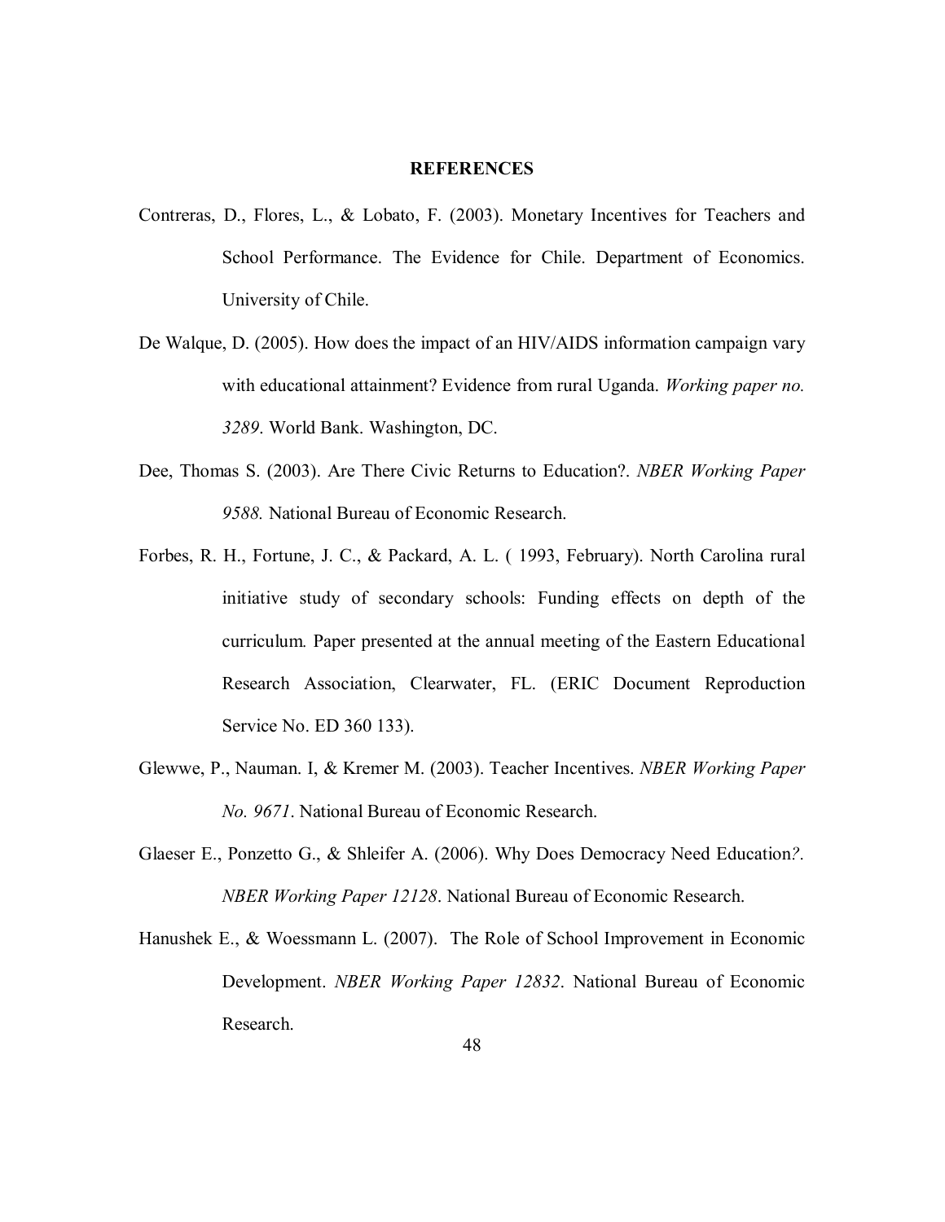## REFERENCES

Contreras, D., Flores, L., & Lobato, F. (2003). Monetary Incentives for Teachers and School Performance. The Evidence for Chile. Department of Economics. University of Chile.

De Walque, D. (2005). How does the impact of an HIV/AIDS information campaign vary with educational attainment? Evidence from rural Uganda. *Working paper no. 3289*. World Bank. Washington, DC.

Dee, Thomas S. (2003). Are There Civic Returns to Education?. *NBER Working Paper 9588.* National Bureau of Economic Research.

Forbes, R. H., Fortune, J. C., & Packard, A. L. ( 1993, February). North Carolina rural initiative study of secondary schools: Funding effects on depth of the curriculum*.* Paper presented at the annual meeting of the Eastern Educational Research Association, Clearwater, FL. (ERIC Document Reproduction Service No. ED 360 133).

Glewwe, P., Nauman. I, & Kremer M. (2003). Teacher Incentives. *NBER Working Paper No. 9671*. National Bureau of Economic Research.

Glaeser E., Ponzetto G., & Shleifer A. (2006). Why Does Democracy Need Education*?. NBER Working Paper 12128*. National Bureau of Economic Research.

Hanushek E., & Woessmann L. (2007). The Role of School Improvement in Economic Development. *NBER Working Paper 12832*. National Bureau of Economic Research.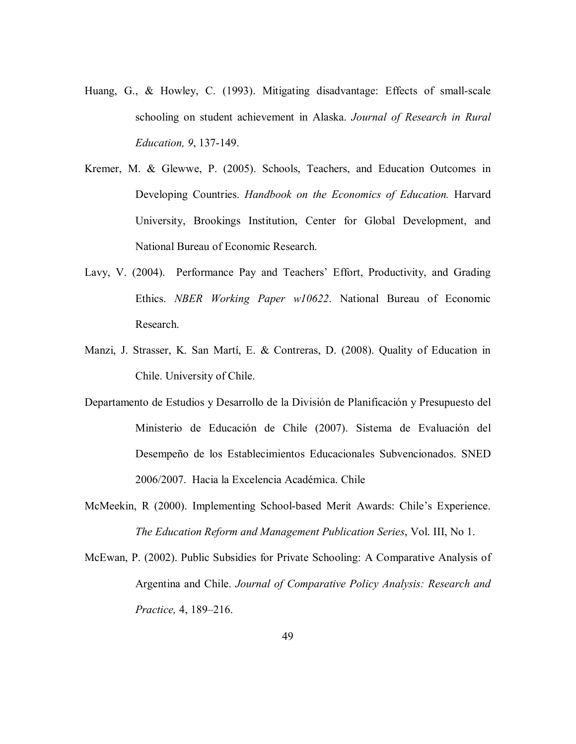Huang, G., & Howley, C. (1993). Mitigating disadvantage: Effects of small-scale schooling on student achievement in Alaska. *Journal of Research in Rural Education, 9*, 137-149.

Kremer, M. & Glewwe, P. (2005). Schools, Teachers, and Education Outcomes in Developing Countries. *Handbook on the Economics of Education.* Harvard University, Brookings Institution, Center for Global Development, and National Bureau of Economic Research.

Lavy, V. (2004). Performance Pay and Teachers' Effort, Productivity, and Grading Ethics. *NBER Working Paper w10622*. National Bureau of Economic Research.

Manzi, J. Strasser, K. San Martí, E. & Contreras, D. (2008). Quality of Education in Chile. University of Chile.

Departamento de Estudios y Desarrollo de la División de Planificación y Presupuesto del Ministerio de Educación de Chile (2007). Sistema de Evaluación del Desempeño de los Establecimientos Educacionales Subvencionados. SNED 2006/2007. Hacia la Excelencia Académica. Chile

McMeekin, R (2000). Implementing School-based Merit Awards: Chile's Experience. *The Education Reform and Management Publication Series*, Vol. III, No 1.

McEwan, P. (2002). Public Subsidies for Private Schooling: A Comparative Analysis of Argentina and Chile. *Journal of Comparative Policy Analysis: Research and Practice,* 4, 189–216.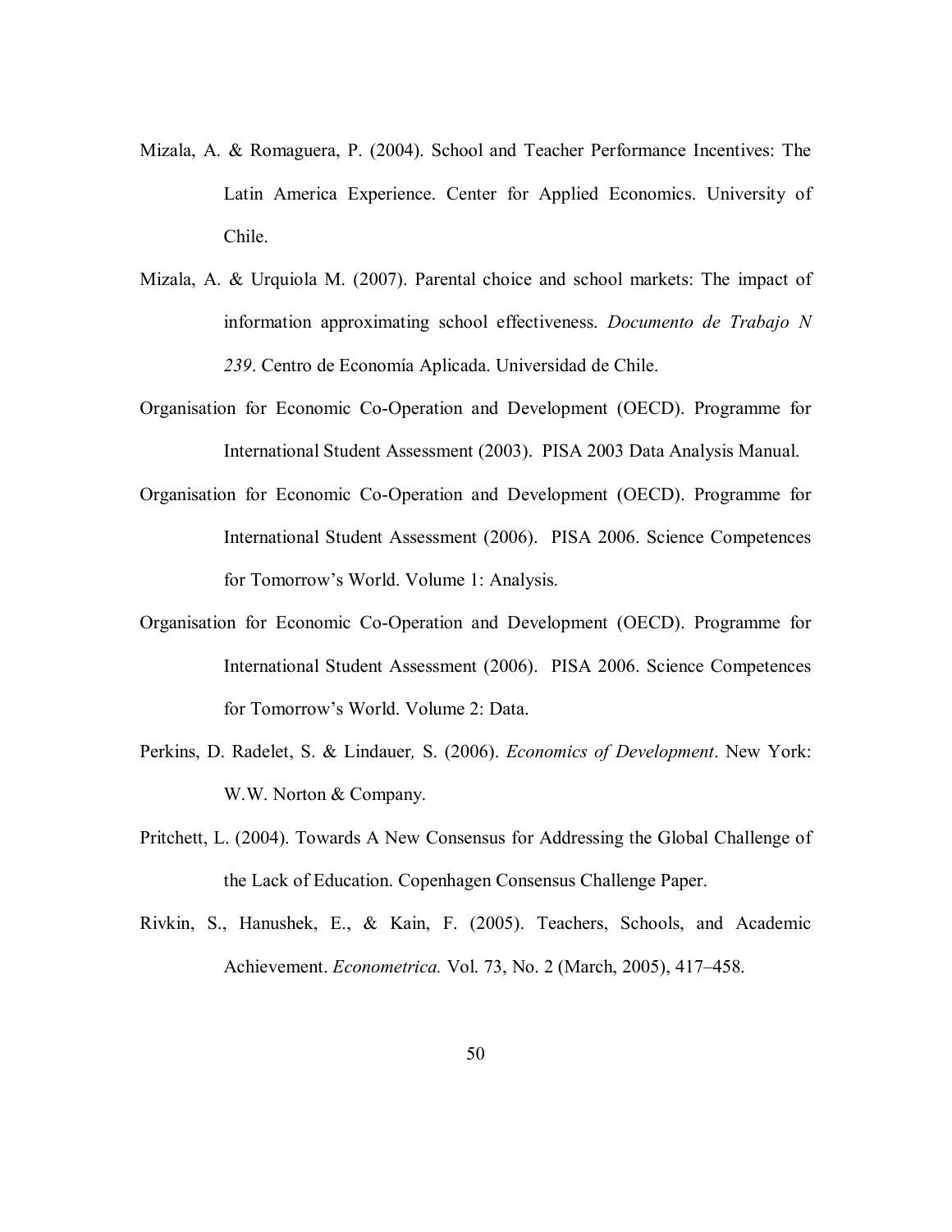Mizala, A. & Romaguera, P. (2004). School and Teacher Performance Incentives: The Latin America Experience. Center for Applied Economics. University of Chile.

Mizala, A. & Urquiola M. (2007). Parental choice and school markets: The impact of information approximating school effectiveness. *Documento de Trabajo N 239*. Centro de Economía Aplicada. Universidad de Chile.

Organisation for Economic Co-Operation and Development (OECD). Programme for International Student Assessment (2003). PISA 2003 Data Analysis Manual.

Organisation for Economic Co-Operation and Development (OECD). Programme for International Student Assessment (2006). PISA 2006. Science Competences for Tomorrow's World. Volume 1: Analysis.

Organisation for Economic Co-Operation and Development (OECD). Programme for International Student Assessment (2006). PISA 2006. Science Competences for Tomorrow's World. Volume 2: Data.

Perkins, D. Radelet, S. & Lindauer, S. (2006). *Economics of Development*. New York: W.W. Norton & Company.

Pritchett, L. (2004). Towards A New Consensus for Addressing the Global Challenge of the Lack of Education. Copenhagen Consensus Challenge Paper.

Rivkin, S., Hanushek, E., & Kain, F. (2005). Teachers, Schools, and Academic Achievement. *Econometrica.* Vol. 73, No. 2 (March, 2005), 417–458.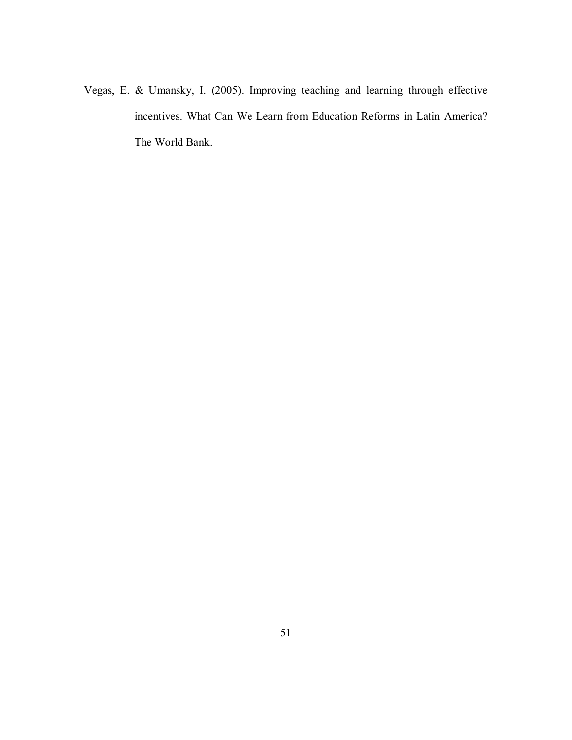Vegas, E. & Umansky, I. (2005). Improving teaching and learning through effective incentives. What Can We Learn from Education Reforms in Latin America? The World Bank.